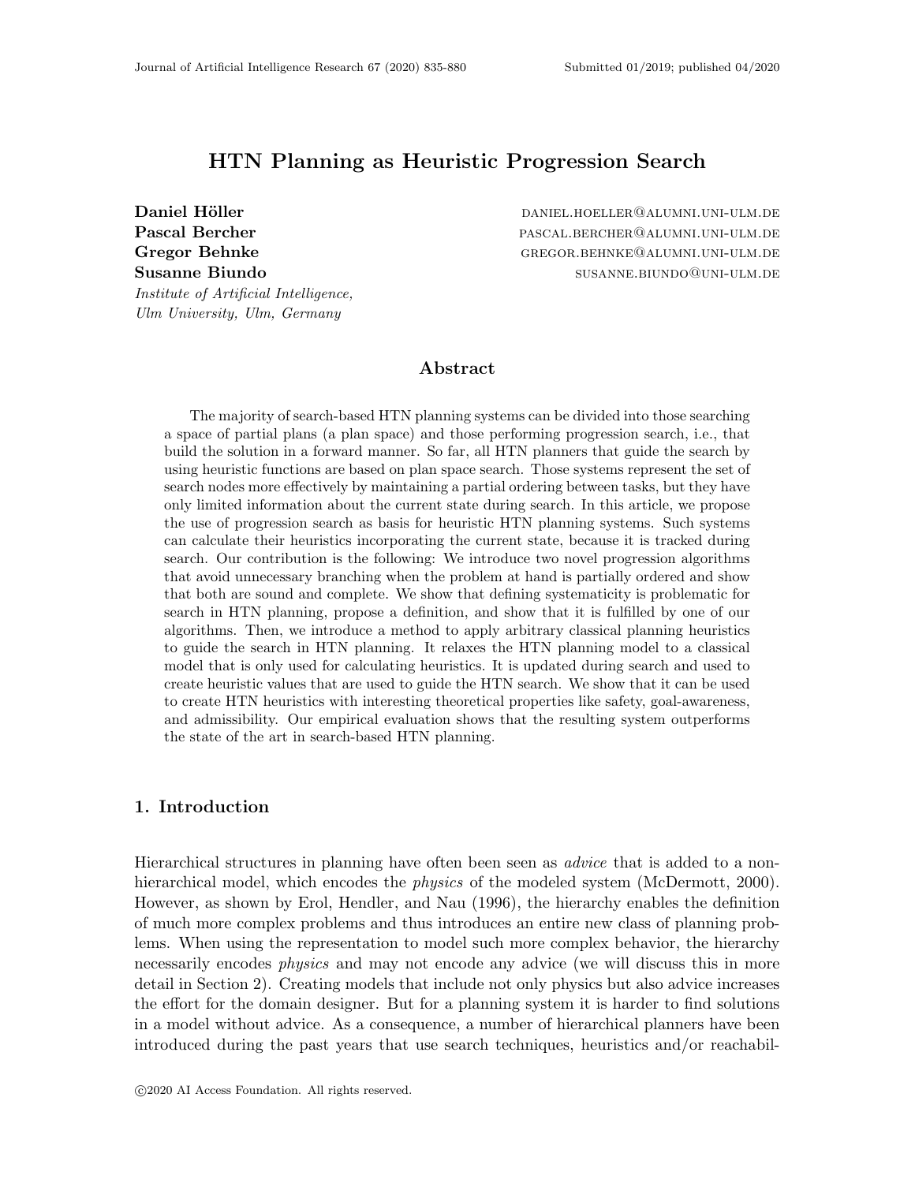# HTN Planning as Heuristic Progression Search

**Daniel Höller** DANIEL.HOELLER@ALUMNI.UNI-ULM.DE
**Pascal Bercher** PASCAL.BERCHER@ALUMNI.UNI-ULM.DE
**Gregor Behnke** GREGOR.BEHNKE@ALUMNI.UNI-ULM.DE
**Susanne Biundo** SUSANNE.BIUNDO@UNI-ULM.DE

*Institute of Artificial Intelligence,*
*Ulm University, Ulm, Germany*

## Abstract

The majority of search-based HTN planning systems can be divided into those searching a space of partial plans (a plan space) and those performing progression search, i.e., that build the solution in a forward manner. So far, all HTN planners that guide the search by using heuristic functions are based on plan space search. Those systems represent the set of search nodes more effectively by maintaining a partial ordering between tasks, but they have only limited information about the current state during search. In this article, we propose the use of progression search as basis for heuristic HTN planning systems. Such systems can calculate their heuristics incorporating the current state, because it is tracked during search. Our contribution is the following: We introduce two novel progression algorithms that avoid unnecessary branching when the problem at hand is partially ordered and show that both are sound and complete. We show that defining systematicity is problematic for search in HTN planning, propose a definition, and show that it is fulfilled by one of our algorithms. Then, we introduce a method to apply arbitrary classical planning heuristics to guide the search in HTN planning. It relaxes the HTN planning model to a classical model that is only used for calculating heuristics. It is updated during search and used to create heuristic values that are used to guide the HTN search. We show that it can be used to create HTN heuristics with interesting theoretical properties like safety, goal-awareness, and admissibility. Our empirical evaluation shows that the resulting system outperforms the state of the art in search-based HTN planning.

## 1. Introduction

Hierarchical structures in planning have often been seen as *advice* that is added to a non-hierarchical model, which encodes the *physics* of the modeled system (McDermott, 2000). However, as shown by Erol, Hendler, and Nau (1996), the hierarchy enables the definition of much more complex problems and thus introduces an entire new class of planning problems. When using the representation to model such more complex behavior, the hierarchy necessarily encodes *physics* and may not encode any advice (we will discuss this in more detail in Section 2). Creating models that include not only physics but also advice increases the effort for the domain designer. But for a planning system it is harder to find solutions in a model without advice. As a consequence, a number of hierarchical planners have been introduced during the past years that use search techniques, heuristics and/or reachabil-

©2020 AI Access Foundation. All rights reserved.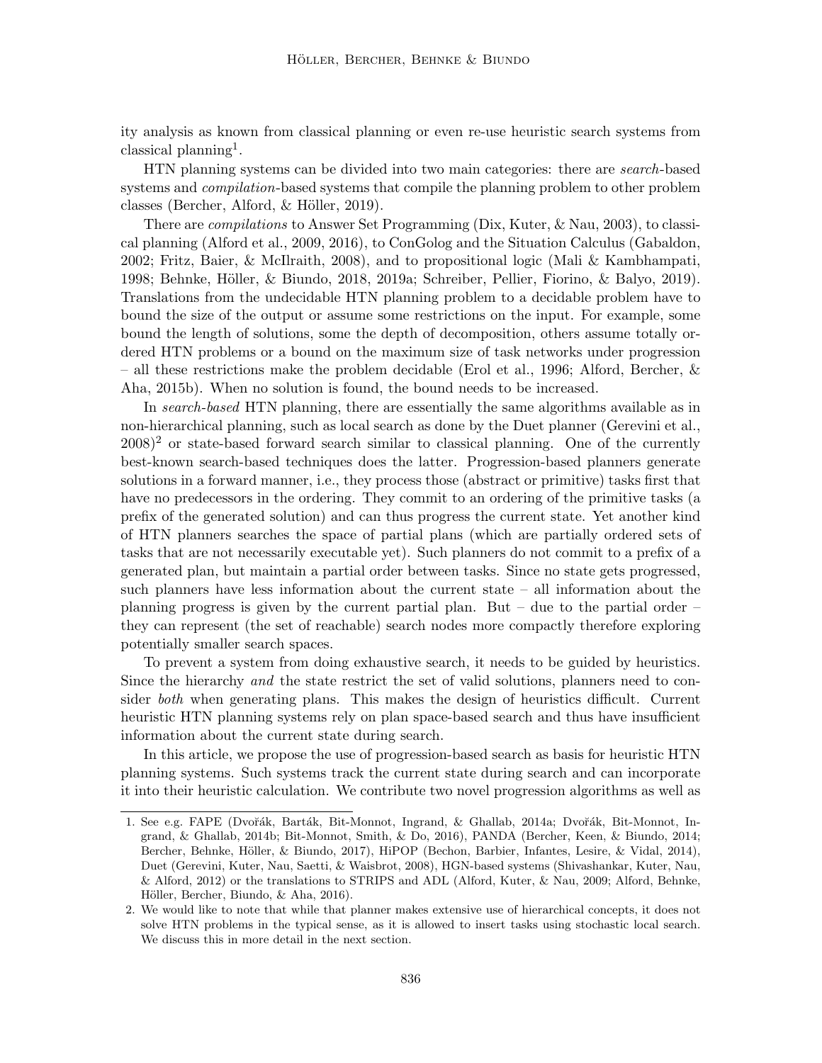ity analysis as known from classical planning or even re-use heuristic search systems from classical planning[1].

HTN planning systems can be divided into two main categories: there are *search*-based systems and *compilation*-based systems that compile the planning problem to other problem classes (Bercher, Alford, & Höller, 2019).

There are *compilations* to Answer Set Programming (Dix, Kuter, & Nau, 2003), to classical planning (Alford et al., 2009, 2016), to ConGolog and the Situation Calculus (Gabaldon, 2002; Fritz, Baier, & McIlraith, 2008), and to propositional logic (Mali & Kambhampati, 1998; Behnke, Höller, & Biundo, 2018, 2019a; Schreiber, Pellier, Fiorino, & Balyo, 2019). Translations from the undecidable HTN planning problem to a decidable problem have to bound the size of the output or assume some restrictions on the input. For example, some bound the length of solutions, some the depth of decomposition, others assume totally ordered HTN problems or a bound on the maximum size of task networks under progression – all these restrictions make the problem decidable (Erol et al., 1996; Alford, Bercher, & Aha, 2015b). When no solution is found, the bound needs to be increased.

In *search-based* HTN planning, there are essentially the same algorithms available as in non-hierarchical planning, such as local search as done by the Duet planner (Gerevini et al., 2008)[2] or state-based forward search similar to classical planning. One of the currently best-known search-based techniques does the latter. Progression-based planners generate solutions in a forward manner, i.e., they process those (abstract or primitive) tasks first that have no predecessors in the ordering. They commit to an ordering of the primitive tasks (a prefix of the generated solution) and can thus progress the current state. Yet another kind of HTN planners searches the space of partial plans (which are partially ordered sets of tasks that are not necessarily executable yet). Such planners do not commit to a prefix of a generated plan, but maintain a partial order between tasks. Since no state gets progressed, such planners have less information about the current state – all information about the planning progress is given by the current partial plan. But – due to the partial order – they can represent (the set of reachable) search nodes more compactly therefore exploring potentially smaller search spaces.

To prevent a system from doing exhaustive search, it needs to be guided by heuristics. Since the hierarchy *and* the state restrict the set of valid solutions, planners need to consider *both* when generating plans. This makes the design of heuristics difficult. Current heuristic HTN planning systems rely on plan space-based search and thus have insufficient information about the current state during search.

In this article, we propose the use of progression-based search as basis for heuristic HTN planning systems. Such systems track the current state during search and can incorporate it into their heuristic calculation. We contribute two novel progression algorithms as well as

1. See e.g. FAPE (Dvořák, Barták, Bit-Monnot, Ingrand, & Ghallab, 2014a; Dvořák, Bit-Monnot, Ingrand, & Ghallab, 2014b; Bit-Monnot, Smith, & Do, 2016), PANDA (Bercher, Keen, & Biundo, 2014; Bercher, Behnke, Höller, & Biundo, 2017), HiPOP (Bechon, Barbier, Infantes, Lesire, & Vidal, 2014), Duet (Gerevini, Kuter, Nau, Saetti, & Waisbrot, 2008), HGN-based systems (Shivashankar, Kuter, Nau, & Alford, 2012) or the translations to STRIPS and ADL (Alford, Kuter, & Nau, 2009; Alford, Behnke, Höller, Bercher, Biundo, & Aha, 2016).

2. We would like to note that while that planner makes extensive use of hierarchical concepts, it does not solve HTN problems in the typical sense, as it is allowed to insert tasks using stochastic local search. We discuss this in more detail in the next section.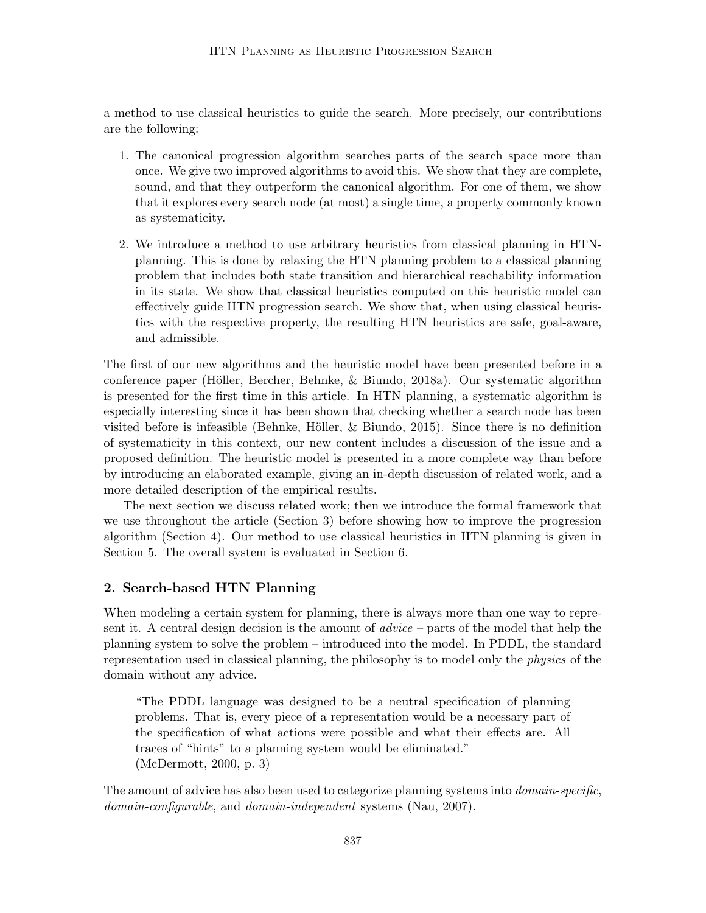a method to use classical heuristics to guide the search. More precisely, our contributions are the following:

1. The canonical progression algorithm searches parts of the search space more than once. We give two improved algorithms to avoid this. We show that they are complete, sound, and that they outperform the canonical algorithm. For one of them, we show that it explores every search node (at most) a single time, a property commonly known as systematicity.

2. We introduce a method to use arbitrary heuristics from classical planning in HTN-planning. This is done by relaxing the HTN planning problem to a classical planning problem that includes both state transition and hierarchical reachability information in its state. We show that classical heuristics computed on this heuristic model can effectively guide HTN progression search. We show that, when using classical heuristics with the respective property, the resulting HTN heuristics are safe, goal-aware, and admissible.

The first of our new algorithms and the heuristic model have been presented before in a conference paper (Höller, Bercher, Behnke, & Biundo, 2018a). Our systematic algorithm is presented for the first time in this article. In HTN planning, a systematic algorithm is especially interesting since it has been shown that checking whether a search node has been visited before is infeasible (Behnke, Höller, & Biundo, 2015). Since there is no definition of systematicity in this context, our new content includes a discussion of the issue and a proposed definition. The heuristic model is presented in a more complete way than before by introducing an elaborated example, giving an in-depth discussion of related work, and a more detailed description of the empirical results.

The next section we discuss related work; then we introduce the formal framework that we use throughout the article (Section 3) before showing how to improve the progression algorithm (Section 4). Our method to use classical heuristics in HTN planning is given in Section 5. The overall system is evaluated in Section 6.

## 2. Search-based HTN Planning

When modeling a certain system for planning, there is always more than one way to represent it. A central design decision is the amount of *advice* – parts of the model that help the planning system to solve the problem – introduced into the model. In PDDL, the standard representation used in classical planning, the philosophy is to model only the *physics* of the domain without any advice.

> "The PDDL language was designed to be a neutral specification of planning problems. That is, every piece of a representation would be a necessary part of the specification of what actions were possible and what their effects are. All traces of "hints" to a planning system would be eliminated."
> (McDermott, 2000, p. 3)

The amount of advice has also been used to categorize planning systems into *domain-specific*, *domain-configurable*, and *domain-independent* systems (Nau, 2007).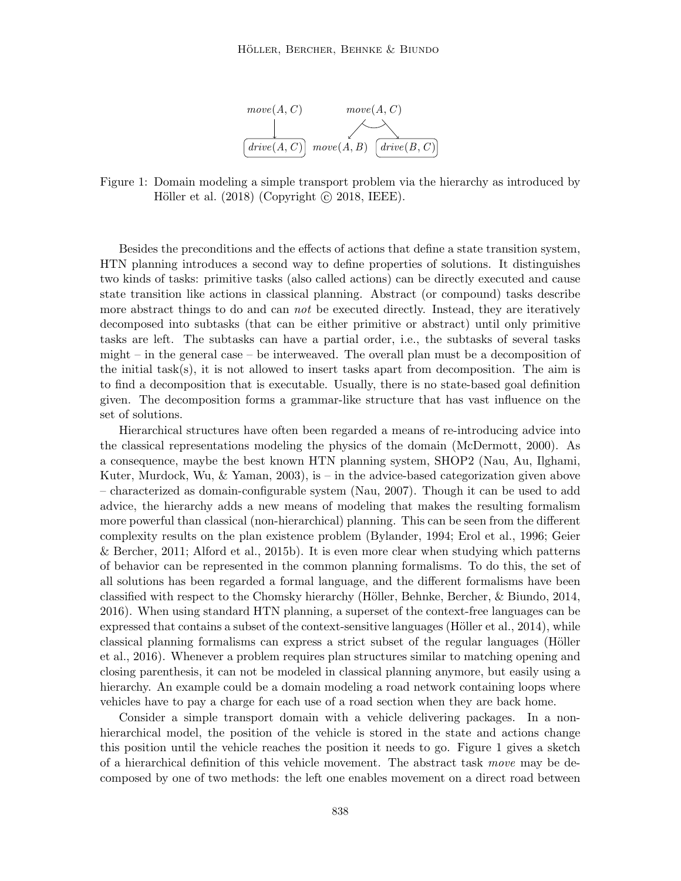Figure 1: Domain modeling a simple transport problem via the hierarchy as introduced by Höller et al. (2018) (Copyright © 2018, IEEE).

Besides the preconditions and the effects of actions that define a state transition system, HTN planning introduces a second way to define properties of solutions. It distinguishes two kinds of tasks: primitive tasks (also called actions) can be directly executed and cause state transition like actions in classical planning. Abstract (or compound) tasks describe more abstract things to do and can *not* be executed directly. Instead, they are iteratively decomposed into subtasks (that can be either primitive or abstract) until only primitive tasks are left. The subtasks can have a partial order, i.e., the subtasks of several tasks might – in the general case – be interweaved. The overall plan must be a decomposition of the initial task(s), it is not allowed to insert tasks apart from decomposition. The aim is to find a decomposition that is executable. Usually, there is no state-based goal definition given. The decomposition forms a grammar-like structure that has vast influence on the set of solutions.

Hierarchical structures have often been regarded a means of re-introducing advice into the classical representations modeling the physics of the domain (McDermott, 2000). As a consequence, maybe the best known HTN planning system, SHOP2 (Nau, Au, Ilghami, Kuter, Murdock, Wu, & Yaman, 2003), is – in the advice-based categorization given above – characterized as domain-configurable system (Nau, 2007). Though it can be used to add advice, the hierarchy adds a new means of modeling that makes the resulting formalism more powerful than classical (non-hierarchical) planning. This can be seen from the different complexity results on the plan existence problem (Bylander, 1994; Erol et al., 1996; Geier & Bercher, 2011; Alford et al., 2015b). It is even more clear when studying which patterns of behavior can be represented in the common planning formalisms. To do this, the set of all solutions has been regarded a formal language, and the different formalisms have been classified with respect to the Chomsky hierarchy (Höller, Behnke, Bercher, & Biundo, 2014, 2016). When using standard HTN planning, a superset of the context-free languages can be expressed that contains a subset of the context-sensitive languages (Höller et al., 2014), while classical planning formalisms can express a strict subset of the regular languages (Höller et al., 2016). Whenever a problem requires plan structures similar to matching opening and closing parenthesis, it can not be modeled in classical planning anymore, but easily using a hierarchy. An example could be a domain modeling a road network containing loops where vehicles have to pay a charge for each use of a road section when they are back home.

Consider a simple transport domain with a vehicle delivering packages. In a non-hierarchical model, the position of the vehicle is stored in the state and actions change this position until the vehicle reaches the position it needs to go. Figure 1 gives a sketch of a hierarchical definition of this vehicle movement. The abstract task *move* may be decomposed by one of two methods: the left one enables movement on a direct road between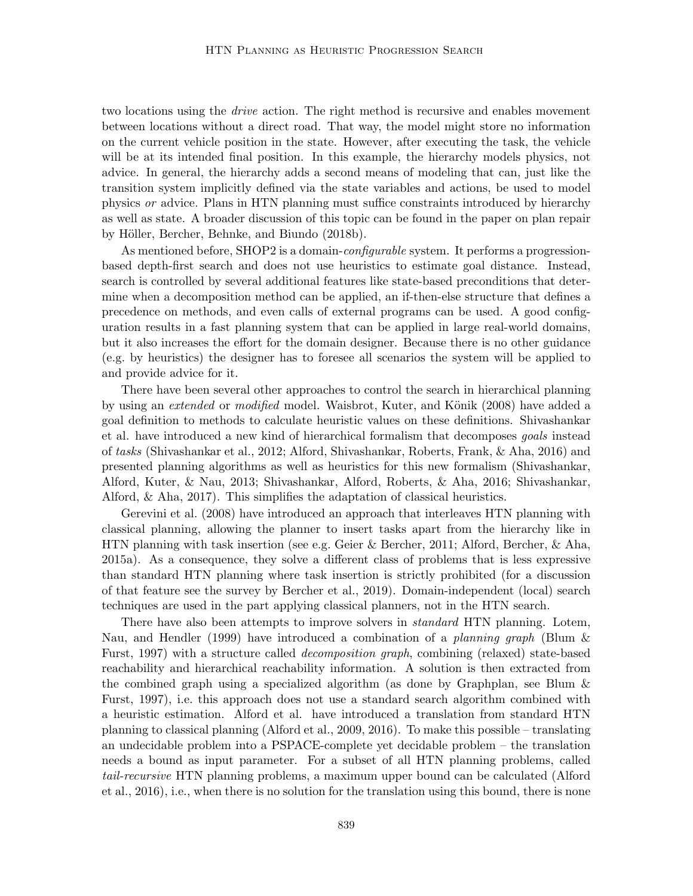two locations using the *drive* action. The right method is recursive and enables movement between locations without a direct road. That way, the model might store no information on the current vehicle position in the state. However, after executing the task, the vehicle will be at its intended final position. In this example, the hierarchy models physics, not advice. In general, the hierarchy adds a second means of modeling that can, just like the transition system implicitly defined via the state variables and actions, be used to model physics *or* advice. Plans in HTN planning must suffice constraints introduced by hierarchy as well as state. A broader discussion of this topic can be found in the paper on plan repair by Höller, Bercher, Behnke, and Biundo (2018b).

As mentioned before, SHOP2 is a domain-*configurable* system. It performs a progression-based depth-first search and does not use heuristics to estimate goal distance. Instead, search is controlled by several additional features like state-based preconditions that determine when a decomposition method can be applied, an if-then-else structure that defines a precedence on methods, and even calls of external programs can be used. A good configuration results in a fast planning system that can be applied in large real-world domains, but it also increases the effort for the domain designer. Because there is no other guidance (e.g. by heuristics) the designer has to foresee all scenarios the system will be applied to and provide advice for it.

There have been several other approaches to control the search in hierarchical planning by using an *extended* or *modified* model. Waisbrot, Kuter, and Könik (2008) have added a goal definition to methods to calculate heuristic values on these definitions. Shivashankar et al. have introduced a new kind of hierarchical formalism that decomposes *goals* instead of *tasks* (Shivashankar et al., 2012; Alford, Shivashankar, Roberts, Frank, & Aha, 2016) and presented planning algorithms as well as heuristics for this new formalism (Shivashankar, Alford, Kuter, & Nau, 2013; Shivashankar, Alford, Roberts, & Aha, 2016; Shivashankar, Alford, & Aha, 2017). This simplifies the adaptation of classical heuristics.

Gerevini et al. (2008) have introduced an approach that interleaves HTN planning with classical planning, allowing the planner to insert tasks apart from the hierarchy like in HTN planning with task insertion (see e.g. Geier & Bercher, 2011; Alford, Bercher, & Aha, 2015a). As a consequence, they solve a different class of problems that is less expressive than standard HTN planning where task insertion is strictly prohibited (for a discussion of that feature see the survey by Bercher et al., 2019). Domain-independent (local) search techniques are used in the part applying classical planners, not in the HTN search.

There have also been attempts to improve solvers in *standard* HTN planning. Lotem, Nau, and Hendler (1999) have introduced a combination of a *planning graph* (Blum & Furst, 1997) with a structure called *decomposition graph*, combining (relaxed) state-based reachability and hierarchical reachability information. A solution is then extracted from the combined graph using a specialized algorithm (as done by Graphplan, see Blum & Furst, 1997), i.e. this approach does not use a standard search algorithm combined with a heuristic estimation. Alford et al. have introduced a translation from standard HTN planning to classical planning (Alford et al., 2009, 2016). To make this possible – translating an undecidable problem into a PSPACE-complete yet decidable problem – the translation needs a bound as input parameter. For a subset of all HTN planning problems, called *tail-recursive* HTN planning problems, a maximum upper bound can be calculated (Alford et al., 2016), i.e., when there is no solution for the translation using this bound, there is none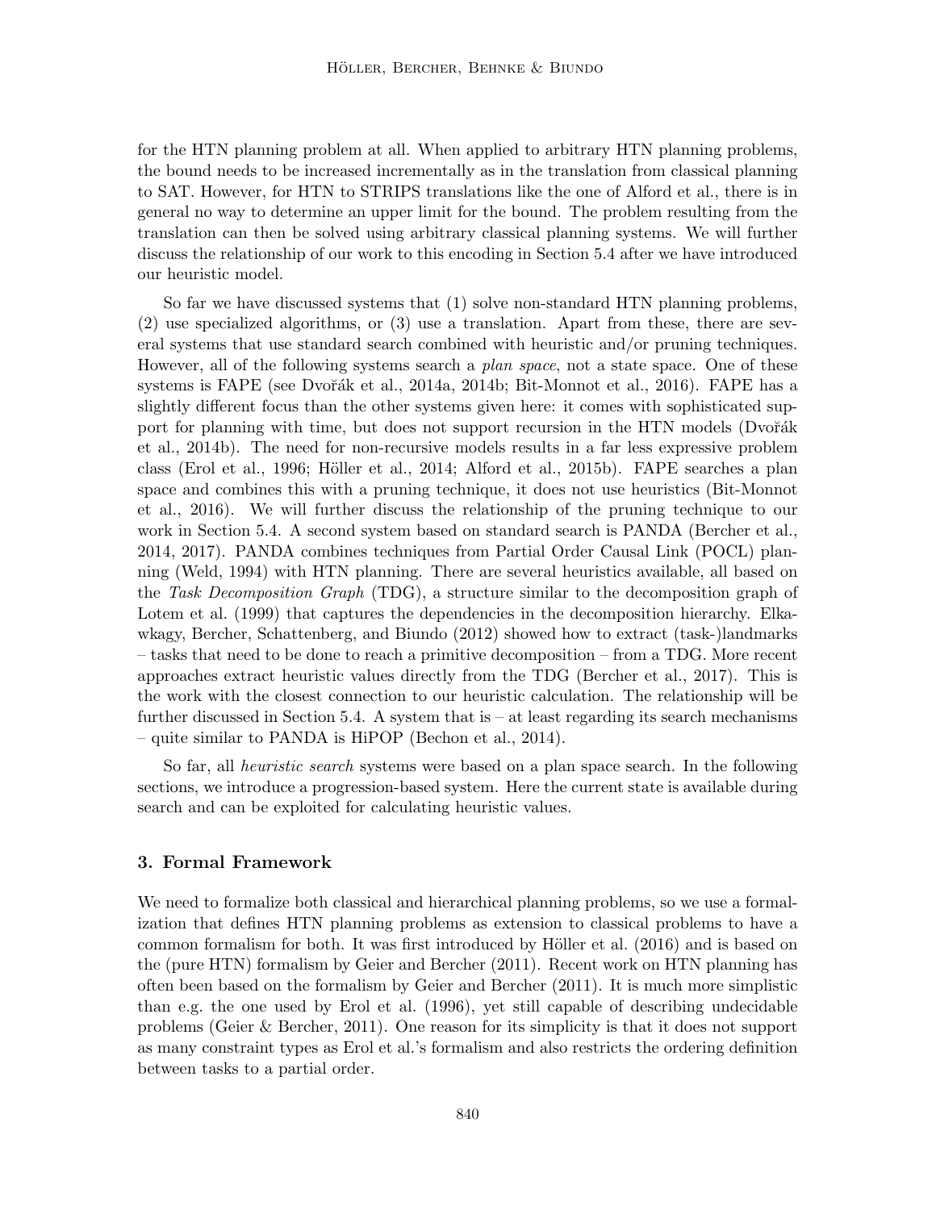for the HTN planning problem at all. When applied to arbitrary HTN planning problems, the bound needs to be increased incrementally as in the translation from classical planning to SAT. However, for HTN to STRIPS translations like the one of Alford et al., there is in general no way to determine an upper limit for the bound. The problem resulting from the translation can then be solved using arbitrary classical planning systems. We will further discuss the relationship of our work to this encoding in Section 5.4 after we have introduced our heuristic model.

So far we have discussed systems that (1) solve non-standard HTN planning problems, (2) use specialized algorithms, or (3) use a translation. Apart from these, there are several systems that use standard search combined with heuristic and/or pruning techniques. However, all of the following systems search a *plan space*, not a state space. One of these systems is FAPE (see Dvořák et al., 2014a, 2014b; Bit-Monnot et al., 2016). FAPE has a slightly different focus than the other systems given here: it comes with sophisticated support for planning with time, but does not support recursion in the HTN models (Dvořák et al., 2014b). The need for non-recursive models results in a far less expressive problem class (Erol et al., 1996; Höller et al., 2014; Alford et al., 2015b). FAPE searches a plan space and combines this with a pruning technique, it does not use heuristics (Bit-Monnot et al., 2016). We will further discuss the relationship of the pruning technique to our work in Section 5.4. A second system based on standard search is PANDA (Bercher et al., 2014, 2017). PANDA combines techniques from Partial Order Causal Link (POCL) planning (Weld, 1994) with HTN planning. There are several heuristics available, all based on the *Task Decomposition Graph* (TDG), a structure similar to the decomposition graph of Lotem et al. (1999) that captures the dependencies in the decomposition hierarchy. Elkawkagy, Bercher, Schattenberg, and Biundo (2012) showed how to extract (task-)landmarks – tasks that need to be done to reach a primitive decomposition – from a TDG. More recent approaches extract heuristic values directly from the TDG (Bercher et al., 2017). This is the work with the closest connection to our heuristic calculation. The relationship will be further discussed in Section 5.4. A system that is – at least regarding its search mechanisms – quite similar to PANDA is HiPOP (Bechon et al., 2014).

So far, all *heuristic search* systems were based on a plan space search. In the following sections, we introduce a progression-based system. Here the current state is available during search and can be exploited for calculating heuristic values.

## 3. Formal Framework

We need to formalize both classical and hierarchical planning problems, so we use a formalization that defines HTN planning problems as extension to classical problems to have a common formalism for both. It was first introduced by Höller et al. (2016) and is based on the (pure HTN) formalism by Geier and Bercher (2011). Recent work on HTN planning has often been based on the formalism by Geier and Bercher (2011). It is much more simplistic than e.g. the one used by Erol et al. (1996), yet still capable of describing undecidable problems (Geier & Bercher, 2011). One reason for its simplicity is that it does not support as many constraint types as Erol et al.'s formalism and also restricts the ordering definition between tasks to a partial order.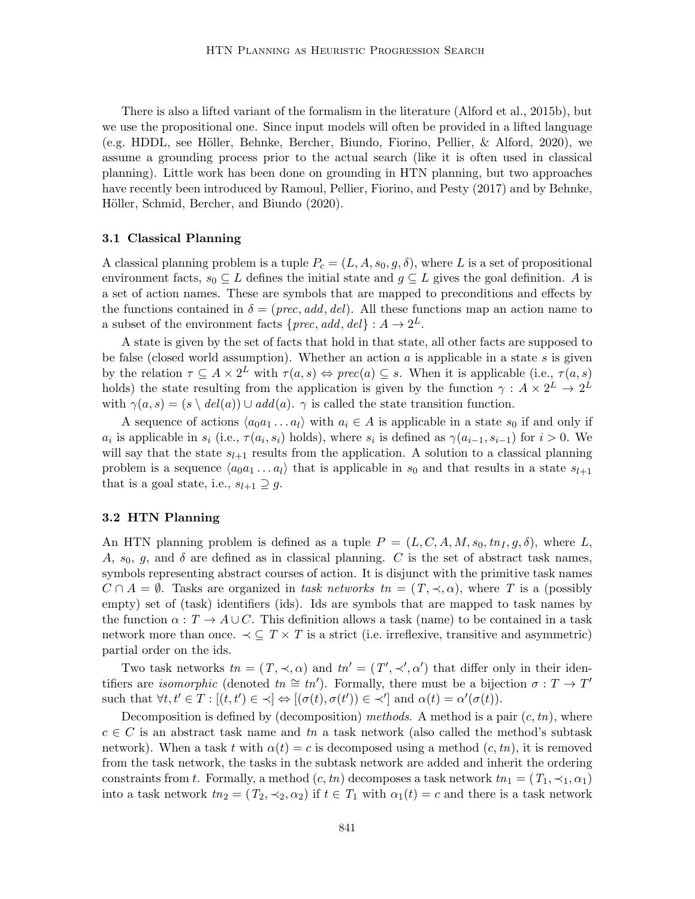There is also a lifted variant of the formalism in the literature (Alford et al., 2015b), but we use the propositional one. Since input models will often be provided in a lifted language (e.g. HDDL, see Höller, Behnke, Bercher, Biundo, Fiorino, Pellier, & Alford, 2020), we assume a grounding process prior to the actual search (like it is often used in classical planning). Little work has been done on grounding in HTN planning, but two approaches have recently been introduced by Ramoul, Pellier, Fiorino, and Pesty (2017) and by Behnke, Höller, Schmid, Bercher, and Biundo (2020).

### 3.1 Classical Planning

A classical planning problem is a tuple $P_c = (L, A, s_0, g, \delta)$, where $L$ is a set of propositional environment facts, $s_0 \subseteq L$ defines the initial state and $g \subseteq L$ gives the goal definition. $A$ is a set of action names. These are symbols that are mapped to preconditions and effects by the functions contained in $\delta = (prec, add, del)$. All these functions map an action name to a subset of the environment facts $\{prec, add, del\} : A \to 2^L$.

A state is given by the set of facts that hold in that state, all other facts are supposed to be false (closed world assumption). Whether an action $a$ is applicable in a state $s$ is given by the relation $\tau \subseteq A \times 2^L$ with $\tau(a, s) \Leftrightarrow prec(a) \subseteq s$. When it is applicable (i.e., $\tau(a, s)$ holds) the state resulting from the application is given by the function $\gamma : A \times 2^L \to 2^L$ with $\gamma(a, s) = (s \setminus del(a)) \cup add(a)$. $\gamma$ is called the state transition function.

A sequence of actions $\langle a_0 a_1 \dots a_l \rangle$ with $a_i \in A$ is applicable in a state $s_0$ if and only if $a_i$ is applicable in $s_i$ (i.e., $\tau(a_i, s_i)$ holds), where $s_i$ is defined as $\gamma(a_{i-1}, s_{i-1})$ for $i > 0$. We will say that the state $s_{l+1}$ results from the application. A solution to a classical planning problem is a sequence $\langle a_0 a_1 \dots a_l \rangle$ that is applicable in $s_0$ and that results in a state $s_{l+1}$ that is a goal state, i.e., $s_{l+1} \supseteq g$.

### 3.2 HTN Planning

An HTN planning problem is defined as a tuple $P = (L, C, A, M, s_0, tn_I, g, \delta)$, where $L$, $A$, $s_0$, $g$, and $\delta$ are defined as in classical planning. $C$ is the set of abstract task names, symbols representing abstract courses of action. It is disjunct with the primitive task names $C \cap A = \emptyset$. Tasks are organized in *task networks* $tn = (T, \prec, \alpha)$, where $T$ is a (possibly empty) set of (task) identifiers (ids). Ids are symbols that are mapped to task names by the function $\alpha : T \to A \cup C$. This definition allows a task (name) to be contained in a task network more than once. $\prec \subseteq T \times T$ is a strict (i.e. irreflexive, transitive and asymmetric) partial order on the ids.

Two task networks $tn = (T, \prec, \alpha)$ and $tn' = (T', \prec', \alpha')$ that differ only in their identifiers are *isomorphic* (denoted $tn \cong tn'$). Formally, there must be a bijection $\sigma : T \to T'$ such that $\forall t, t' \in T : [(t, t') \in \prec] \Leftrightarrow [(\sigma(t), \sigma(t')) \in \prec']$ and $\alpha(t) = \alpha'(\sigma(t))$.

Decomposition is defined by (decomposition) *methods*. A method is a pair $(c, tn)$, where $c \in C$ is an abstract task name and $tn$ a task network (also called the method's subtask network). When a task $t$ with $\alpha(t) = c$ is decomposed using a method $(c, tn)$, it is removed from the task network, the tasks in the subtask network are added and inherit the ordering constraints from $t$. Formally, a method $(c, tn)$ decomposes a task network $tn_1 = (T_1, \prec_1, \alpha_1)$ into a task network $tn_2 = (T_2, \prec_2, \alpha_2)$ if $t \in T_1$ with $\alpha_1(t) = c$ and there is a task network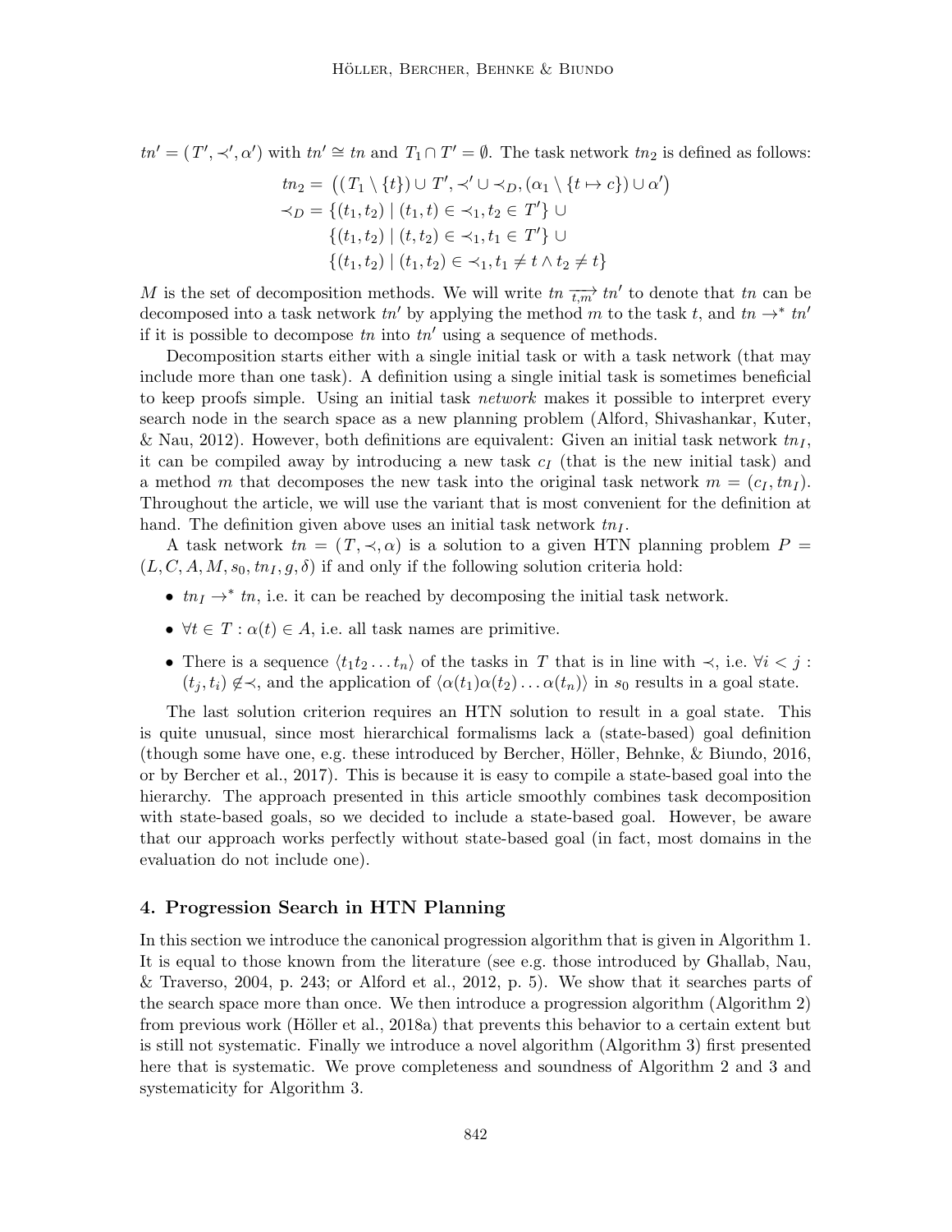$tn' = (T', \prec', \alpha')$ with $tn' \cong tn$ and $T_1 \cap T' = \emptyset$. The task network $tn_2$ is defined as follows:

$$
\begin{aligned}
tn_2 &= \big((T_1 \setminus \{t\}) \cup T', \prec' \cup \prec_D, (\alpha_1 \setminus \{t \mapsto c\}) \cup \alpha'\big) \\
\prec_D &= \{(t_1, t_2) \mid (t_1, t) \in \prec_1, t_2 \in T'\} \cup \\
&\quad\ \{(t_1, t_2) \mid (t, t_2) \in \prec_1, t_1 \in T'\} \cup \\
&\quad\ \{(t_1, t_2) \mid (t_1, t_2) \in \prec_1, t_1 \neq t \wedge t_2 \neq t\}
\end{aligned}
$$

$M$ is the set of decomposition methods. We will write $tn \xrightarrow[t,m]{} tn'$ to denote that $tn$ can be decomposed into a task network $tn'$ by applying the method $m$ to the task $t$, and $tn \rightarrow^* tn'$ if it is possible to decompose $tn$ into $tn'$ using a sequence of methods.

Decomposition starts either with a single initial task or with a task network (that may include more than one task). A definition using a single initial task is sometimes beneficial to keep proofs simple. Using an initial task *network* makes it possible to interpret every search node in the search space as a new planning problem (Alford, Shivashankar, Kuter, & Nau, 2012). However, both definitions are equivalent: Given an initial task network $tn_I$, it can be compiled away by introducing a new task $c_I$ (that is the new initial task) and a method $m$ that decomposes the new task into the original task network $m = (c_I, tn_I)$. Throughout the article, we will use the variant that is most convenient for the definition at hand. The definition given above uses an initial task network $tn_I$.

A task network $tn = (T, \prec, \alpha)$ is a solution to a given HTN planning problem $P = (L, C, A, M, s_0, tn_I, g, \delta)$ if and only if the following solution criteria hold:

- $tn_I \rightarrow^* tn$, i.e. it can be reached by decomposing the initial task network.
- $\forall t \in T : \alpha(t) \in A$, i.e. all task names are primitive.
- There is a sequence $\langle t_1 t_2 \ldots t_n \rangle$ of the tasks in $T$ that is in line with $\prec$, i.e. $\forall i < j : (t_j, t_i) \notin \prec$, and the application of $\langle \alpha(t_1)\alpha(t_2)\ldots\alpha(t_n)\rangle$ in $s_0$ results in a goal state.

The last solution criterion requires an HTN solution to result in a goal state. This is quite unusual, since most hierarchical formalisms lack a (state-based) goal definition (though some have one, e.g. these introduced by Bercher, Höller, Behnke, & Biundo, 2016, or by Bercher et al., 2017). This is because it is easy to compile a state-based goal into the hierarchy. The approach presented in this article smoothly combines task decomposition with state-based goals, so we decided to include a state-based goal. However, be aware that our approach works perfectly without state-based goal (in fact, most domains in the evaluation do not include one).

## 4. Progression Search in HTN Planning

In this section we introduce the canonical progression algorithm that is given in Algorithm 1. It is equal to those known from the literature (see e.g. those introduced by Ghallab, Nau, & Traverso, 2004, p. 243; or Alford et al., 2012, p. 5). We show that it searches parts of the search space more than once. We then introduce a progression algorithm (Algorithm 2) from previous work (Höller et al., 2018a) that prevents this behavior to a certain extent but is still not systematic. Finally we introduce a novel algorithm (Algorithm 3) first presented here that is systematic. We prove completeness and soundness of Algorithm 2 and 3 and systematicity for Algorithm 3.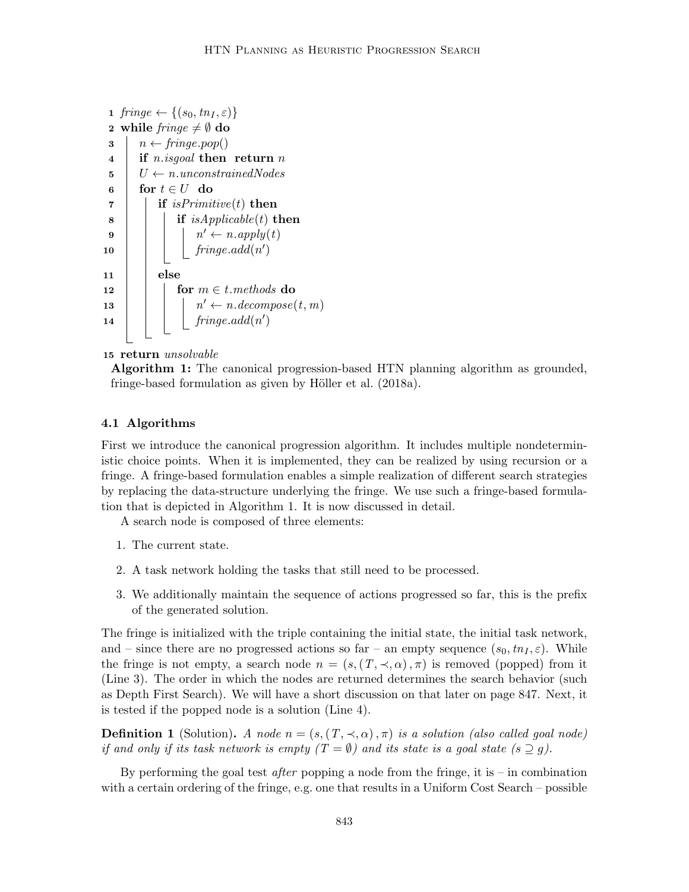```
1  fringe ← {(s_0, tn_I, ε)}
2  while fringe ≠ ∅ do
3  |   n ← fringe.pop()
4  |   if n.isgoal then return n
5  |   U ← n.unconstrainedNodes
6  |   for t ∈ U do
7  |   |   if isPrimitive(t) then
8  |   |   |   if isApplicable(t) then
9  |   |   |   |   n' ← n.apply(t)
10 |   |   |   |   fringe.add(n')
11 |   |   else
12 |   |   |   for m ∈ t.methods do
13 |   |   |   |   n' ← n.decompose(t, m)
14 |   |   |   |   fringe.add(n')
15 return unsolvable
```

**Algorithm 1:** The canonical progression-based HTN planning algorithm as grounded, fringe-based formulation as given by Höller et al. (2018a).

### 4.1 Algorithms

First we introduce the canonical progression algorithm. It includes multiple nondeterministic choice points. When it is implemented, they can be realized by using recursion or a fringe. A fringe-based formulation enables a simple realization of different search strategies by replacing the data-structure underlying the fringe. We use such a fringe-based formulation that is depicted in Algorithm 1. It is now discussed in detail.

A search node is composed of three elements:

1. The current state.
2. A task network holding the tasks that still need to be processed.
3. We additionally maintain the sequence of actions progressed so far, this is the prefix of the generated solution.

The fringe is initialized with the triple containing the initial state, the initial task network, and – since there are no progressed actions so far – an empty sequence $(s_0, tn_I, \varepsilon)$. While the fringe is not empty, a search node $n = (s, (T, \prec, \alpha), \pi)$ is removed (popped) from it (Line 3). The order in which the nodes are returned determines the search behavior (such as Depth First Search). We will have a short discussion on that later on page 847. Next, it is tested if the popped node is a solution (Line 4).

**Definition 1** (Solution)**.** *A node $n = (s, (T, \prec, \alpha), \pi)$ is a solution (also called goal node) if and only if its task network is empty ($T = \emptyset$) and its state is a goal state ($s \supseteq g$).*

By performing the goal test *after* popping a node from the fringe, it is – in combination with a certain ordering of the fringe, e.g. one that results in a Uniform Cost Search – possible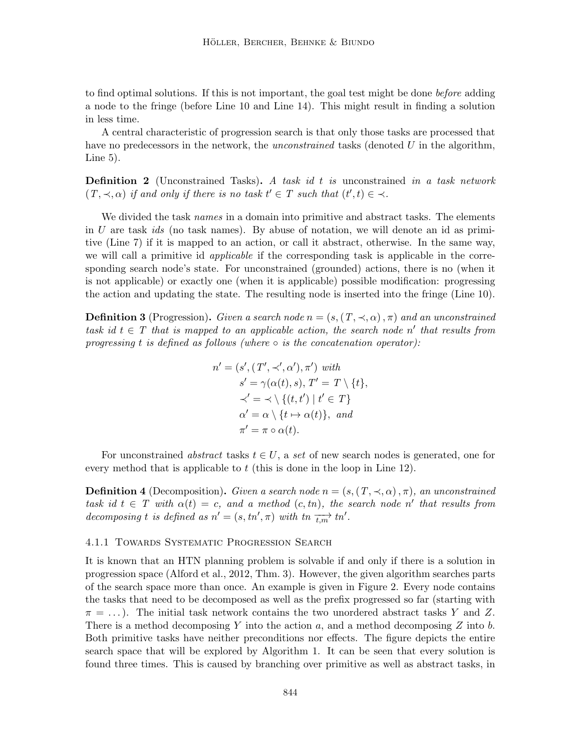to find optimal solutions. If this is not important, the goal test might be done *before* adding a node to the fringe (before Line 10 and Line 14). This might result in finding a solution in less time.

A central characteristic of progression search is that only those tasks are processed that have no predecessors in the network, the *unconstrained* tasks (denoted $U$ in the algorithm, Line 5).

**Definition 2** (Unconstrained Tasks). *A task id $t$ is* unconstrained *in a task network $(T, \prec, \alpha)$ if and only if there is no task $t' \in T$ such that $(t', t) \in \prec$.*

We divided the task *names* in a domain into primitive and abstract tasks. The elements in $U$ are task *ids* (no task names). By abuse of notation, we will denote an id as primitive (Line 7) if it is mapped to an action, or call it abstract, otherwise. In the same way, we will call a primitive id *applicable* if the corresponding task is applicable in the corresponding search node's state. For unconstrained (grounded) actions, there is no (when it is not applicable) or exactly one (when it is applicable) possible modification: progressing the action and updating the state. The resulting node is inserted into the fringe (Line 10).

**Definition 3** (Progression). *Given a search node $n = (s, (T, \prec, \alpha), \pi)$ and an unconstrained task id $t \in T$ that is mapped to an applicable action, the search node $n'$ that results from progressing $t$ is defined as follows (where $\circ$ is the concatenation operator):*

$$
\begin{aligned}
n' = (s', (T', \prec', \alpha'), \pi') \text{ with} \\
& s' = \gamma(\alpha(t), s),\ T' = T \setminus \{t\}, \\
& \prec' = \prec \setminus \{(t, t') \mid t' \in T\} \\
& \alpha' = \alpha \setminus \{t \mapsto \alpha(t)\}, \text{ and} \\
& \pi' = \pi \circ \alpha(t).
\end{aligned}
$$

For unconstrained *abstract* tasks $t \in U$, a *set* of new search nodes is generated, one for every method that is applicable to $t$ (this is done in the loop in Line 12).

**Definition 4** (Decomposition). *Given a search node $n = (s, (T, \prec, \alpha), \pi)$, an unconstrained task id $t \in T$ with $\alpha(t) = c$, and a method $(c, tn)$, the search node $n'$ that results from decomposing $t$ is defined as $n' = (s, tn', \pi)$ with $tn \xrightarrow[t,m]{} tn'$.*

#### 4.1.1 Towards Systematic Progression Search

It is known that an HTN planning problem is solvable if and only if there is a solution in progression space (Alford et al., 2012, Thm. 3). However, the given algorithm searches parts of the search space more than once. An example is given in Figure 2. Every node contains the tasks that need to be decomposed as well as the prefix progressed so far (starting with $\pi = \dots$). The initial task network contains the two unordered abstract tasks $Y$ and $Z$. There is a method decomposing $Y$ into the action $a$, and a method decomposing $Z$ into $b$. Both primitive tasks have neither preconditions nor effects. The figure depicts the entire search space that will be explored by Algorithm 1. It can be seen that every solution is found three times. This is caused by branching over primitive as well as abstract tasks, in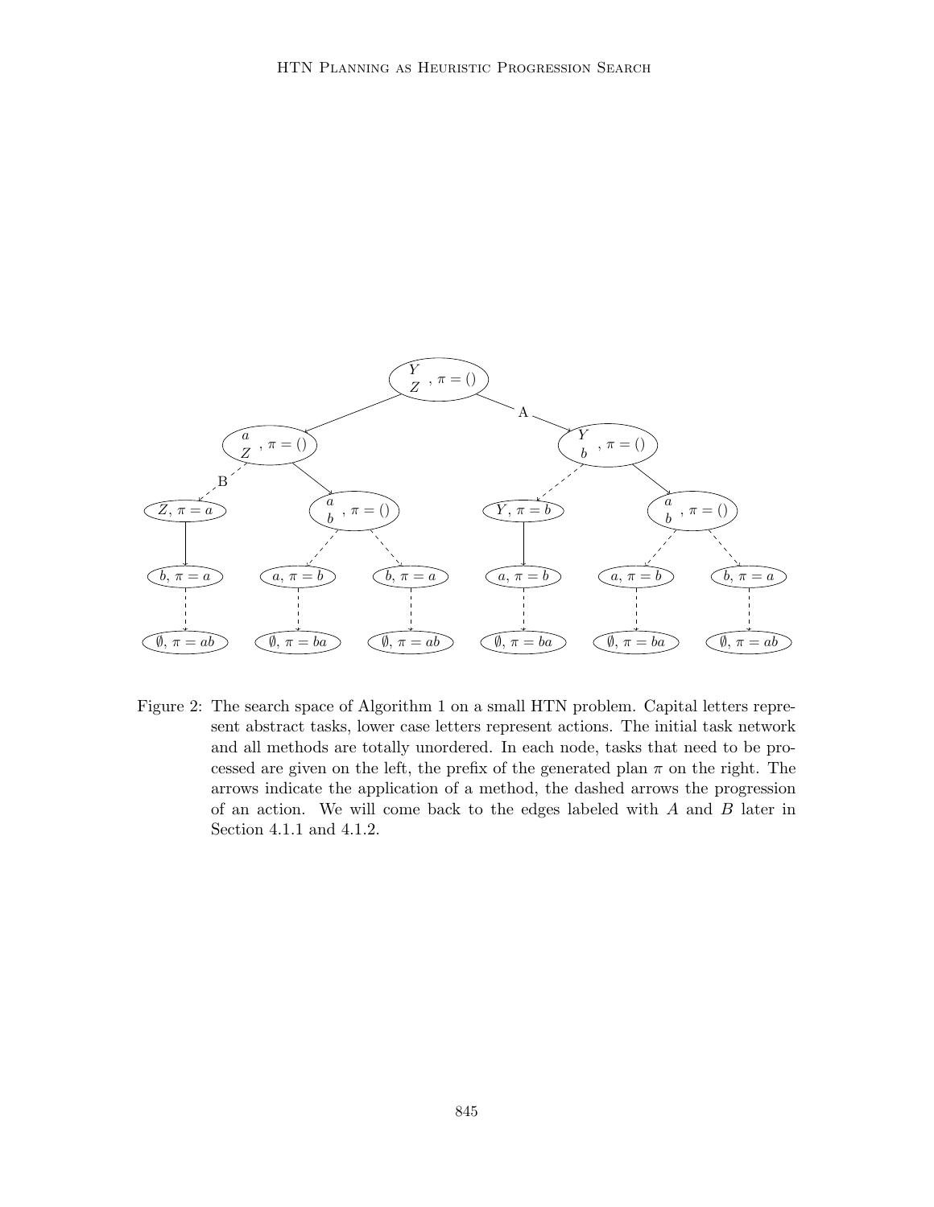Figure 2: The search space of Algorithm 1 on a small HTN problem. Capital letters represent abstract tasks, lower case letters represent actions. The initial task network and all methods are totally unordered. In each node, tasks that need to be processed are given on the left, the prefix of the generated plan $\pi$ on the right. The arrows indicate the application of a method, the dashed arrows the progression of an action. We will come back to the edges labeled with $A$ and $B$ later in Section 4.1.1 and 4.1.2.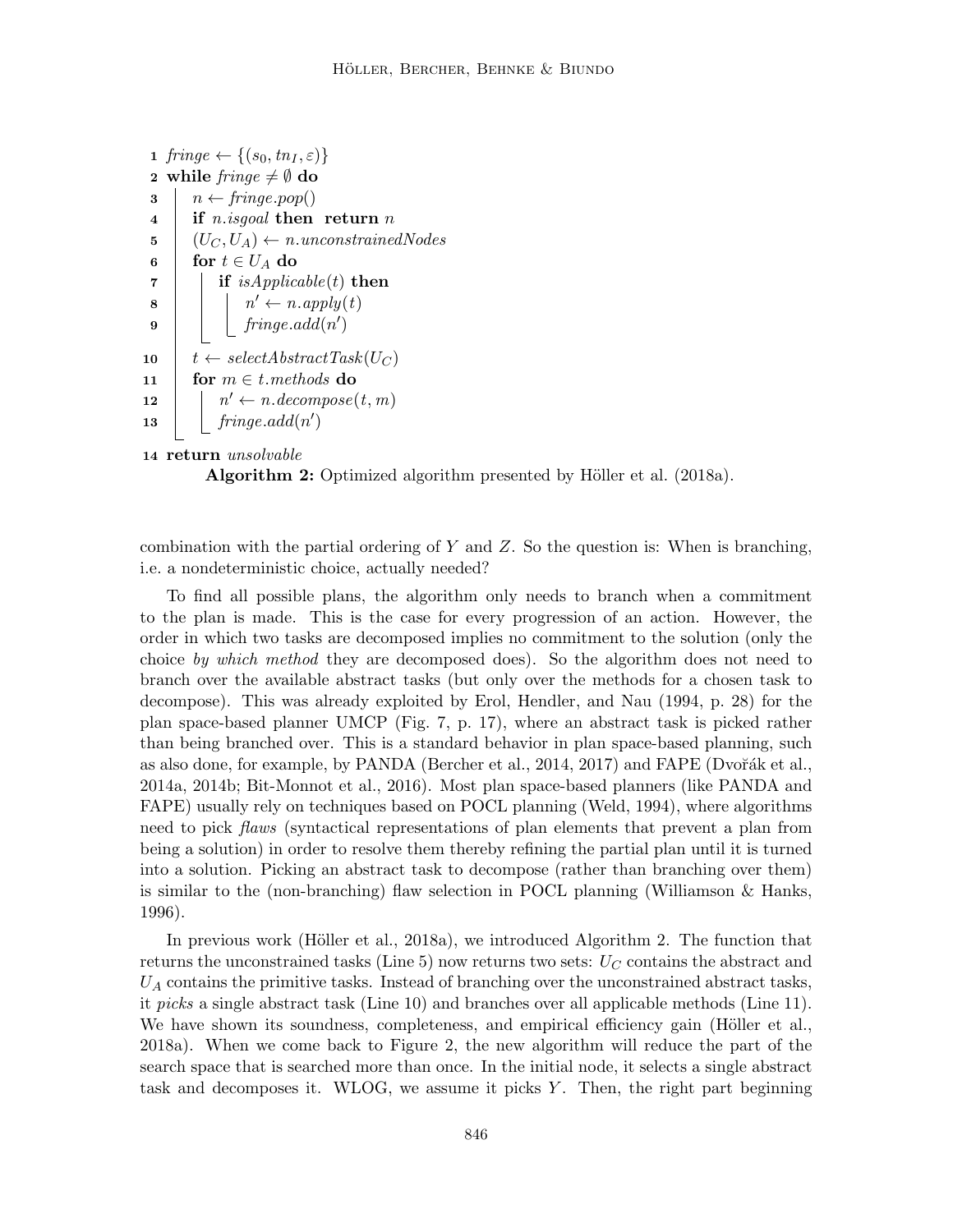```
1  fringe ← {(s_0, tn_I, ε)}
2  while fringe ≠ ∅ do
3  |   n ← fringe.pop()
4  |   if n.isgoal then return n
5  |   (U_C, U_A) ← n.unconstrainedNodes
6  |   for t ∈ U_A do
7  |   |   if isApplicable(t) then
8  |   |   |   n' ← n.apply(t)
9  |   |   |   fringe.add(n')
10 |   t ← selectAbstractTask(U_C)
11 |   for m ∈ t.methods do
12 |   |   n' ← n.decompose(t, m)
13 |   |   fringe.add(n')
14 return unsolvable
```

**Algorithm 2:** Optimized algorithm presented by Höller et al. (2018a).

combination with the partial ordering of $Y$ and $Z$. So the question is: When is branching, i.e. a nondeterministic choice, actually needed?

To find all possible plans, the algorithm only needs to branch when a commitment to the plan is made. This is the case for every progression of an action. However, the order in which two tasks are decomposed implies no commitment to the solution (only the choice *by which method* they are decomposed does). So the algorithm does not need to branch over the available abstract tasks (but only over the methods for a chosen task to decompose). This was already exploited by Erol, Hendler, and Nau (1994, p. 28) for the plan space-based planner UMCP (Fig. 7, p. 17), where an abstract task is picked rather than being branched over. This is a standard behavior in plan space-based planning, such as also done, for example, by PANDA (Bercher et al., 2014, 2017) and FAPE (Dvořák et al., 2014a, 2014b; Bit-Monnot et al., 2016). Most plan space-based planners (like PANDA and FAPE) usually rely on techniques based on POCL planning (Weld, 1994), where algorithms need to pick *flaws* (syntactical representations of plan elements that prevent a plan from being a solution) in order to resolve them thereby refining the partial plan until it is turned into a solution. Picking an abstract task to decompose (rather than branching over them) is similar to the (non-branching) flaw selection in POCL planning (Williamson & Hanks, 1996).

In previous work (Höller et al., 2018a), we introduced Algorithm 2. The function that returns the unconstrained tasks (Line 5) now returns two sets: $U_C$ contains the abstract and $U_A$ contains the primitive tasks. Instead of branching over the unconstrained abstract tasks, it *picks* a single abstract task (Line 10) and branches over all applicable methods (Line 11). We have shown its soundness, completeness, and empirical efficiency gain (Höller et al., 2018a). When we come back to Figure 2, the new algorithm will reduce the part of the search space that is searched more than once. In the initial node, it selects a single abstract task and decomposes it. WLOG, we assume it picks $Y$. Then, the right part beginning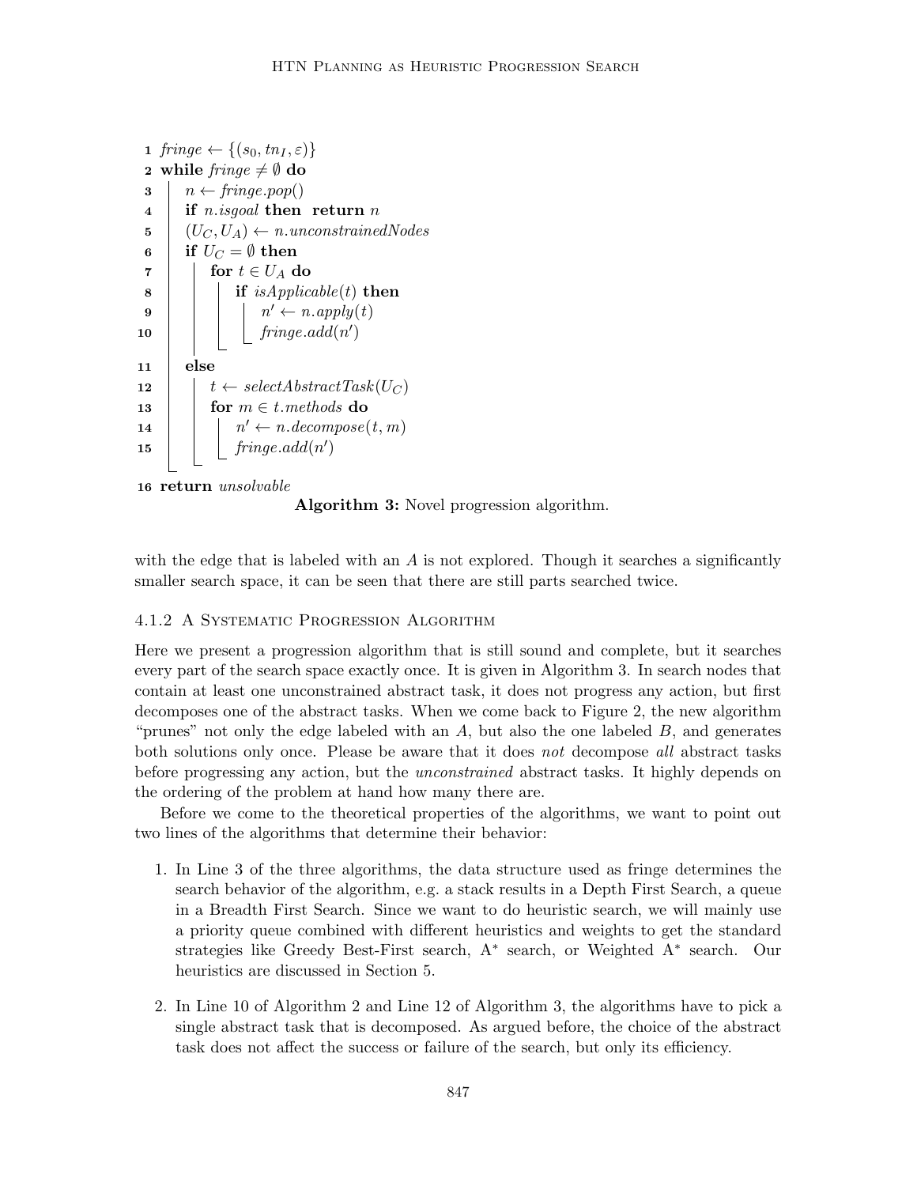```
1  fringe ← {(s_0, tn_I, ε)}
2  while fringe ≠ ∅ do
3      n ← fringe.pop()
4      if n.isgoal then return n
5      (U_C, U_A) ← n.unconstrainedNodes
6      if U_C = ∅ then
7          for t ∈ U_A do
8              if isApplicable(t) then
9                  n' ← n.apply(t)
10                 fringe.add(n')
11     else
12         t ← selectAbstractTask(U_C)
13         for m ∈ t.methods do
14             n' ← n.decompose(t, m)
15             fringe.add(n')
16 return unsolvable
```

**Algorithm 3:** Novel progression algorithm.

with the edge that is labeled with an $A$ is not explored. Though it searches a significantly smaller search space, it can be seen that there are still parts searched twice.

#### 4.1.2 A Systematic Progression Algorithm

Here we present a progression algorithm that is still sound and complete, but it searches every part of the search space exactly once. It is given in Algorithm 3. In search nodes that contain at least one unconstrained abstract task, it does not progress any action, but first decomposes one of the abstract tasks. When we come back to Figure 2, the new algorithm "prunes" not only the edge labeled with an $A$, but also the one labeled $B$, and generates both solutions only once. Please be aware that it does *not* decompose *all* abstract tasks before progressing any action, but the *unconstrained* abstract tasks. It highly depends on the ordering of the problem at hand how many there are.

Before we come to the theoretical properties of the algorithms, we want to point out two lines of the algorithms that determine their behavior:

1. In Line 3 of the three algorithms, the data structure used as fringe determines the search behavior of the algorithm, e.g. a stack results in a Depth First Search, a queue in a Breadth First Search. Since we want to do heuristic search, we will mainly use a priority queue combined with different heuristics and weights to get the standard strategies like Greedy Best-First search, A$^*$ search, or Weighted A$^*$ search. Our heuristics are discussed in Section 5.

2. In Line 10 of Algorithm 2 and Line 12 of Algorithm 3, the algorithms have to pick a single abstract task that is decomposed. As argued before, the choice of the abstract task does not affect the success or failure of the search, but only its efficiency.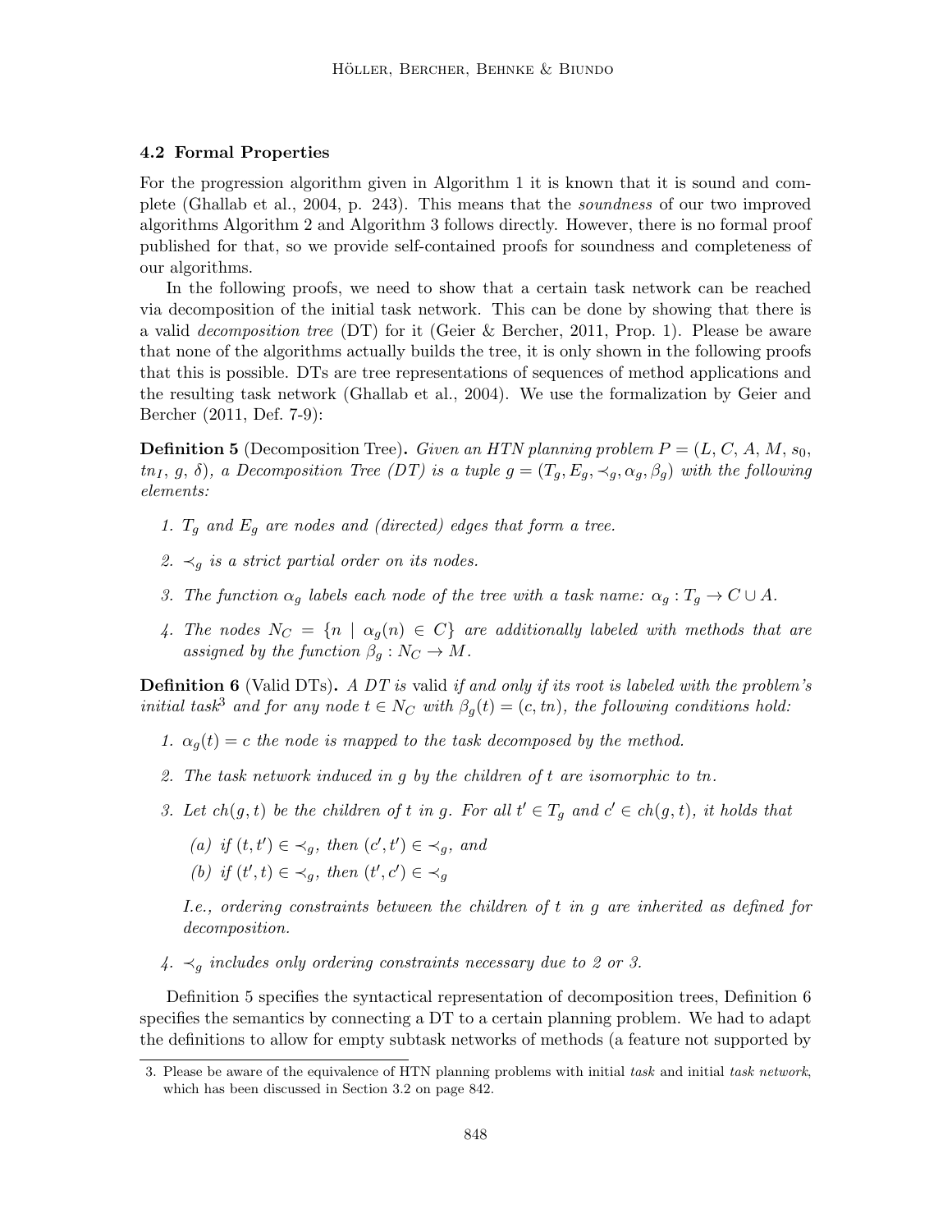### 4.2 Formal Properties

For the progression algorithm given in Algorithm 1 it is known that it is sound and complete (Ghallab et al., 2004, p. 243). This means that the *soundness* of our two improved algorithms Algorithm 2 and Algorithm 3 follows directly. However, there is no formal proof published for that, so we provide self-contained proofs for soundness and completeness of our algorithms.

In the following proofs, we need to show that a certain task network can be reached via decomposition of the initial task network. This can be done by showing that there is a valid *decomposition tree* (DT) for it (Geier & Bercher, 2011, Prop. 1). Please be aware that none of the algorithms actually builds the tree, it is only shown in the following proofs that this is possible. DTs are tree representations of sequences of method applications and the resulting task network (Ghallab et al., 2004). We use the formalization by Geier and Bercher (2011, Def. 7-9):

**Definition 5** (Decomposition Tree)**.** *Given an HTN planning problem $P = (L, C, A, M, s_0, tn_I, g, \delta)$, a Decomposition Tree (DT) is a tuple $g = (T_g, E_g, \prec_g, \alpha_g, \beta_g)$ with the following elements:*

1. *$T_g$ and $E_g$ are nodes and (directed) edges that form a tree.*
2. *$\prec_g$ is a strict partial order on its nodes.*
3. *The function $\alpha_g$ labels each node of the tree with a task name: $\alpha_g : T_g \to C \cup A$.*
4. *The nodes $N_C = \{n \mid \alpha_g(n) \in C\}$ are additionally labeled with methods that are assigned by the function $\beta_g : N_C \to M$.*

**Definition 6** (Valid DTs)**.** *A DT is* valid *if and only if its root is labeled with the problem's initial task*[3] *and for any node $t \in N_C$ with $\beta_g(t) = (c, tn)$, the following conditions hold:*

1. *$\alpha_g(t) = c$ the node is mapped to the task decomposed by the method.*
2. *The task network induced in $g$ by the children of $t$ are isomorphic to $tn$.*
3. *Let $ch(g, t)$ be the children of $t$ in $g$. For all $t' \in T_g$ and $c' \in ch(g, t)$, it holds that*
   *(a) if $(t, t') \in \prec_g$, then $(c', t') \in \prec_g$, and*
   *(b) if $(t', t) \in \prec_g$, then $(t', c') \in \prec_g$*

   *I.e., ordering constraints between the children of $t$ in $g$ are inherited as defined for decomposition.*
4. *$\prec_g$ includes only ordering constraints necessary due to 2 or 3.*

Definition 5 specifies the syntactical representation of decomposition trees, Definition 6 specifies the semantics by connecting a DT to a certain planning problem. We had to adapt the definitions to allow for empty subtask networks of methods (a feature not supported by

3. Please be aware of the equivalence of HTN planning problems with initial *task* and initial *task network*, which has been discussed in Section 3.2 on page 842.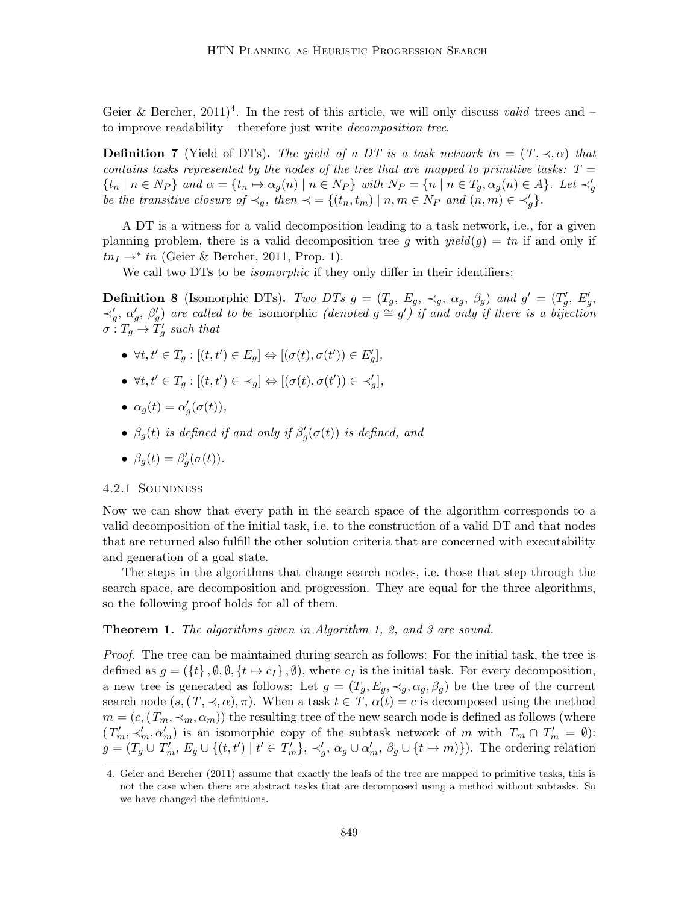Geier & Bercher, 2011)[4]. In the rest of this article, we will only discuss *valid* trees and – to improve readability – therefore just write *decomposition tree*.

**Definition 7** (Yield of DTs)**.** *The yield of a DT is a task network $tn = (T, \prec, \alpha)$ that contains tasks represented by the nodes of the tree that are mapped to primitive tasks: $T = \{t_n \mid n \in N_P\}$ and $\alpha = \{t_n \mapsto \alpha_g(n) \mid n \in N_P\}$ with $N_P = \{n \mid n \in T_g, \alpha_g(n) \in A\}$. Let $\prec'_g$ be the transitive closure of $\prec_g$, then $\prec = \{(t_n, t_m) \mid n, m \in N_P$ and $(n, m) \in \prec'_g\}$.*

A DT is a witness for a valid decomposition leading to a task network, i.e., for a given planning problem, there is a valid decomposition tree $g$ with $yield(g) = tn$ if and only if $tn_I \rightarrow^* tn$ (Geier & Bercher, 2011, Prop. 1).

We call two DTs to be *isomorphic* if they only differ in their identifiers:

**Definition 8** (Isomorphic DTs)**.** *Two DTs $g = (T_g, E_g, \prec_g, \alpha_g, \beta_g)$ and $g' = (T'_g, E'_g, \prec'_g, \alpha'_g, \beta'_g)$ are called to be* isomorphic *(denoted $g \cong g'$) if and only if there is a bijection $\sigma : T_g \rightarrow T'_g$ such that*

- $\forall t, t' \in T_g : [(t, t') \in E_g] \Leftrightarrow [(\sigma(t), \sigma(t')) \in E'_g]$,
- $\forall t, t' \in T_g : [(t, t') \in \prec_g] \Leftrightarrow [(\sigma(t), \sigma(t')) \in \prec'_g]$,
- $\alpha_g(t) = \alpha'_g(\sigma(t))$,
- *$\beta_g(t)$ is defined if and only if $\beta'_g(\sigma(t))$ is defined, and*
- $\beta_g(t) = \beta'_g(\sigma(t))$.

#### 4.2.1 Soundness

Now we can show that every path in the search space of the algorithm corresponds to a valid decomposition of the initial task, i.e. to the construction of a valid DT and that nodes that are returned also fulfill the other solution criteria that are concerned with executability and generation of a goal state.

The steps in the algorithms that change search nodes, i.e. those that step through the search space, are decomposition and progression. They are equal for the three algorithms, so the following proof holds for all of them.

**Theorem 1.** *The algorithms given in Algorithm 1, 2, and 3 are sound.*

*Proof.* The tree can be maintained during search as follows: For the initial task, the tree is defined as $g = (\{t\}, \emptyset, \emptyset, \{t \mapsto c_I\}, \emptyset)$, where $c_I$ is the initial task. For every decomposition, a new tree is generated as follows: Let $g = (T_g, E_g, \prec_g, \alpha_g, \beta_g)$ be the tree of the current search node $(s, (T, \prec, \alpha), \pi)$. When a task $t \in T$, $\alpha(t) = c$ is decomposed using the method $m = (c, (T_m, \prec_m, \alpha_m))$ the resulting tree of the new search node is defined as follows (where $(T'_m, \prec'_m, \alpha'_m)$ is an isomorphic copy of the subtask network of $m$ with $T_m \cap T'_m = \emptyset$): $g = (T_g \cup T'_m,\ E_g \cup \{(t, t') \mid t' \in T'_m\},\ \prec'_g,\ \alpha_g \cup \alpha'_m,\ \beta_g \cup \{t \mapsto m)\})$. The ordering relation

[4]. Geier and Bercher (2011) assume that exactly the leafs of the tree are mapped to primitive tasks, this is not the case when there are abstract tasks that are decomposed using a method without subtasks. So we have changed the definitions.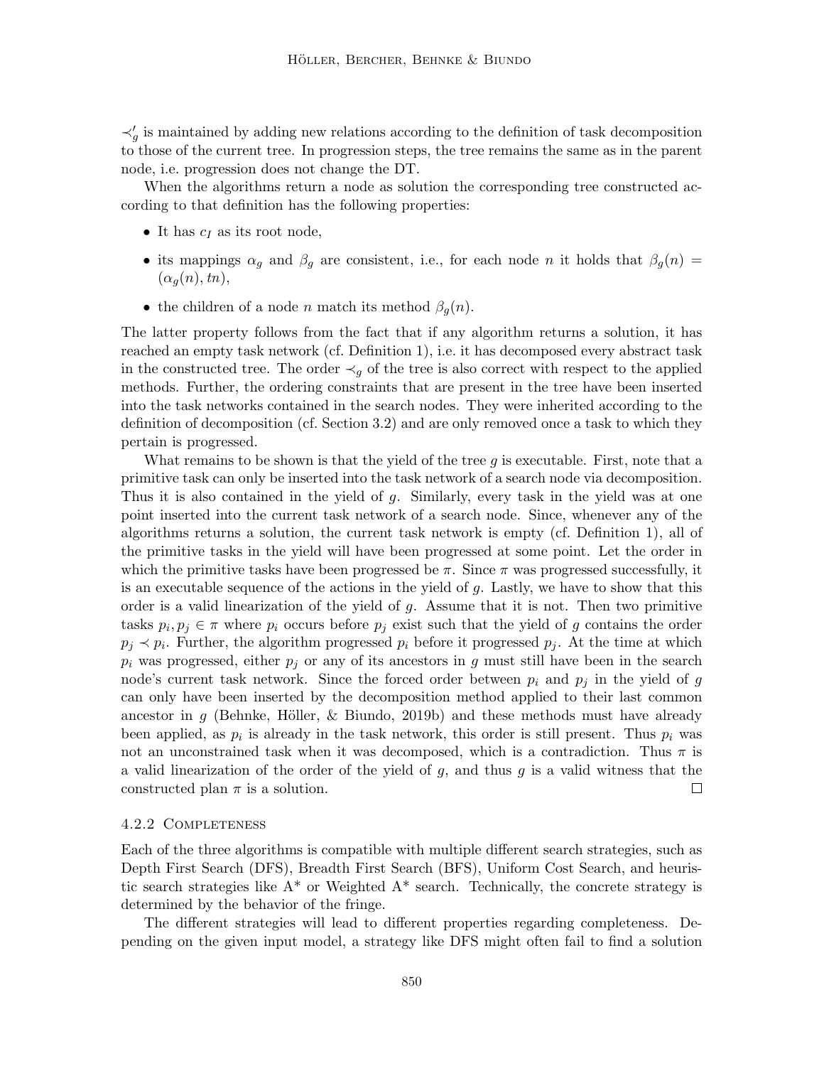$\prec'_g$ is maintained by adding new relations according to the definition of task decomposition to those of the current tree. In progression steps, the tree remains the same as in the parent node, i.e. progression does not change the DT.

When the algorithms return a node as solution the corresponding tree constructed according to that definition has the following properties:

- It has $c_I$ as its root node,
- its mappings $\alpha_g$ and $\beta_g$ are consistent, i.e., for each node $n$ it holds that $\beta_g(n) = (\alpha_g(n), tn)$,
- the children of a node $n$ match its method $\beta_g(n)$.

The latter property follows from the fact that if any algorithm returns a solution, it has reached an empty task network (cf. Definition 1), i.e. it has decomposed every abstract task in the constructed tree. The order $\prec_g$ of the tree is also correct with respect to the applied methods. Further, the ordering constraints that are present in the tree have been inserted into the task networks contained in the search nodes. They were inherited according to the definition of decomposition (cf. Section 3.2) and are only removed once a task to which they pertain is progressed.

What remains to be shown is that the yield of the tree $g$ is executable. First, note that a primitive task can only be inserted into the task network of a search node via decomposition. Thus it is also contained in the yield of $g$. Similarly, every task in the yield was at one point inserted into the current task network of a search node. Since, whenever any of the algorithms returns a solution, the current task network is empty (cf. Definition 1), all of the primitive tasks in the yield will have been progressed at some point. Let the order in which the primitive tasks have been progressed be $\pi$. Since $\pi$ was progressed successfully, it is an executable sequence of the actions in the yield of $g$. Lastly, we have to show that this order is a valid linearization of the yield of $g$. Assume that it is not. Then two primitive tasks $p_i, p_j \in \pi$ where $p_i$ occurs before $p_j$ exist such that the yield of $g$ contains the order $p_j \prec p_i$. Further, the algorithm progressed $p_i$ before it progressed $p_j$. At the time at which $p_i$ was progressed, either $p_j$ or any of its ancestors in $g$ must still have been in the search node's current task network. Since the forced order between $p_i$ and $p_j$ in the yield of $g$ can only have been inserted by the decomposition method applied to their last common ancestor in $g$ (Behnke, Höller, & Biundo, 2019b) and these methods must have already been applied, as $p_i$ is already in the task network, this order is still present. Thus $p_i$ was not an unconstrained task when it was decomposed, which is a contradiction. Thus $\pi$ is a valid linearization of the order of the yield of $g$, and thus $g$ is a valid witness that the constructed plan $\pi$ is a solution. □

#### 4.2.2 Completeness

Each of the three algorithms is compatible with multiple different search strategies, such as Depth First Search (DFS), Breadth First Search (BFS), Uniform Cost Search, and heuristic search strategies like A* or Weighted A* search. Technically, the concrete strategy is determined by the behavior of the fringe.

The different strategies will lead to different properties regarding completeness. Depending on the given input model, a strategy like DFS might often fail to find a solution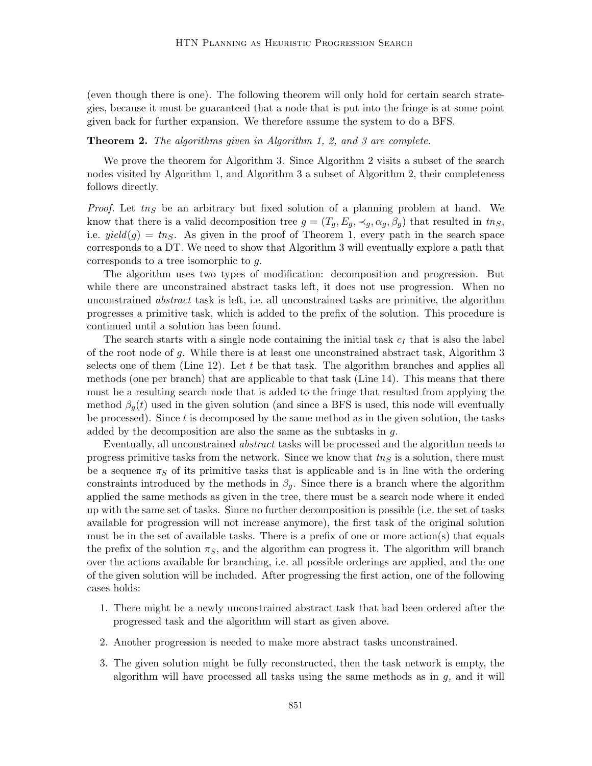(even though there is one). The following theorem will only hold for certain search strategies, because it must be guaranteed that a node that is put into the fringe is at some point given back for further expansion. We therefore assume the system to do a BFS.

**Theorem 2.** *The algorithms given in Algorithm 1, 2, and 3 are complete.*

We prove the theorem for Algorithm 3. Since Algorithm 2 visits a subset of the search nodes visited by Algorithm 1, and Algorithm 3 a subset of Algorithm 2, their completeness follows directly.

*Proof.* Let $tn_S$ be an arbitrary but fixed solution of a planning problem at hand. We know that there is a valid decomposition tree $g = (T_g, E_g, \prec_g, \alpha_g, \beta_g)$ that resulted in $tn_S$, i.e. $yield(g) = tn_S$. As given in the proof of Theorem 1, every path in the search space corresponds to a DT. We need to show that Algorithm 3 will eventually explore a path that corresponds to a tree isomorphic to $g$.

The algorithm uses two types of modification: decomposition and progression. But while there are unconstrained abstract tasks left, it does not use progression. When no unconstrained *abstract* task is left, i.e. all unconstrained tasks are primitive, the algorithm progresses a primitive task, which is added to the prefix of the solution. This procedure is continued until a solution has been found.

The search starts with a single node containing the initial task $c_I$ that is also the label of the root node of $g$. While there is at least one unconstrained abstract task, Algorithm 3 selects one of them (Line 12). Let $t$ be that task. The algorithm branches and applies all methods (one per branch) that are applicable to that task (Line 14). This means that there must be a resulting search node that is added to the fringe that resulted from applying the method $\beta_g(t)$ used in the given solution (and since a BFS is used, this node will eventually be processed). Since $t$ is decomposed by the same method as in the given solution, the tasks added by the decomposition are also the same as the subtasks in $g$.

Eventually, all unconstrained *abstract* tasks will be processed and the algorithm needs to progress primitive tasks from the network. Since we know that $tn_S$ is a solution, there must be a sequence $\pi_S$ of its primitive tasks that is applicable and is in line with the ordering constraints introduced by the methods in $\beta_g$. Since there is a branch where the algorithm applied the same methods as given in the tree, there must be a search node where it ended up with the same set of tasks. Since no further decomposition is possible (i.e. the set of tasks available for progression will not increase anymore), the first task of the original solution must be in the set of available tasks. There is a prefix of one or more action(s) that equals the prefix of the solution $\pi_S$, and the algorithm can progress it. The algorithm will branch over the actions available for branching, i.e. all possible orderings are applied, and the one of the given solution will be included. After progressing the first action, one of the following cases holds:

1. There might be a newly unconstrained abstract task that had been ordered after the progressed task and the algorithm will start as given above.
2. Another progression is needed to make more abstract tasks unconstrained.
3. The given solution might be fully reconstructed, then the task network is empty, the algorithm will have processed all tasks using the same methods as in $g$, and it will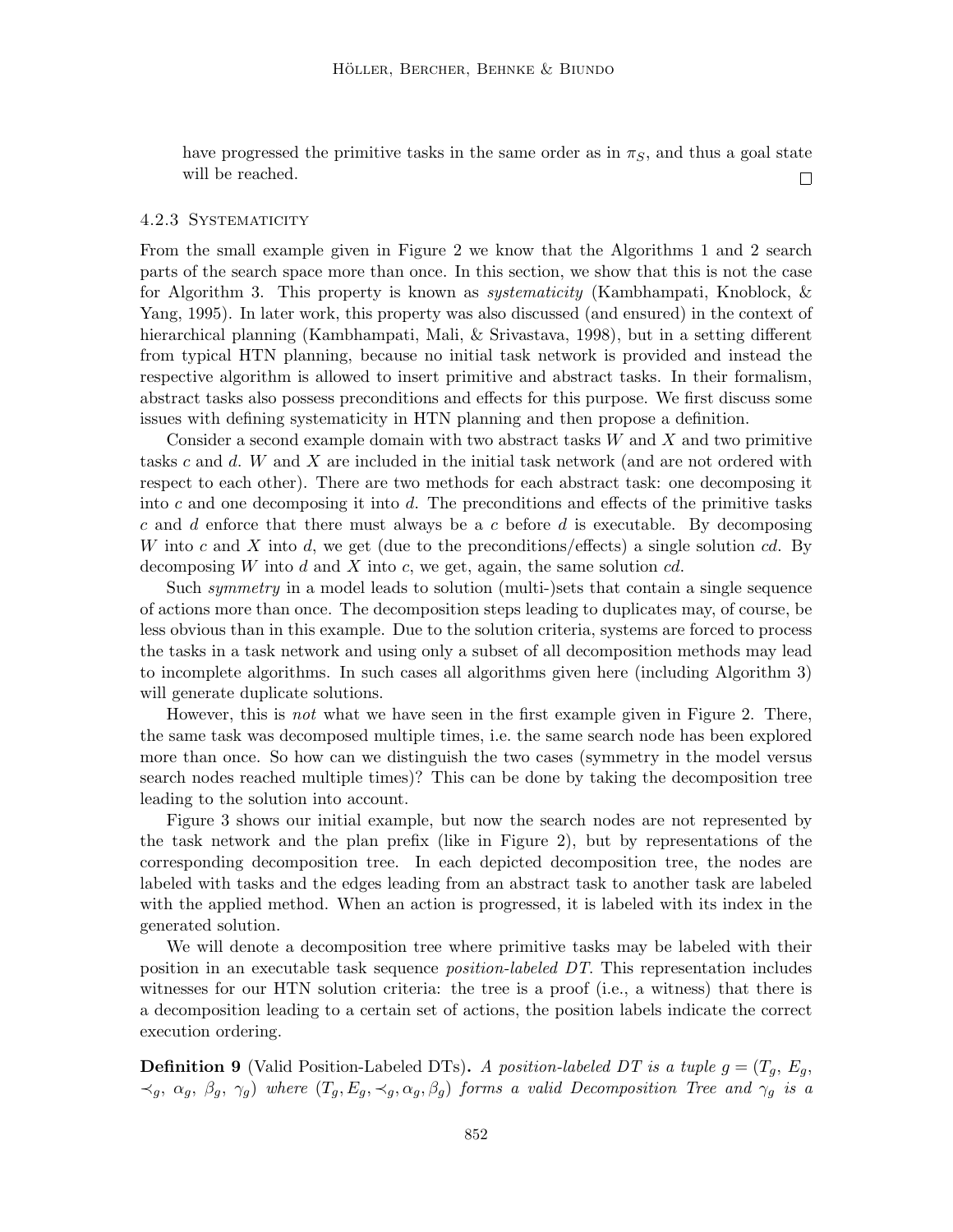have progressed the primitive tasks in the same order as in $\pi_S$, and thus a goal state will be reached. □

#### 4.2.3 Systematicity

From the small example given in Figure 2 we know that the Algorithms 1 and 2 search parts of the search space more than once. In this section, we show that this is not the case for Algorithm 3. This property is known as *systematicity* (Kambhampati, Knoblock, & Yang, 1995). In later work, this property was also discussed (and ensured) in the context of hierarchical planning (Kambhampati, Mali, & Srivastava, 1998), but in a setting different from typical HTN planning, because no initial task network is provided and instead the respective algorithm is allowed to insert primitive and abstract tasks. In their formalism, abstract tasks also possess preconditions and effects for this purpose. We first discuss some issues with defining systematicity in HTN planning and then propose a definition.

Consider a second example domain with two abstract tasks $W$ and $X$ and two primitive tasks $c$ and $d$. $W$ and $X$ are included in the initial task network (and are not ordered with respect to each other). There are two methods for each abstract task: one decomposing it into $c$ and one decomposing it into $d$. The preconditions and effects of the primitive tasks $c$ and $d$ enforce that there must always be a $c$ before $d$ is executable. By decomposing $W$ into $c$ and $X$ into $d$, we get (due to the preconditions/effects) a single solution $cd$. By decomposing $W$ into $d$ and $X$ into $c$, we get, again, the same solution $cd$.

Such *symmetry* in a model leads to solution (multi-)sets that contain a single sequence of actions more than once. The decomposition steps leading to duplicates may, of course, be less obvious than in this example. Due to the solution criteria, systems are forced to process the tasks in a task network and using only a subset of all decomposition methods may lead to incomplete algorithms. In such cases all algorithms given here (including Algorithm 3) will generate duplicate solutions.

However, this is *not* what we have seen in the first example given in Figure 2. There, the same task was decomposed multiple times, i.e. the same search node has been explored more than once. So how can we distinguish the two cases (symmetry in the model versus search nodes reached multiple times)? This can be done by taking the decomposition tree leading to the solution into account.

Figure 3 shows our initial example, but now the search nodes are not represented by the task network and the plan prefix (like in Figure 2), but by representations of the corresponding decomposition tree. In each depicted decomposition tree, the nodes are labeled with tasks and the edges leading from an abstract task to another task are labeled with the applied method. When an action is progressed, it is labeled with its index in the generated solution.

We will denote a decomposition tree where primitive tasks may be labeled with their position in an executable task sequence *position-labeled DT*. This representation includes witnesses for our HTN solution criteria: the tree is a proof (i.e., a witness) that there is a decomposition leading to a certain set of actions, the position labels indicate the correct execution ordering.

**Definition 9** (Valid Position-Labeled DTs)**.** *A position-labeled DT is a tuple $g = (T_g, E_g, \prec_g, \alpha_g, \beta_g, \gamma_g)$ where $(T_g, E_g, \prec_g, \alpha_g, \beta_g)$ forms a valid Decomposition Tree and $\gamma_g$ is a*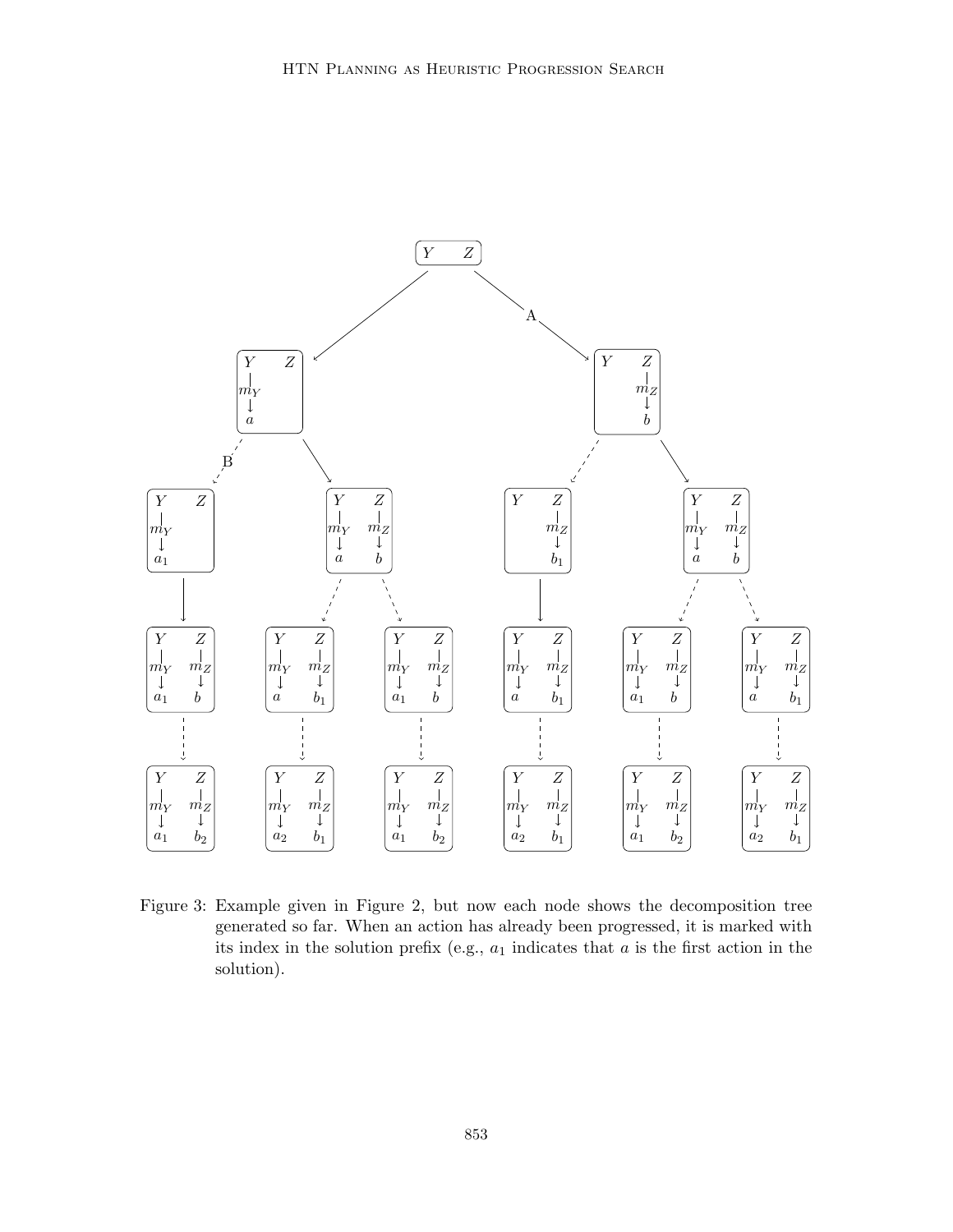Figure 3: Example given in Figure 2, but now each node shows the decomposition tree generated so far. When an action has already been progressed, it is marked with its index in the solution prefix (e.g., $a_1$ indicates that $a$ is the first action in the solution).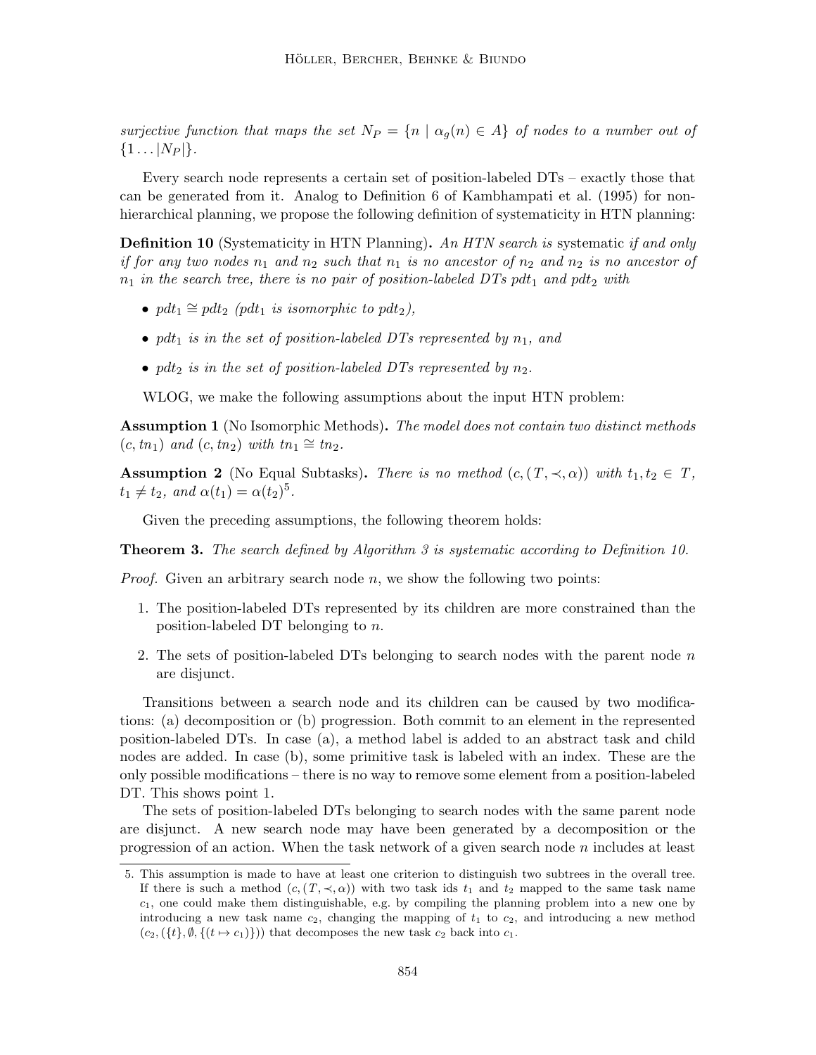*surjective function that maps the set $N_P = \{n \mid \alpha_g(n) \in A\}$ of nodes to a number out of $\{1 \ldots |N_P|\}$.*

Every search node represents a certain set of position-labeled DTs – exactly those that can be generated from it. Analog to Definition 6 of Kambhampati et al. (1995) for non-hierarchical planning, we propose the following definition of systematicity in HTN planning:

**Definition 10** (Systematicity in HTN Planning)**.** *An HTN search is* systematic *if and only if for any two nodes $n_1$ and $n_2$ such that $n_1$ is no ancestor of $n_2$ and $n_2$ is no ancestor of $n_1$ in the search tree, there is no pair of position-labeled DTs $pdt_1$ and $pdt_2$ with*

- *$pdt_1 \cong pdt_2$ ($pdt_1$ is isomorphic to $pdt_2$),*
- *$pdt_1$ is in the set of position-labeled DTs represented by $n_1$, and*
- *$pdt_2$ is in the set of position-labeled DTs represented by $n_2$.*

WLOG, we make the following assumptions about the input HTN problem:

**Assumption 1** (No Isomorphic Methods)**.** *The model does not contain two distinct methods $(c, tn_1)$ and $(c, tn_2)$ with $tn_1 \cong tn_2$.*

**Assumption 2** (No Equal Subtasks)**.** *There is no method $(c, (T, \prec, \alpha))$ with $t_1, t_2 \in T$, $t_1 \neq t_2$, and $\alpha(t_1) = \alpha(t_2)$*[5]*.*

Given the preceding assumptions, the following theorem holds:

**Theorem 3.** *The search defined by Algorithm 3 is systematic according to Definition 10.*

*Proof.* Given an arbitrary search node $n$, we show the following two points:

1. The position-labeled DTs represented by its children are more constrained than the position-labeled DT belonging to $n$.
2. The sets of position-labeled DTs belonging to search nodes with the parent node $n$ are disjunct.

Transitions between a search node and its children can be caused by two modifications: (a) decomposition or (b) progression. Both commit to an element in the represented position-labeled DTs. In case (a), a method label is added to an abstract task and child nodes are added. In case (b), some primitive task is labeled with an index. These are the only possible modifications – there is no way to remove some element from a position-labeled DT. This shows point 1.

The sets of position-labeled DTs belonging to search nodes with the same parent node are disjunct. A new search node may have been generated by a decomposition or the progression of an action. When the task network of a given search node $n$ includes at least

5. This assumption is made to have at least one criterion to distinguish two subtrees in the overall tree. If there is such a method $(c, (T, \prec, \alpha))$ with two task ids $t_1$ and $t_2$ mapped to the same task name $c_1$, one could make them distinguishable, e.g. by compiling the planning problem into a new one by introducing a new task name $c_2$, changing the mapping of $t_1$ to $c_2$, and introducing a new method $(c_2, (\{t\}, \emptyset, \{(t \mapsto c_1)\}))$ that decomposes the new task $c_2$ back into $c_1$.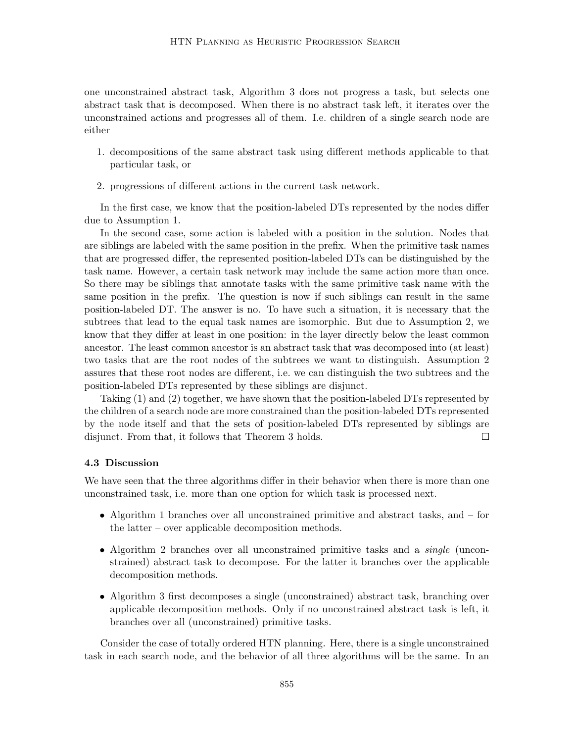one unconstrained abstract task, Algorithm 3 does not progress a task, but selects one abstract task that is decomposed. When there is no abstract task left, it iterates over the unconstrained actions and progresses all of them. I.e. children of a single search node are either

1. decompositions of the same abstract task using different methods applicable to that particular task, or
2. progressions of different actions in the current task network.

In the first case, we know that the position-labeled DTs represented by the nodes differ due to Assumption 1.

In the second case, some action is labeled with a position in the solution. Nodes that are siblings are labeled with the same position in the prefix. When the primitive task names that are progressed differ, the represented position-labeled DTs can be distinguished by the task name. However, a certain task network may include the same action more than once. So there may be siblings that annotate tasks with the same primitive task name with the same position in the prefix. The question is now if such siblings can result in the same position-labeled DT. The answer is no. To have such a situation, it is necessary that the subtrees that lead to the equal task names are isomorphic. But due to Assumption 2, we know that they differ at least in one position: in the layer directly below the least common ancestor. The least common ancestor is an abstract task that was decomposed into (at least) two tasks that are the root nodes of the subtrees we want to distinguish. Assumption 2 assures that these root nodes are different, i.e. we can distinguish the two subtrees and the position-labeled DTs represented by these siblings are disjunct.

Taking (1) and (2) together, we have shown that the position-labeled DTs represented by the children of a search node are more constrained than the position-labeled DTs represented by the node itself and that the sets of position-labeled DTs represented by siblings are disjunct. From that, it follows that Theorem 3 holds. □

### 4.3 Discussion

We have seen that the three algorithms differ in their behavior when there is more than one unconstrained task, i.e. more than one option for which task is processed next.

- Algorithm 1 branches over all unconstrained primitive and abstract tasks, and – for the latter – over applicable decomposition methods.
- Algorithm 2 branches over all unconstrained primitive tasks and a *single* (unconstrained) abstract task to decompose. For the latter it branches over the applicable decomposition methods.
- Algorithm 3 first decomposes a single (unconstrained) abstract task, branching over applicable decomposition methods. Only if no unconstrained abstract task is left, it branches over all (unconstrained) primitive tasks.

Consider the case of totally ordered HTN planning. Here, there is a single unconstrained task in each search node, and the behavior of all three algorithms will be the same. In an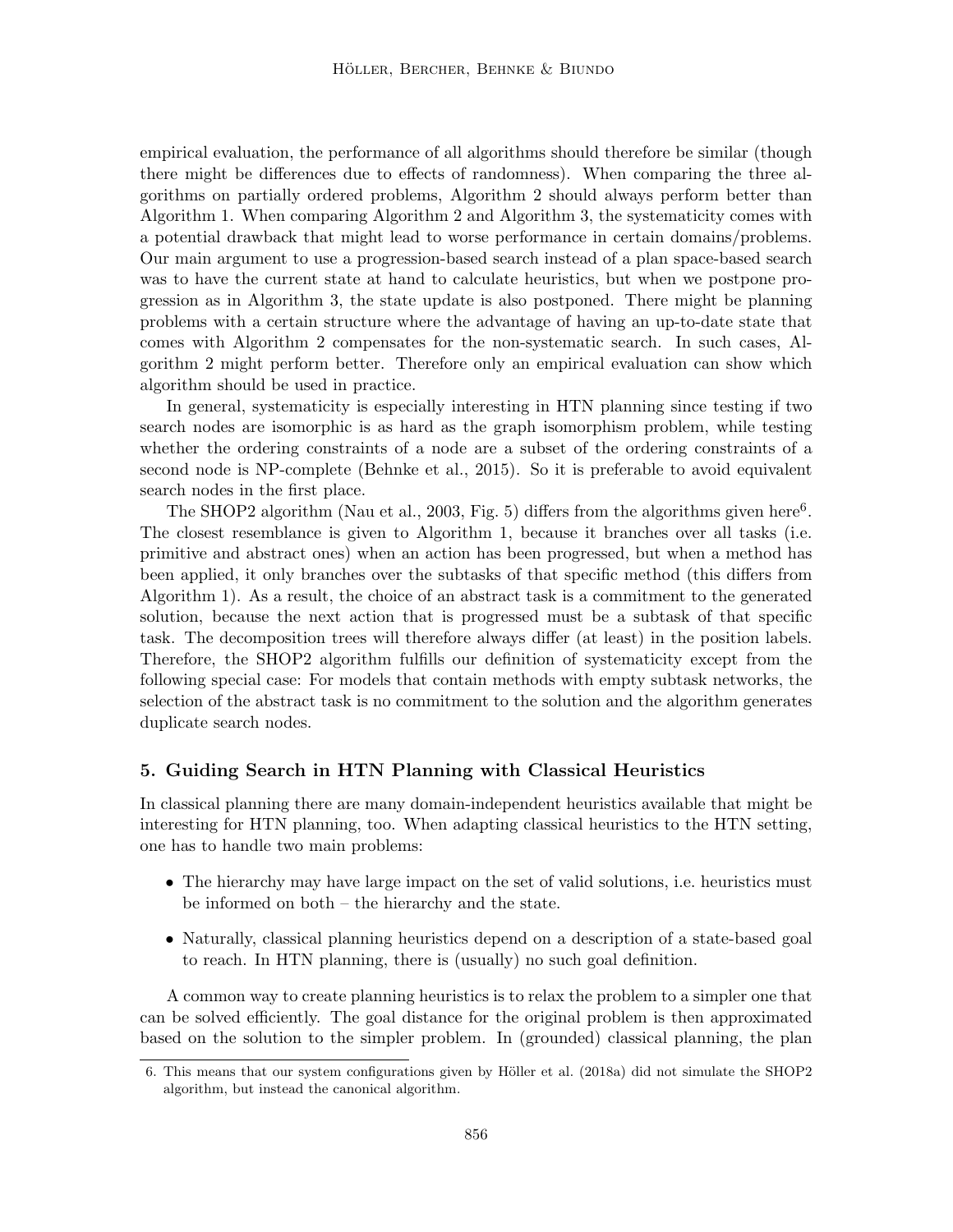empirical evaluation, the performance of all algorithms should therefore be similar (though there might be differences due to effects of randomness). When comparing the three algorithms on partially ordered problems, Algorithm 2 should always perform better than Algorithm 1. When comparing Algorithm 2 and Algorithm 3, the systematicity comes with a potential drawback that might lead to worse performance in certain domains/problems. Our main argument to use a progression-based search instead of a plan space-based search was to have the current state at hand to calculate heuristics, but when we postpone progression as in Algorithm 3, the state update is also postponed. There might be planning problems with a certain structure where the advantage of having an up-to-date state that comes with Algorithm 2 compensates for the non-systematic search. In such cases, Algorithm 2 might perform better. Therefore only an empirical evaluation can show which algorithm should be used in practice.

In general, systematicity is especially interesting in HTN planning since testing if two search nodes are isomorphic is as hard as the graph isomorphism problem, while testing whether the ordering constraints of a node are a subset of the ordering constraints of a second node is NP-complete (Behnke et al., 2015). So it is preferable to avoid equivalent search nodes in the first place.

The SHOP2 algorithm (Nau et al., 2003, Fig. 5) differs from the algorithms given here[6]. The closest resemblance is given to Algorithm 1, because it branches over all tasks (i.e. primitive and abstract ones) when an action has been progressed, but when a method has been applied, it only branches over the subtasks of that specific method (this differs from Algorithm 1). As a result, the choice of an abstract task is a commitment to the generated solution, because the next action that is progressed must be a subtask of that specific task. The decomposition trees will therefore always differ (at least) in the position labels. Therefore, the SHOP2 algorithm fulfills our definition of systematicity except from the following special case: For models that contain methods with empty subtask networks, the selection of the abstract task is no commitment to the solution and the algorithm generates duplicate search nodes.

## 5. Guiding Search in HTN Planning with Classical Heuristics

In classical planning there are many domain-independent heuristics available that might be interesting for HTN planning, too. When adapting classical heuristics to the HTN setting, one has to handle two main problems:

- The hierarchy may have large impact on the set of valid solutions, i.e. heuristics must be informed on both – the hierarchy and the state.
- Naturally, classical planning heuristics depend on a description of a state-based goal to reach. In HTN planning, there is (usually) no such goal definition.

A common way to create planning heuristics is to relax the problem to a simpler one that can be solved efficiently. The goal distance for the original problem is then approximated based on the solution to the simpler problem. In (grounded) classical planning, the plan

6. This means that our system configurations given by Höller et al. (2018a) did not simulate the SHOP2 algorithm, but instead the canonical algorithm.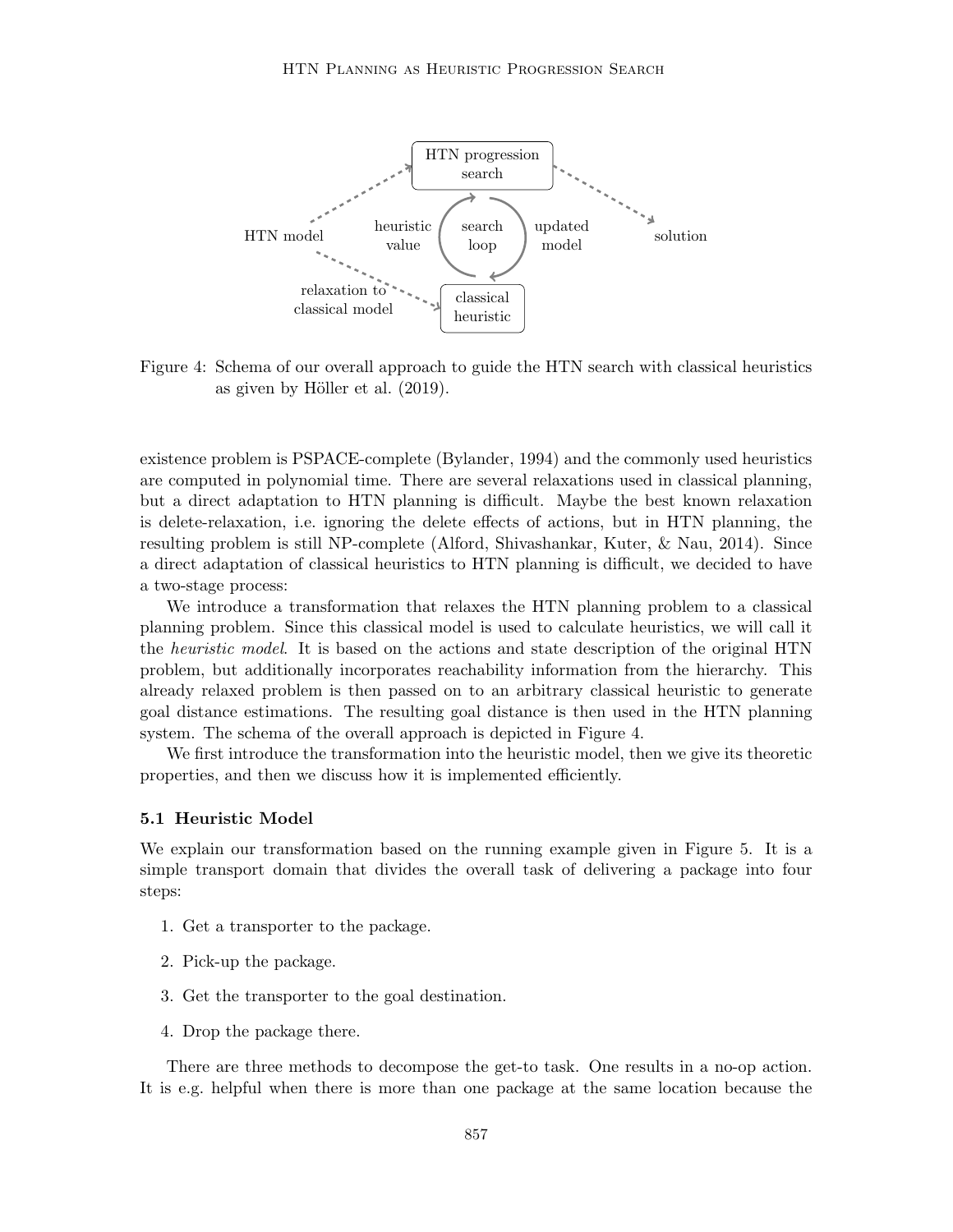Figure 4: Schema of our overall approach to guide the HTN search with classical heuristics as given by Höller et al. (2019).

existence problem is PSPACE-complete (Bylander, 1994) and the commonly used heuristics are computed in polynomial time. There are several relaxations used in classical planning, but a direct adaptation to HTN planning is difficult. Maybe the best known relaxation is delete-relaxation, i.e. ignoring the delete effects of actions, but in HTN planning, the resulting problem is still NP-complete (Alford, Shivashankar, Kuter, & Nau, 2014). Since a direct adaptation of classical heuristics to HTN planning is difficult, we decided to have a two-stage process:

We introduce a transformation that relaxes the HTN planning problem to a classical planning problem. Since this classical model is used to calculate heuristics, we will call it the *heuristic model*. It is based on the actions and state description of the original HTN problem, but additionally incorporates reachability information from the hierarchy. This already relaxed problem is then passed on to an arbitrary classical heuristic to generate goal distance estimations. The resulting goal distance is then used in the HTN planning system. The schema of the overall approach is depicted in Figure 4.

We first introduce the transformation into the heuristic model, then we give its theoretic properties, and then we discuss how it is implemented efficiently.

### 5.1 Heuristic Model

We explain our transformation based on the running example given in Figure 5. It is a simple transport domain that divides the overall task of delivering a package into four steps:

1. Get a transporter to the package.
2. Pick-up the package.
3. Get the transporter to the goal destination.
4. Drop the package there.

There are three methods to decompose the get-to task. One results in a no-op action. It is e.g. helpful when there is more than one package at the same location because the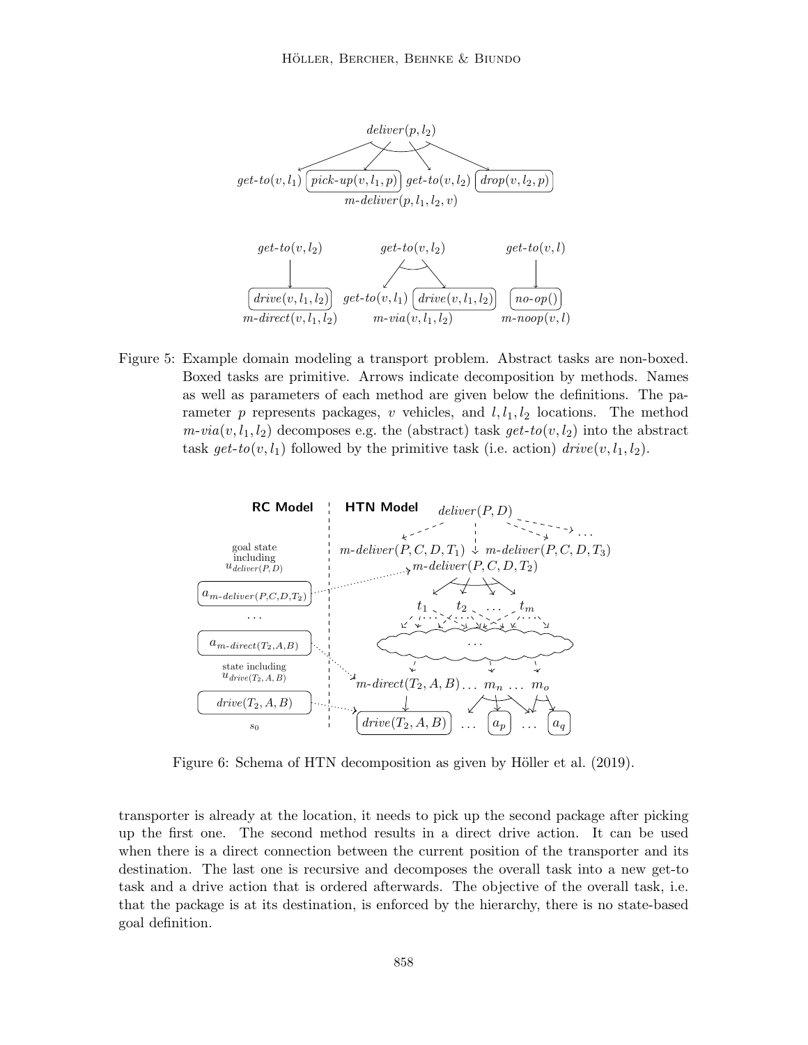Figure 5: Example domain modeling a transport problem. Abstract tasks are non-boxed. Boxed tasks are primitive. Arrows indicate decomposition by methods. Names as well as parameters of each method are given below the definitions. The parameter $p$ represents packages, $v$ vehicles, and $l, l_1, l_2$ locations. The method $m\text{-}via(v, l_1, l_2)$ decomposes e.g. the (abstract) task $get\text{-}to(v, l_2)$ into the abstract task $get\text{-}to(v, l_1)$ followed by the primitive task (i.e. action) $drive(v, l_1, l_2)$.

Figure 6: Schema of HTN decomposition as given by Höller et al. (2019).

transporter is already at the location, it needs to pick up the second package after picking up the first one. The second method results in a direct drive action. It can be used when there is a direct connection between the current position of the transporter and its destination. The last one is recursive and decomposes the overall task into a new get-to task and a drive action that is ordered afterwards. The objective of the overall task, i.e. that the package is at its destination, is enforced by the hierarchy, there is no state-based goal definition.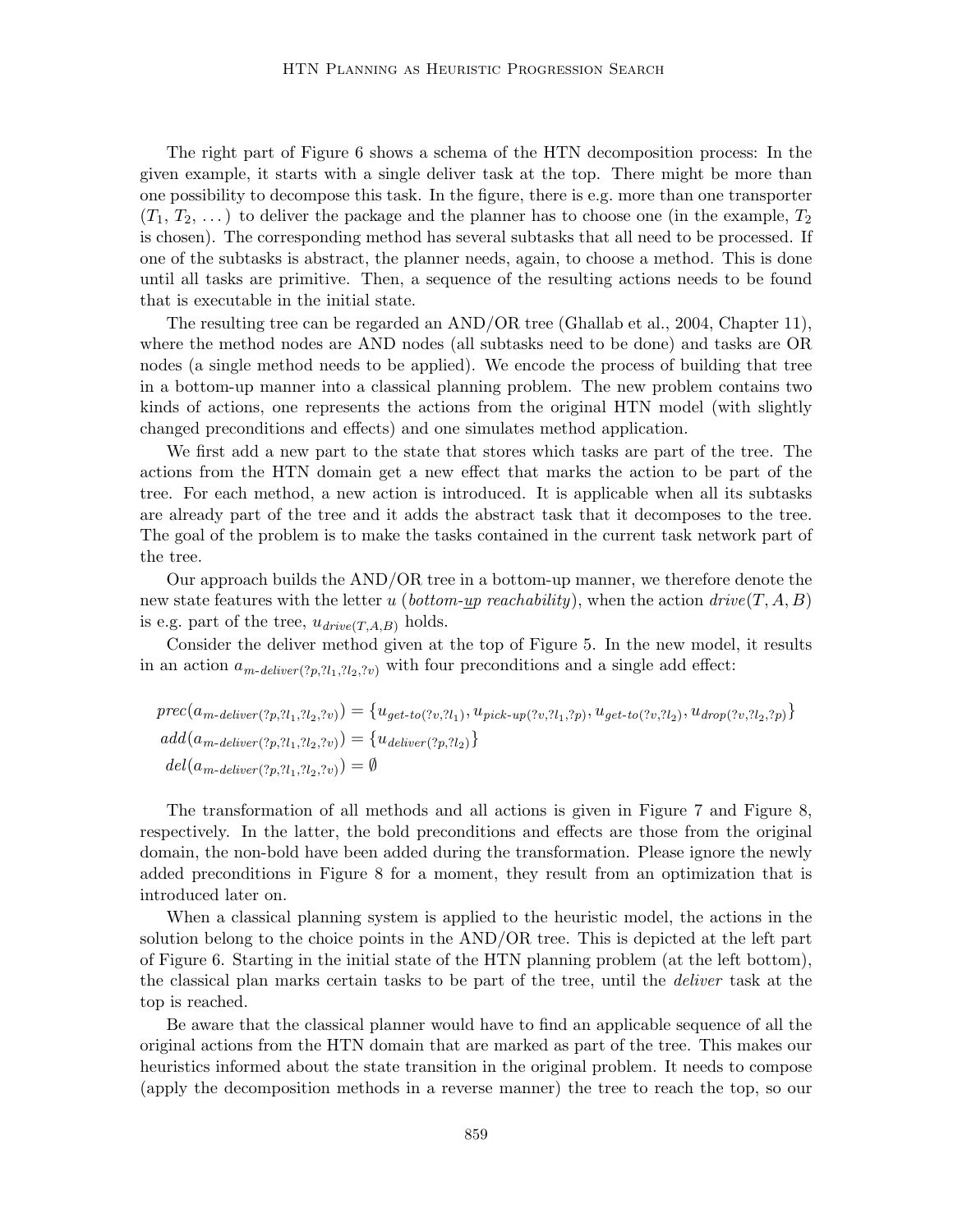The right part of Figure 6 shows a schema of the HTN decomposition process: In the given example, it starts with a single deliver task at the top. There might be more than one possibility to decompose this task. In the figure, there is e.g. more than one transporter ($T_1$, $T_2$, ...) to deliver the package and the planner has to choose one (in the example, $T_2$ is chosen). The corresponding method has several subtasks that all need to be processed. If one of the subtasks is abstract, the planner needs, again, to choose a method. This is done until all tasks are primitive. Then, a sequence of the resulting actions needs to be found that is executable in the initial state.

The resulting tree can be regarded an AND/OR tree (Ghallab et al., 2004, Chapter 11), where the method nodes are AND nodes (all subtasks need to be done) and tasks are OR nodes (a single method needs to be applied). We encode the process of building that tree in a bottom-up manner into a classical planning problem. The new problem contains two kinds of actions, one represents the actions from the original HTN model (with slightly changed preconditions and effects) and one simulates method application.

We first add a new part to the state that stores which tasks are part of the tree. The actions from the HTN domain get a new effect that marks the action to be part of the tree. For each method, a new action is introduced. It is applicable when all its subtasks are already part of the tree and it adds the abstract task that it decomposes to the tree. The goal of the problem is to make the tasks contained in the current task network part of the tree.

Our approach builds the AND/OR tree in a bottom-up manner, we therefore denote the new state features with the letter $u$ (*bottom-up reachability*), when the action $drive(T, A, B)$ is e.g. part of the tree, $u_{drive(T,A,B)}$ holds.

Consider the deliver method given at the top of Figure 5. In the new model, it results in an action $a_{m\text{-}deliver(?p,?l_1,?l_2,?v)}$ with four preconditions and a single add effect:

$$prec(a_{m\text{-}deliver(?p,?l_1,?l_2,?v)}) = \{u_{get\text{-}to(?v,?l_1)}, u_{pick\text{-}up(?v,?l_1,?p)}, u_{get\text{-}to(?v,?l_2)}, u_{drop(?v,?l_2,?p)}\}$$
$$add(a_{m\text{-}deliver(?p,?l_1,?l_2,?v)}) = \{u_{deliver(?p,?l_2)}\}$$
$$del(a_{m\text{-}deliver(?p,?l_1,?l_2,?v)}) = \emptyset$$

The transformation of all methods and all actions is given in Figure 7 and Figure 8, respectively. In the latter, the bold preconditions and effects are those from the original domain, the non-bold have been added during the transformation. Please ignore the newly added preconditions in Figure 8 for a moment, they result from an optimization that is introduced later on.

When a classical planning system is applied to the heuristic model, the actions in the solution belong to the choice points in the AND/OR tree. This is depicted at the left part of Figure 6. Starting in the initial state of the HTN planning problem (at the left bottom), the classical plan marks certain tasks to be part of the tree, until the *deliver* task at the top is reached.

Be aware that the classical planner would have to find an applicable sequence of all the original actions from the HTN domain that are marked as part of the tree. This makes our heuristics informed about the state transition in the original problem. It needs to compose (apply the decomposition methods in a reverse manner) the tree to reach the top, so our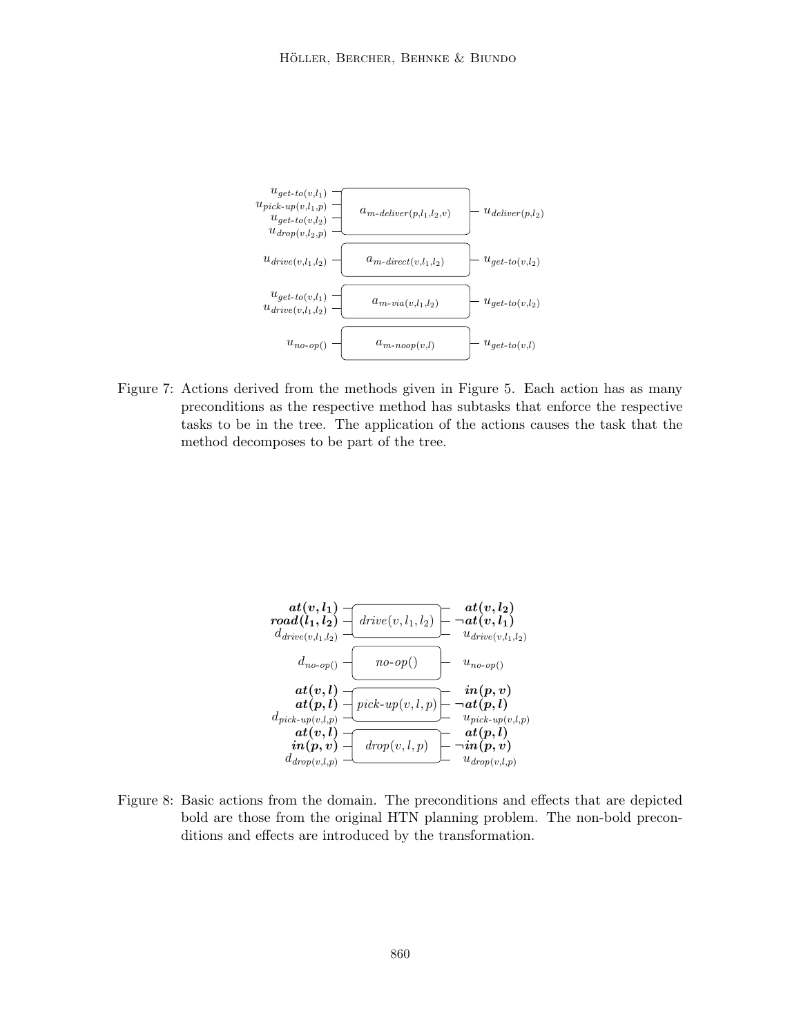Figure 7: Actions derived from the methods given in Figure 5. Each action has as many preconditions as the respective method has subtasks that enforce the respective tasks to be in the tree. The application of the actions causes the task that the method decomposes to be part of the tree.

Figure 8: Basic actions from the domain. The preconditions and effects that are depicted bold are those from the original HTN planning problem. The non-bold preconditions and effects are introduced by the transformation.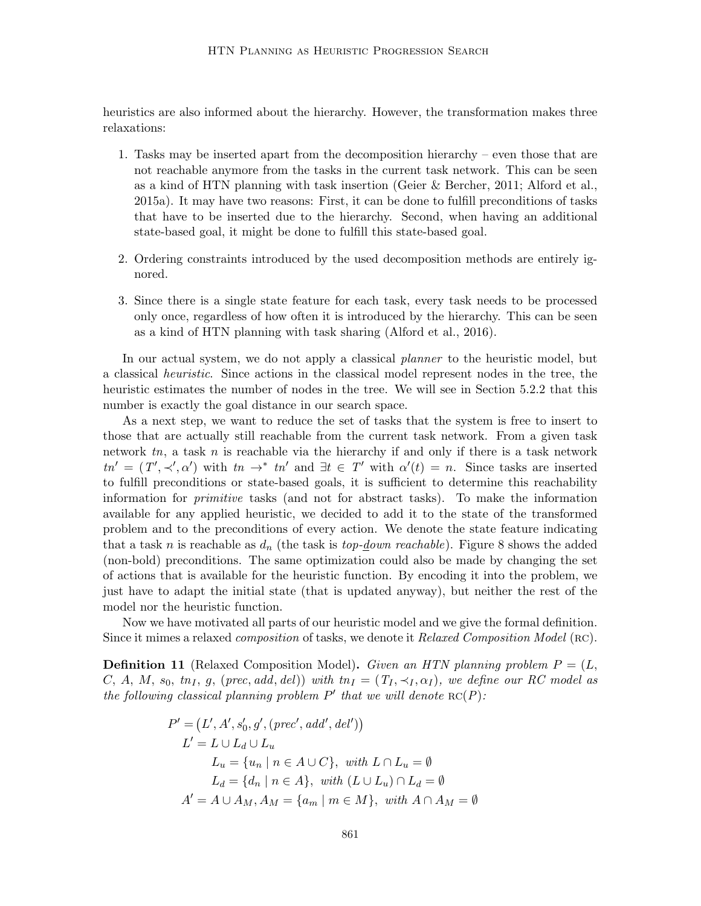heuristics are also informed about the hierarchy. However, the transformation makes three relaxations:

1. Tasks may be inserted apart from the decomposition hierarchy – even those that are not reachable anymore from the tasks in the current task network. This can be seen as a kind of HTN planning with task insertion (Geier & Bercher, 2011; Alford et al., 2015a). It may have two reasons: First, it can be done to fulfill preconditions of tasks that have to be inserted due to the hierarchy. Second, when having an additional state-based goal, it might be done to fulfill this state-based goal.

2. Ordering constraints introduced by the used decomposition methods are entirely ignored.

3. Since there is a single state feature for each task, every task needs to be processed only once, regardless of how often it is introduced by the hierarchy. This can be seen as a kind of HTN planning with task sharing (Alford et al., 2016).

In our actual system, we do not apply a classical *planner* to the heuristic model, but a classical *heuristic*. Since actions in the classical model represent nodes in the tree, the heuristic estimates the number of nodes in the tree. We will see in Section 5.2.2 that this number is exactly the goal distance in our search space.

As a next step, we want to reduce the set of tasks that the system is free to insert to those that are actually still reachable from the current task network. From a given task network $tn$, a task $n$ is reachable via the hierarchy if and only if there is a task network $tn' = (T', \prec', \alpha')$ with $tn \rightarrow^* tn'$ and $\exists t \in T'$ with $\alpha'(t) = n$. Since tasks are inserted to fulfill preconditions or state-based goals, it is sufficient to determine this reachability information for *primitive* tasks (and not for abstract tasks). To make the information available for any applied heuristic, we decided to add it to the state of the transformed problem and to the preconditions of every action. We denote the state feature indicating that a task $n$ is reachable as $d_n$ (the task is *top-down reachable*). Figure 8 shows the added (non-bold) preconditions. The same optimization could also be made by changing the set of actions that is available for the heuristic function. By encoding it into the problem, we just have to adapt the initial state (that is updated anyway), but neither the rest of the model nor the heuristic function.

Now we have motivated all parts of our heuristic model and we give the formal definition. Since it mimes a relaxed *composition* of tasks, we denote it *Relaxed Composition Model* (RC).

**Definition 11** (Relaxed Composition Model). *Given an HTN planning problem $P = (L, C, A, M, s_0, tn_I, g, (prec, add, del))$ with $tn_I = (T_I, \prec_I, \alpha_I)$, we define our RC model as the following classical planning problem $P'$ that we will denote* RC$(P)$*:*

$$
\begin{aligned}
P' &= \big(L', A', s_0', g', (prec', add', del')\big) \\
L' &= L \cup L_d \cup L_u \\
&\quad L_u = \{u_n \mid n \in A \cup C\}, \text{ with } L \cap L_u = \emptyset \\
&\quad L_d = \{d_n \mid n \in A\}, \text{ with } (L \cup L_u) \cap L_d = \emptyset \\
A' &= A \cup A_M, A_M = \{a_m \mid m \in M\}, \text{ with } A \cap A_M = \emptyset
\end{aligned}
$$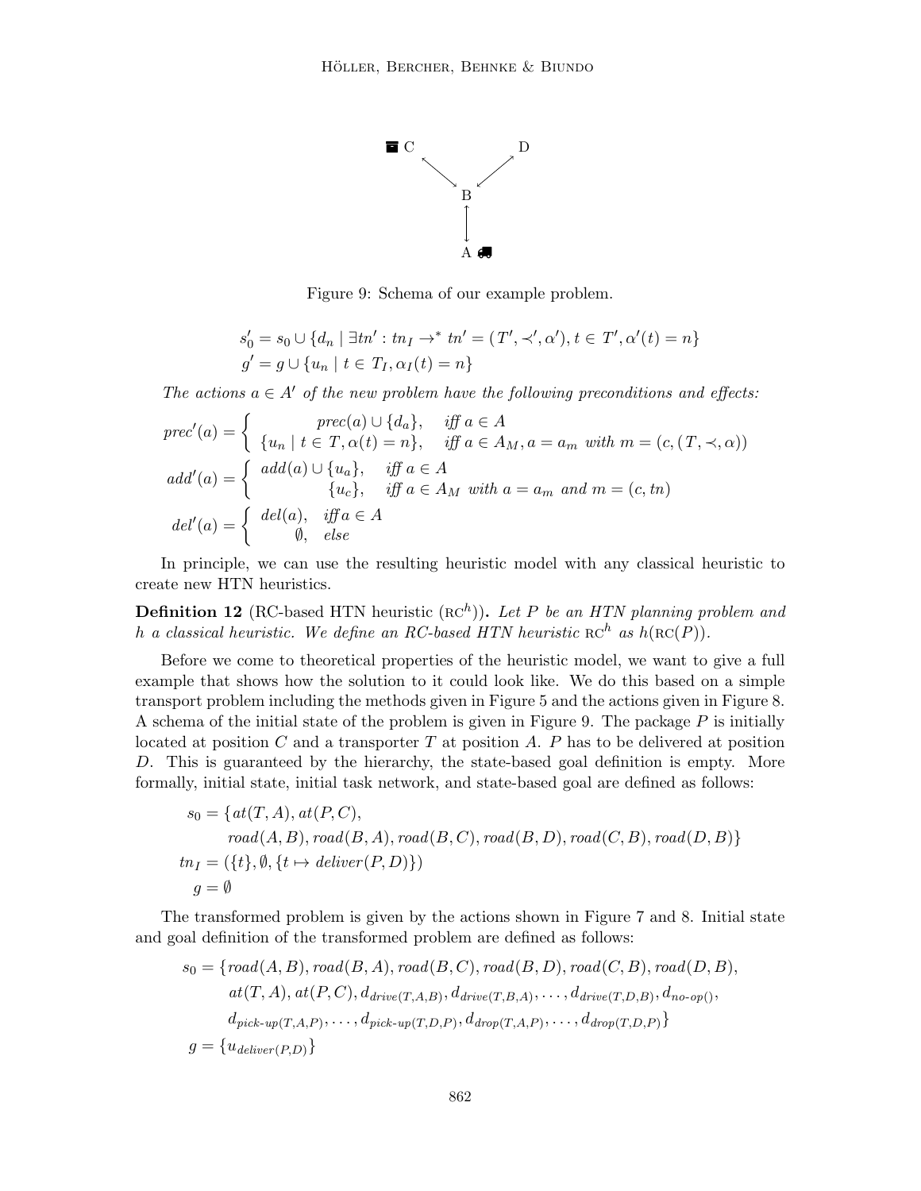Figure 9: Schema of our example problem.

$$s'_0 = s_0 \cup \{d_n \mid \exists tn' : tn_I \rightarrow^* tn' = (T', \prec', \alpha'), t \in T', \alpha'(t) = n\}$$
$$g' = g \cup \{u_n \mid t \in T_I, \alpha_I(t) = n\}$$

*The actions $a \in A'$ of the new problem have the following preconditions and effects:*

$$prec'(a) = \begin{cases} prec(a) \cup \{d_a\}, & \text{iff } a \in A \\ \{u_n \mid t \in T, \alpha(t) = n\}, & \text{iff } a \in A_M, a = a_m \text{ with } m = (c, (T, \prec, \alpha)) \end{cases}$$

$$add'(a) = \begin{cases} add(a) \cup \{u_a\}, & \text{iff } a \in A \\ \{u_c\}, & \text{iff } a \in A_M \text{ with } a = a_m \text{ and } m = (c, tn) \end{cases}$$

$$del'(a) = \begin{cases} del(a), & \text{iff } a \in A \\ \emptyset, & else \end{cases}$$

In principle, we can use the resulting heuristic model with any classical heuristic to create new HTN heuristics.

**Definition 12** (RC-based HTN heuristic ($\text{RC}^h$)). *Let $P$ be an HTN planning problem and $h$ a classical heuristic. We define an RC-based HTN heuristic $\text{RC}^h$ as $h(\text{RC}(P))$.*

Before we come to theoretical properties of the heuristic model, we want to give a full example that shows how the solution to it could look like. We do this based on a simple transport problem including the methods given in Figure 5 and the actions given in Figure 8. A schema of the initial state of the problem is given in Figure 9. The package $P$ is initially located at position $C$ and a transporter $T$ at position $A$. $P$ has to be delivered at position $D$. This is guaranteed by the hierarchy, the state-based goal definition is empty. More formally, initial state, initial task network, and state-based goal are defined as follows:

$$\begin{aligned} s_0 = \{&at(T, A), at(P, C), \\ &road(A, B), road(B, A), road(B, C), road(B, D), road(C, B), road(D, B)\} \\ tn_I = (&\{t\}, \emptyset, \{t \mapsto deliver(P, D)\}) \\ g = \emptyset& \end{aligned}$$

The transformed problem is given by the actions shown in Figure 7 and 8. Initial state and goal definition of the transformed problem are defined as follows:

$$\begin{aligned} s_0 = \{&road(A, B), road(B, A), road(B, C), road(B, D), road(C, B), road(D, B), \\ &at(T, A), at(P, C), d_{drive(T,A,B)}, d_{drive(T,B,A)}, \ldots, d_{drive(T,D,B)}, d_{no\text{-}op()}, \\ &d_{pick\text{-}up(T,A,P)}, \ldots, d_{pick\text{-}up(T,D,P)}, d_{drop(T,A,P)}, \ldots, d_{drop(T,D,P)}\} \\ g = \{&u_{deliver(P,D)}\} \end{aligned}$$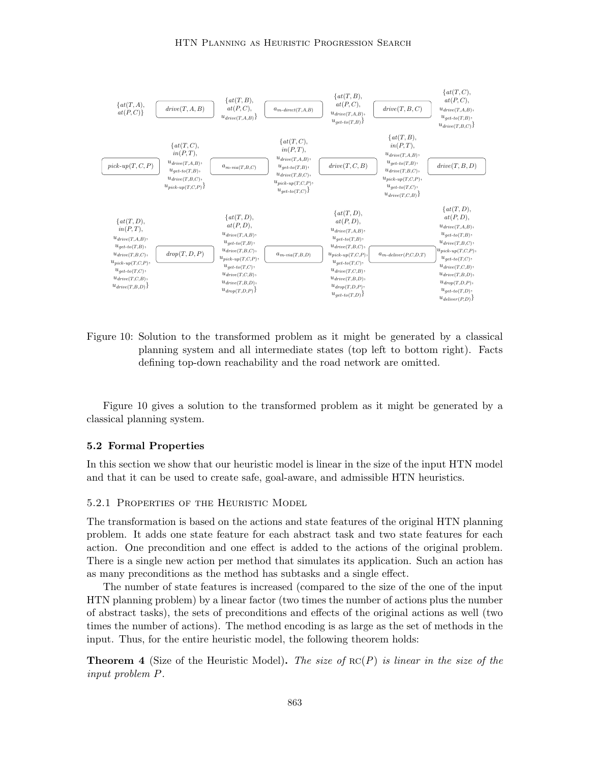Figure 10: Solution to the transformed problem as it might be generated by a classical planning system and all intermediate states (top left to bottom right). Facts defining top-down reachability and the road network are omitted.

Figure 10 gives a solution to the transformed problem as it might be generated by a classical planning system.

### 5.2 Formal Properties

In this section we show that our heuristic model is linear in the size of the input HTN model and that it can be used to create safe, goal-aware, and admissible HTN heuristics.

#### 5.2.1 Properties of the Heuristic Model

The transformation is based on the actions and state features of the original HTN planning problem. It adds one state feature for each abstract task and two state features for each action. One precondition and one effect is added to the actions of the original problem. There is a single new action per method that simulates its application. Such an action has as many preconditions as the method has subtasks and a single effect.

The number of state features is increased (compared to the size of the one of the input HTN planning problem) by a linear factor (two times the number of actions plus the number of abstract tasks), the sets of preconditions and effects of the original actions as well (two times the number of actions). The method encoding is as large as the set of methods in the input. Thus, for the entire heuristic model, the following theorem holds:

**Theorem 4** (Size of the Heuristic Model)**.** *The size of* $\text{RC}(P)$ *is linear in the size of the input problem* $P$*.*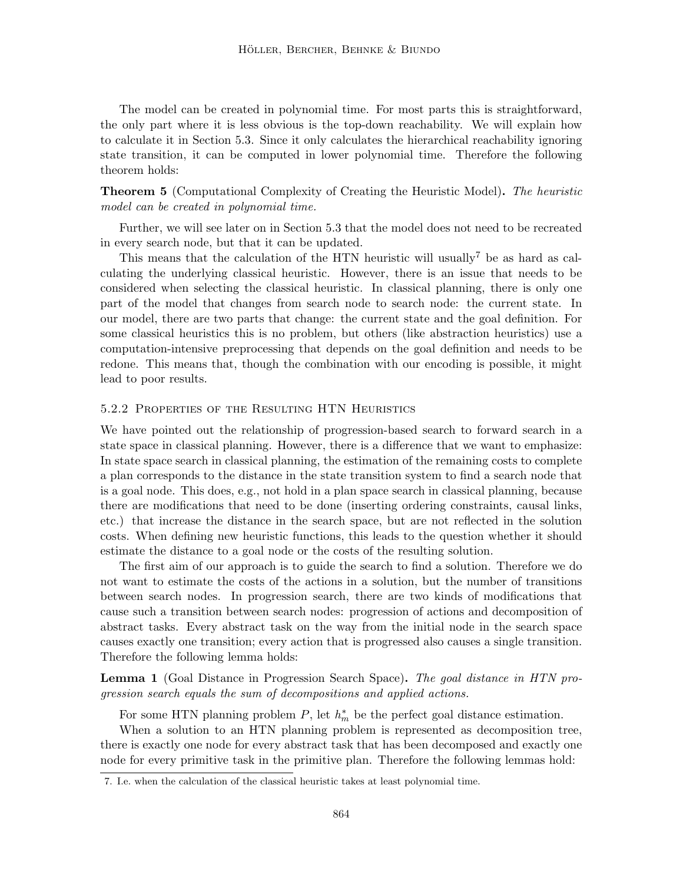The model can be created in polynomial time. For most parts this is straightforward, the only part where it is less obvious is the top-down reachability. We will explain how to calculate it in Section 5.3. Since it only calculates the hierarchical reachability ignoring state transition, it can be computed in lower polynomial time. Therefore the following theorem holds:

**Theorem 5** (Computational Complexity of Creating the Heuristic Model)**.** *The heuristic model can be created in polynomial time.*

Further, we will see later on in Section 5.3 that the model does not need to be recreated in every search node, but that it can be updated.

This means that the calculation of the HTN heuristic will usually[7] be as hard as calculating the underlying classical heuristic. However, there is an issue that needs to be considered when selecting the classical heuristic. In classical planning, there is only one part of the model that changes from search node to search node: the current state. In our model, there are two parts that change: the current state and the goal definition. For some classical heuristics this is no problem, but others (like abstraction heuristics) use a computation-intensive preprocessing that depends on the goal definition and needs to be redone. This means that, though the combination with our encoding is possible, it might lead to poor results.

### 5.2.2 Properties of the Resulting HTN Heuristics

We have pointed out the relationship of progression-based search to forward search in a state space in classical planning. However, there is a difference that we want to emphasize: In state space search in classical planning, the estimation of the remaining costs to complete a plan corresponds to the distance in the state transition system to find a search node that is a goal node. This does, e.g., not hold in a plan space search in classical planning, because there are modifications that need to be done (inserting ordering constraints, causal links, etc.) that increase the distance in the search space, but are not reflected in the solution costs. When defining new heuristic functions, this leads to the question whether it should estimate the distance to a goal node or the costs of the resulting solution.

The first aim of our approach is to guide the search to find a solution. Therefore we do not want to estimate the costs of the actions in a solution, but the number of transitions between search nodes. In progression search, there are two kinds of modifications that cause such a transition between search nodes: progression of actions and decomposition of abstract tasks. Every abstract task on the way from the initial node in the search space causes exactly one transition; every action that is progressed also causes a single transition. Therefore the following lemma holds:

**Lemma 1** (Goal Distance in Progression Search Space)**.** *The goal distance in HTN progression search equals the sum of decompositions and applied actions.*

For some HTN planning problem $P$, let $h^*_m$ be the perfect goal distance estimation.

When a solution to an HTN planning problem is represented as decomposition tree, there is exactly one node for every abstract task that has been decomposed and exactly one node for every primitive task in the primitive plan. Therefore the following lemmas hold:

7. I.e. when the calculation of the classical heuristic takes at least polynomial time.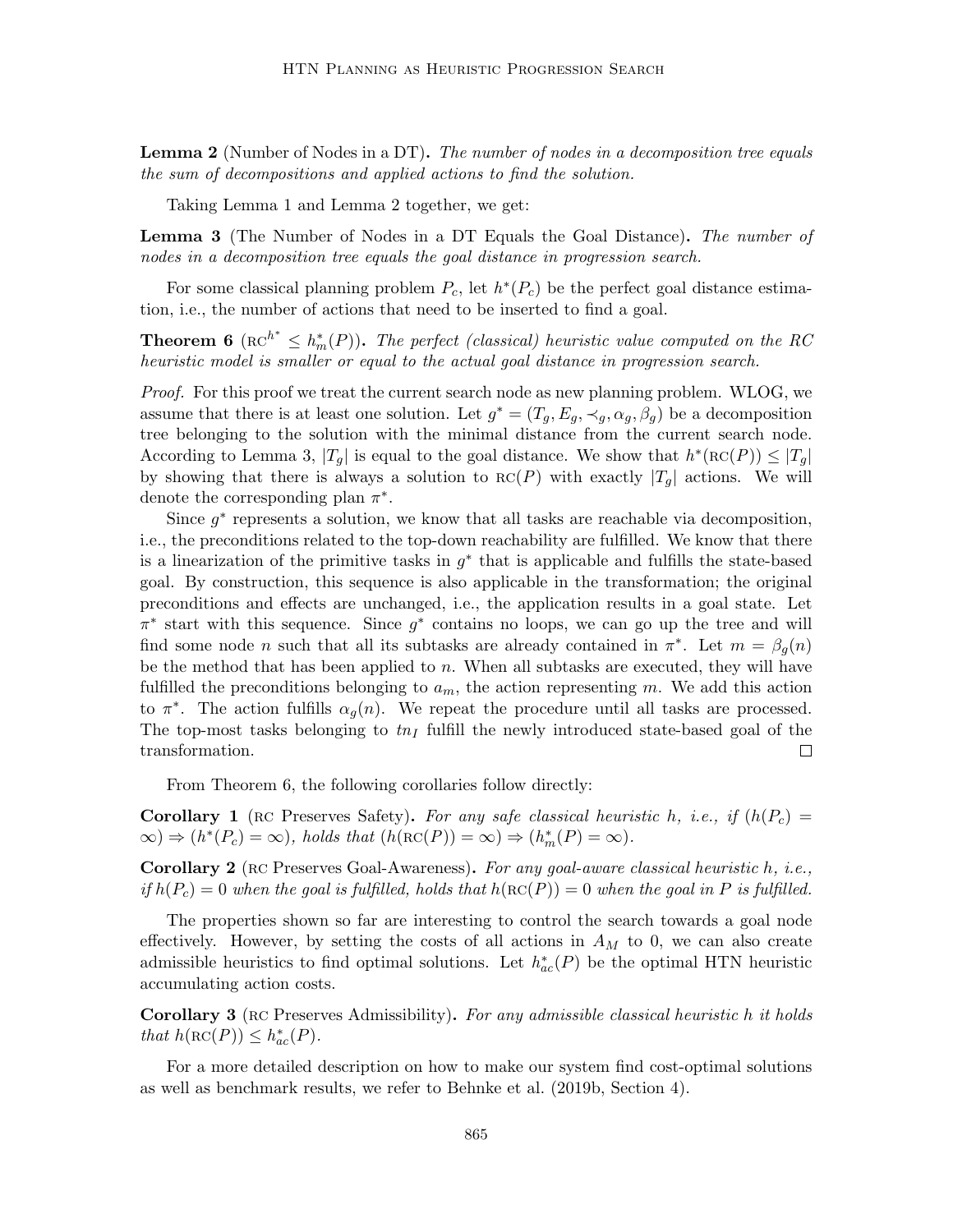**Lemma 2** (Number of Nodes in a DT)**.** *The number of nodes in a decomposition tree equals the sum of decompositions and applied actions to find the solution.*

Taking Lemma 1 and Lemma 2 together, we get:

**Lemma 3** (The Number of Nodes in a DT Equals the Goal Distance)**.** *The number of nodes in a decomposition tree equals the goal distance in progression search.*

For some classical planning problem $P_c$, let $h^*(P_c)$ be the perfect goal distance estimation, i.e., the number of actions that need to be inserted to find a goal.

**Theorem 6** ($\text{RC}^{h^*} \leq h^*_m(P)$)**.** *The perfect (classical) heuristic value computed on the RC heuristic model is smaller or equal to the actual goal distance in progression search.*

*Proof.* For this proof we treat the current search node as new planning problem. WLOG, we assume that there is at least one solution. Let $g^* = (T_g, E_g, \prec_g, \alpha_g, \beta_g)$ be a decomposition tree belonging to the solution with the minimal distance from the current search node. According to Lemma 3, $|T_g|$ is equal to the goal distance. We show that $h^*(\text{RC}(P)) \leq |T_g|$ by showing that there is always a solution to $\text{RC}(P)$ with exactly $|T_g|$ actions. We will denote the corresponding plan $\pi^*$.

Since $g^*$ represents a solution, we know that all tasks are reachable via decomposition, i.e., the preconditions related to the top-down reachability are fulfilled. We know that there is a linearization of the primitive tasks in $g^*$ that is applicable and fulfills the state-based goal. By construction, this sequence is also applicable in the transformation; the original preconditions and effects are unchanged, i.e., the application results in a goal state. Let $\pi^*$ start with this sequence. Since $g^*$ contains no loops, we can go up the tree and will find some node $n$ such that all its subtasks are already contained in $\pi^*$. Let $m = \beta_g(n)$ be the method that has been applied to $n$. When all subtasks are executed, they will have fulfilled the preconditions belonging to $a_m$, the action representing $m$. We add this action to $\pi^*$. The action fulfills $\alpha_g(n)$. We repeat the procedure until all tasks are processed. The top-most tasks belonging to $tn_I$ fulfill the newly introduced state-based goal of the transformation. □

From Theorem 6, the following corollaries follow directly:

**Corollary 1** (RC Preserves Safety)**.** *For any safe classical heuristic $h$, i.e., if $(h(P_c) = \infty) \Rightarrow (h^*(P_c) = \infty)$, holds that $(h(\text{RC}(P)) = \infty) \Rightarrow (h^*_m(P) = \infty)$.*

**Corollary 2** (RC Preserves Goal-Awareness)**.** *For any goal-aware classical heuristic $h$, i.e., if $h(P_c) = 0$ when the goal is fulfilled, holds that $h(\text{RC}(P)) = 0$ when the goal in $P$ is fulfilled.*

The properties shown so far are interesting to control the search towards a goal node effectively. However, by setting the costs of all actions in $A_M$ to 0, we can also create admissible heuristics to find optimal solutions. Let $h^*_{ac}(P)$ be the optimal HTN heuristic accumulating action costs.

**Corollary 3** (RC Preserves Admissibility)**.** *For any admissible classical heuristic $h$ it holds that $h(\text{RC}(P)) \leq h^*_{ac}(P)$.*

For a more detailed description on how to make our system find cost-optimal solutions as well as benchmark results, we refer to Behnke et al. (2019b, Section 4).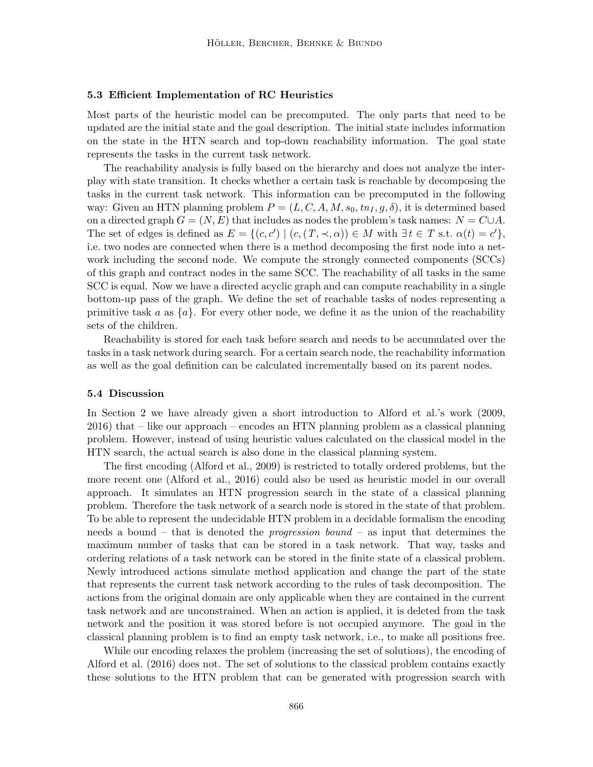### 5.3 Efficient Implementation of RC Heuristics

Most parts of the heuristic model can be precomputed. The only parts that need to be updated are the initial state and the goal description. The initial state includes information on the state in the HTN search and top-down reachability information. The goal state represents the tasks in the current task network.

The reachability analysis is fully based on the hierarchy and does not analyze the interplay with state transition. It checks whether a certain task is reachable by decomposing the tasks in the current task network. This information can be precomputed in the following way: Given an HTN planning problem $P = (L, C, A, M, s_0, tn_I, g, \delta)$, it is determined based on a directed graph $G = (N, E)$ that includes as nodes the problem's task names: $N = C \cup A$. The set of edges is defined as $E = \{(c, c') \mid (c, (T, \prec, \alpha)) \in M \text{ with } \exists\, t \in T \text{ s.t. } \alpha(t) = c'\}$, i.e. two nodes are connected when there is a method decomposing the first node into a network including the second node. We compute the strongly connected components (SCCs) of this graph and contract nodes in the same SCC. The reachability of all tasks in the same SCC is equal. Now we have a directed acyclic graph and can compute reachability in a single bottom-up pass of the graph. We define the set of reachable tasks of nodes representing a primitive task $a$ as $\{a\}$. For every other node, we define it as the union of the reachability sets of the children.

Reachability is stored for each task before search and needs to be accumulated over the tasks in a task network during search. For a certain search node, the reachability information as well as the goal definition can be calculated incrementally based on its parent nodes.

### 5.4 Discussion

In Section 2 we have already given a short introduction to Alford et al.'s work (2009, 2016) that – like our approach – encodes an HTN planning problem as a classical planning problem. However, instead of using heuristic values calculated on the classical model in the HTN search, the actual search is also done in the classical planning system.

The first encoding (Alford et al., 2009) is restricted to totally ordered problems, but the more recent one (Alford et al., 2016) could also be used as heuristic model in our overall approach. It simulates an HTN progression search in the state of a classical planning problem. Therefore the task network of a search node is stored in the state of that problem. To be able to represent the undecidable HTN problem in a decidable formalism the encoding needs a bound – that is denoted the *progression bound* – as input that determines the maximum number of tasks that can be stored in a task network. That way, tasks and ordering relations of a task network can be stored in the finite state of a classical problem. Newly introduced actions simulate method application and change the part of the state that represents the current task network according to the rules of task decomposition. The actions from the original domain are only applicable when they are contained in the current task network and are unconstrained. When an action is applied, it is deleted from the task network and the position it was stored before is not occupied anymore. The goal in the classical planning problem is to find an empty task network, i.e., to make all positions free.

While our encoding relaxes the problem (increasing the set of solutions), the encoding of Alford et al. (2016) does not. The set of solutions to the classical problem contains exactly these solutions to the HTN problem that can be generated with progression search with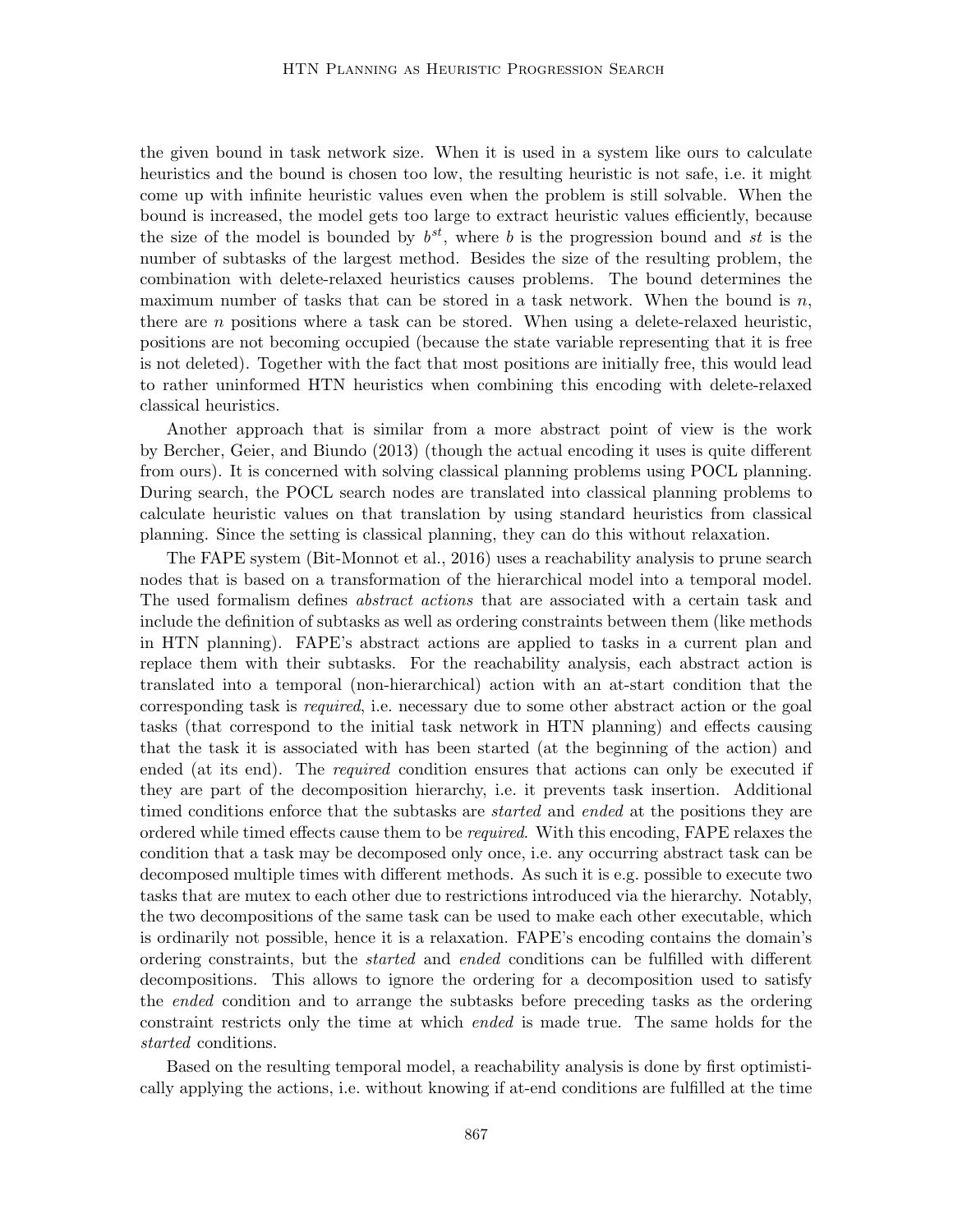the given bound in task network size. When it is used in a system like ours to calculate heuristics and the bound is chosen too low, the resulting heuristic is not safe, i.e. it might come up with infinite heuristic values even when the problem is still solvable. When the bound is increased, the model gets too large to extract heuristic values efficiently, because the size of the model is bounded by $b^{st}$, where $b$ is the progression bound and $st$ is the number of subtasks of the largest method. Besides the size of the resulting problem, the combination with delete-relaxed heuristics causes problems. The bound determines the maximum number of tasks that can be stored in a task network. When the bound is $n$, there are $n$ positions where a task can be stored. When using a delete-relaxed heuristic, positions are not becoming occupied (because the state variable representing that it is free is not deleted). Together with the fact that most positions are initially free, this would lead to rather uninformed HTN heuristics when combining this encoding with delete-relaxed classical heuristics.

Another approach that is similar from a more abstract point of view is the work by Bercher, Geier, and Biundo (2013) (though the actual encoding it uses is quite different from ours). It is concerned with solving classical planning problems using POCL planning. During search, the POCL search nodes are translated into classical planning problems to calculate heuristic values on that translation by using standard heuristics from classical planning. Since the setting is classical planning, they can do this without relaxation.

The FAPE system (Bit-Monnot et al., 2016) uses a reachability analysis to prune search nodes that is based on a transformation of the hierarchical model into a temporal model. The used formalism defines *abstract actions* that are associated with a certain task and include the definition of subtasks as well as ordering constraints between them (like methods in HTN planning). FAPE's abstract actions are applied to tasks in a current plan and replace them with their subtasks. For the reachability analysis, each abstract action is translated into a temporal (non-hierarchical) action with an at-start condition that the corresponding task is *required*, i.e. necessary due to some other abstract action or the goal tasks (that correspond to the initial task network in HTN planning) and effects causing that the task it is associated with has been started (at the beginning of the action) and ended (at its end). The *required* condition ensures that actions can only be executed if they are part of the decomposition hierarchy, i.e. it prevents task insertion. Additional timed conditions enforce that the subtasks are *started* and *ended* at the positions they are ordered while timed effects cause them to be *required*. With this encoding, FAPE relaxes the condition that a task may be decomposed only once, i.e. any occurring abstract task can be decomposed multiple times with different methods. As such it is e.g. possible to execute two tasks that are mutex to each other due to restrictions introduced via the hierarchy. Notably, the two decompositions of the same task can be used to make each other executable, which is ordinarily not possible, hence it is a relaxation. FAPE's encoding contains the domain's ordering constraints, but the *started* and *ended* conditions can be fulfilled with different decompositions. This allows to ignore the ordering for a decomposition used to satisfy the *ended* condition and to arrange the subtasks before preceding tasks as the ordering constraint restricts only the time at which *ended* is made true. The same holds for the *started* conditions.

Based on the resulting temporal model, a reachability analysis is done by first optimistically applying the actions, i.e. without knowing if at-end conditions are fulfilled at the time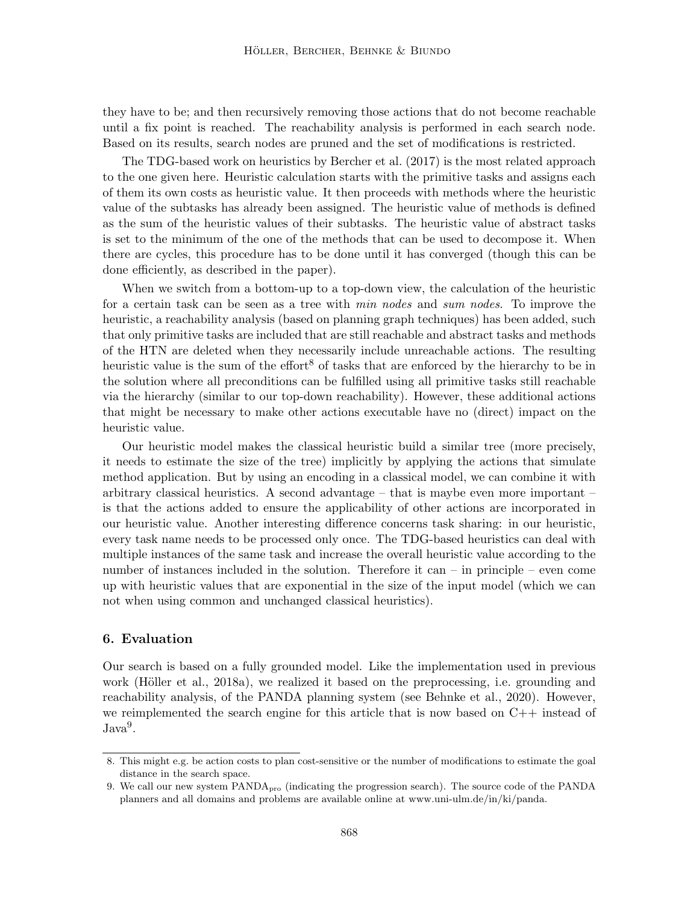they have to be; and then recursively removing those actions that do not become reachable until a fix point is reached. The reachability analysis is performed in each search node. Based on its results, search nodes are pruned and the set of modifications is restricted.

The TDG-based work on heuristics by Bercher et al. (2017) is the most related approach to the one given here. Heuristic calculation starts with the primitive tasks and assigns each of them its own costs as heuristic value. It then proceeds with methods where the heuristic value of the subtasks has already been assigned. The heuristic value of methods is defined as the sum of the heuristic values of their subtasks. The heuristic value of abstract tasks is set to the minimum of the one of the methods that can be used to decompose it. When there are cycles, this procedure has to be done until it has converged (though this can be done efficiently, as described in the paper).

When we switch from a bottom-up to a top-down view, the calculation of the heuristic for a certain task can be seen as a tree with *min nodes* and *sum nodes*. To improve the heuristic, a reachability analysis (based on planning graph techniques) has been added, such that only primitive tasks are included that are still reachable and abstract tasks and methods of the HTN are deleted when they necessarily include unreachable actions. The resulting heuristic value is the sum of the effort[8] of tasks that are enforced by the hierarchy to be in the solution where all preconditions can be fulfilled using all primitive tasks still reachable via the hierarchy (similar to our top-down reachability). However, these additional actions that might be necessary to make other actions executable have no (direct) impact on the heuristic value.

Our heuristic model makes the classical heuristic build a similar tree (more precisely, it needs to estimate the size of the tree) implicitly by applying the actions that simulate method application. But by using an encoding in a classical model, we can combine it with arbitrary classical heuristics. A second advantage – that is maybe even more important – is that the actions added to ensure the applicability of other actions are incorporated in our heuristic value. Another interesting difference concerns task sharing: in our heuristic, every task name needs to be processed only once. The TDG-based heuristics can deal with multiple instances of the same task and increase the overall heuristic value according to the number of instances included in the solution. Therefore it can – in principle – even come up with heuristic values that are exponential in the size of the input model (which we can not when using common and unchanged classical heuristics).

## 6. Evaluation

Our search is based on a fully grounded model. Like the implementation used in previous work (Höller et al., 2018a), we realized it based on the preprocessing, i.e. grounding and reachability analysis, of the PANDA planning system (see Behnke et al., 2020). However, we reimplemented the search engine for this article that is now based on C++ instead of Java[9].

---

8. This might e.g. be action costs to plan cost-sensitive or the number of modifications to estimate the goal distance in the search space.

9. We call our new system $\text{PANDA}_{\text{pro}}$ (indicating the progression search). The source code of the PANDA planners and all domains and problems are available online at www.uni-ulm.de/in/ki/panda.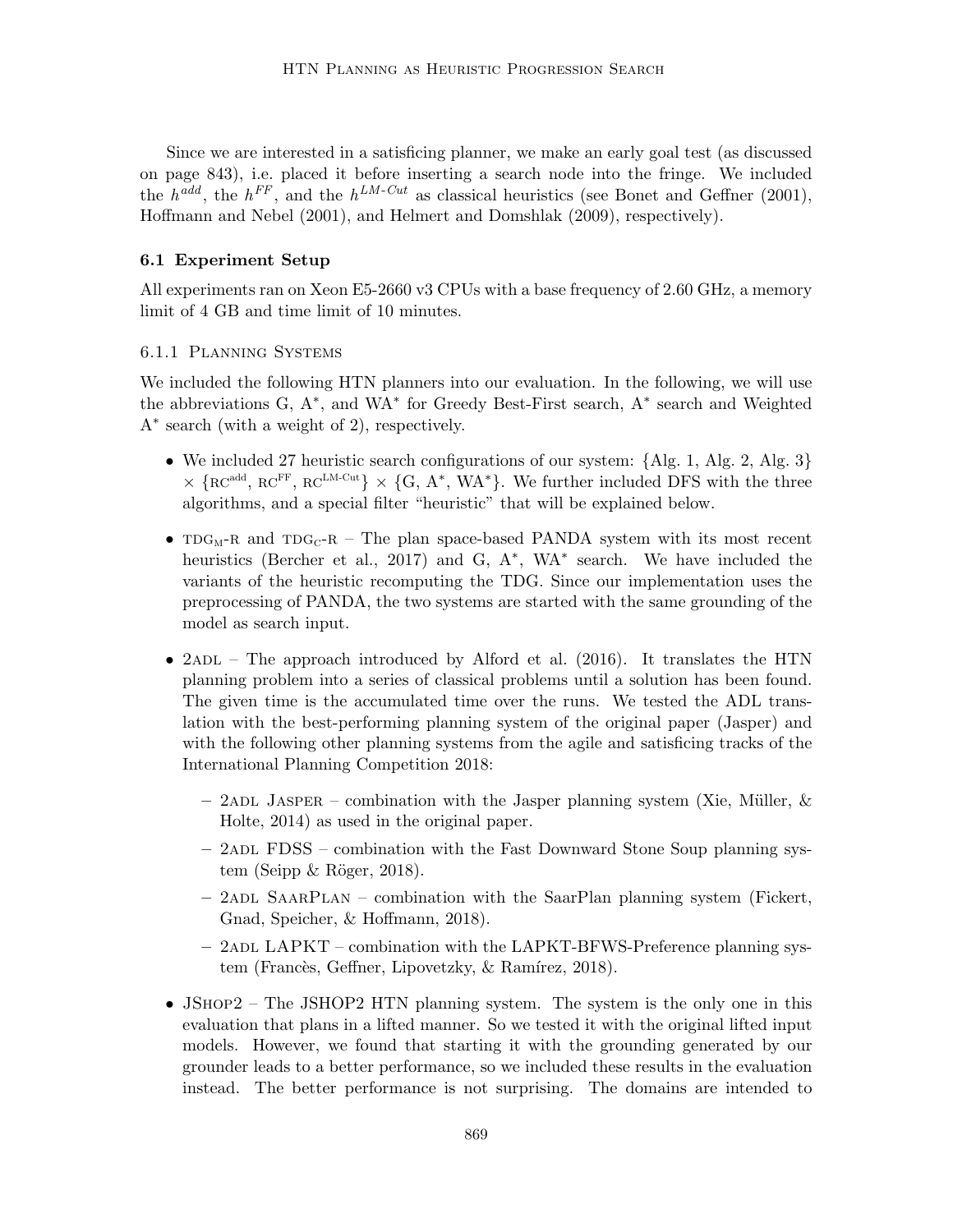Since we are interested in a satisficing planner, we make an early goal test (as discussed on page 843), i.e. placed it before inserting a search node into the fringe. We included the $h^{add}$, the $h^{FF}$, and the $h^{LM\text{-}Cut}$ as classical heuristics (see Bonet and Geffner (2001), Hoffmann and Nebel (2001), and Helmert and Domshlak (2009), respectively).

### 6.1 Experiment Setup

All experiments ran on Xeon E5-2660 v3 CPUs with a base frequency of 2.60 GHz, a memory limit of 4 GB and time limit of 10 minutes.

#### 6.1.1 Planning Systems

We included the following HTN planners into our evaluation. In the following, we will use the abbreviations G, A*, and WA* for Greedy Best-First search, A* search and Weighted A* search (with a weight of 2), respectively.

- We included 27 heuristic search configurations of our system: {Alg. 1, Alg. 2, Alg. 3} × {$\text{RC}^{\text{add}}$, $\text{RC}^{\text{FF}}$, $\text{RC}^{\text{LM-Cut}}$} × {G, A*, WA*}. We further included DFS with the three algorithms, and a special filter "heuristic" that will be explained below.
- $\text{TDG}_\text{M}$-R and $\text{TDG}_\text{C}$-R – The plan space-based PANDA system with its most recent heuristics (Bercher et al., 2017) and G, A*, WA* search. We have included the variants of the heuristic recomputing the TDG. Since our implementation uses the preprocessing of PANDA, the two systems are started with the same grounding of the model as search input.
- 2ADL – The approach introduced by Alford et al. (2016). It translates the HTN planning problem into a series of classical problems until a solution has been found. The given time is the accumulated time over the runs. We tested the ADL translation with the best-performing planning system of the original paper (Jasper) and with the following other planning systems from the agile and satisficing tracks of the International Planning Competition 2018:
  - 2ADL Jasper – combination with the Jasper planning system (Xie, Müller, & Holte, 2014) as used in the original paper.
  - 2ADL FDSS – combination with the Fast Downward Stone Soup planning system (Seipp & Röger, 2018).
  - 2ADL SaarPlan – combination with the SaarPlan planning system (Fickert, Gnad, Speicher, & Hoffmann, 2018).
  - 2ADL LAPKT – combination with the LAPKT-BFWS-Preference planning system (Francès, Geffner, Lipovetzky, & Ramírez, 2018).
- JShop2 – The JSHOP2 HTN planning system. The system is the only one in this evaluation that plans in a lifted manner. So we tested it with the original lifted input models. However, we found that starting it with the grounding generated by our grounder leads to a better performance, so we included these results in the evaluation instead. The better performance is not surprising. The domains are intended to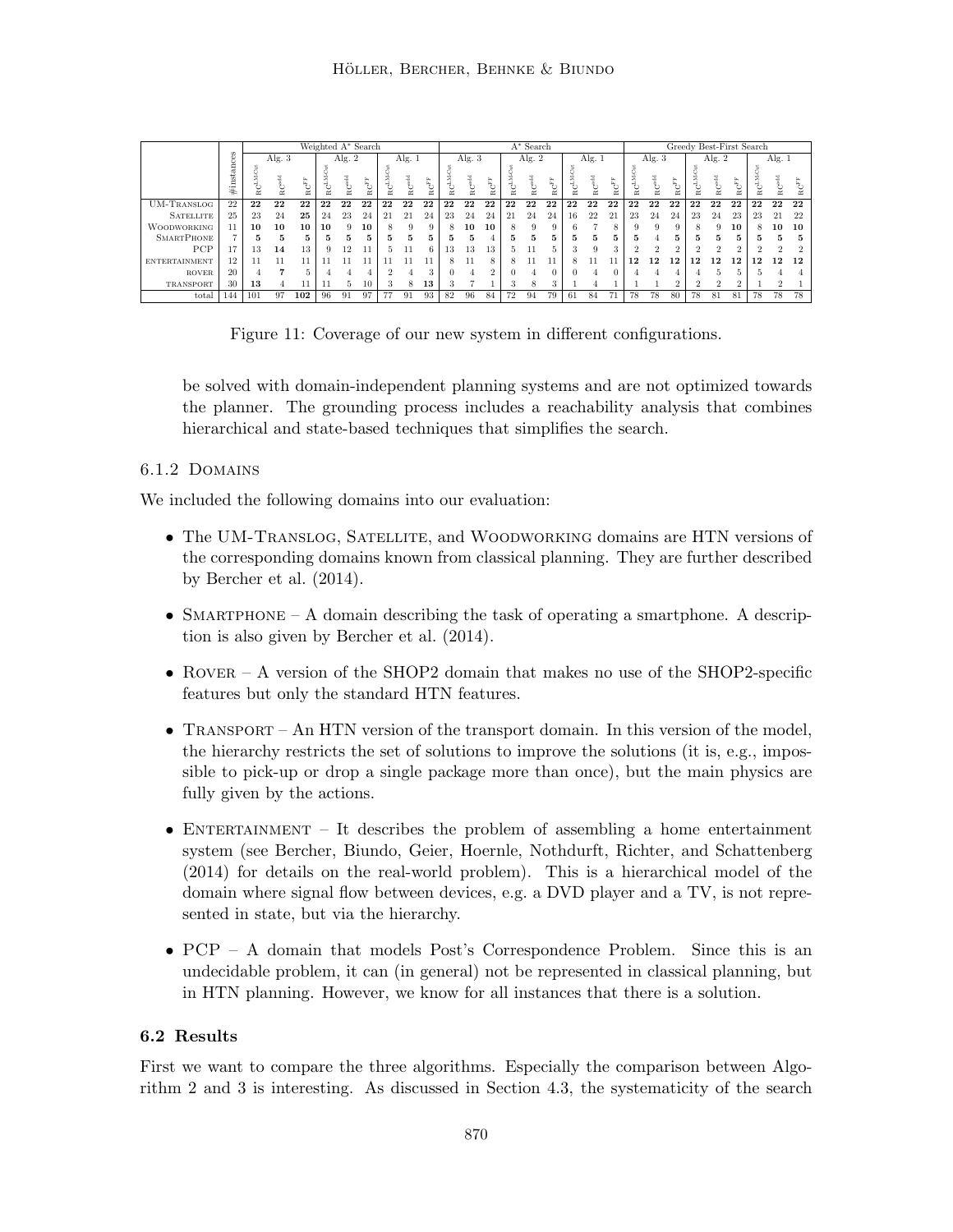| | #instances | Weighted A* Search | | | | | | | | | A* Search | | | | | | | | | Greedy Best-First Search | | | | | | | | |
|---|---|---|---|---|---|---|---|---|---|---|---|---|---|---|---|---|---|---|---|---|---|---|---|---|---|---|---|---|
| | | Alg. 3 | | | Alg. 2 | | | Alg. 1 | | | Alg. 3 | | | Alg. 2 | | | Alg. 1 | | | Alg. 3 | | | Alg. 2 | | | Alg. 1 | | |
| | | $RC^{LMCut}$ | $RC^{add}$ | $RC^{FF}$ | $RC^{LMCut}$ | $RC^{add}$ | $RC^{FF}$ | $RC^{LMCut}$ | $RC^{add}$ | $RC^{FF}$ | $RC^{LMCut}$ | $RC^{add}$ | $RC^{FF}$ | $RC^{LMCut}$ | $RC^{add}$ | $RC^{FF}$ | $RC^{LMCut}$ | $RC^{add}$ | $RC^{FF}$ | $RC^{LMCut}$ | $RC^{add}$ | $RC^{FF}$ | $RC^{LMCut}$ | $RC^{add}$ | $RC^{FF}$ | $RC^{LMCut}$ | $RC^{add}$ | $RC^{FF}$ |
| UM-TRANSLOG | 22 | **22** | **22** | **22** | **22** | **22** | **22** | **22** | **22** | **22** | **22** | **22** | **22** | **22** | **22** | **22** | **22** | **22** | **22** | **22** | **22** | **22** | **22** | **22** | **22** | **22** | **22** | **22** |
| SATELLITE | 25 | 23 | 24 | **25** | 24 | 23 | 24 | 21 | 21 | 24 | 23 | 24 | 24 | 21 | 24 | 24 | 16 | 22 | 21 | 23 | 24 | 24 | 23 | 24 | 23 | 23 | 21 | 22 |
| WOODWORKING | 11 | **10** | **10** | **10** | **10** | 9 | **10** | 8 | 9 | 9 | 8 | **10** | **10** | 8 | 9 | 9 | 6 | 7 | 8 | 9 | 9 | 9 | 8 | 9 | **10** | 8 | **10** | **10** |
| SMARTPHONE | 7 | **5** | **5** | **5** | **5** | **5** | **5** | **5** | **5** | **5** | **5** | **5** | 4 | **5** | **5** | **5** | **5** | **5** | **5** | **5** | 4 | **5** | **5** | **5** | **5** | **5** | **5** | **5** |
| PCP | 17 | 13 | **14** | 13 | 9 | 12 | 11 | 5 | 11 | 6 | 13 | 13 | 13 | 5 | 11 | 5 | 3 | 9 | 3 | 2 | 2 | 2 | 2 | 2 | 2 | 2 | 2 | 2 |
| ENTERTAINMENT | 12 | 11 | 11 | 11 | 11 | 11 | 11 | 11 | 11 | 11 | 8 | 11 | 8 | 8 | 11 | 11 | 8 | 11 | 11 | **12** | **12** | **12** | **12** | **12** | **12** | **12** | **12** | **12** |
| ROVER | 20 | 4 | **7** | 5 | 4 | 4 | 4 | 2 | 4 | 3 | 0 | 4 | 2 | 0 | 4 | 0 | 0 | 4 | 0 | 4 | 4 | 4 | 4 | 5 | 5 | 5 | 4 | 4 |
| TRANSPORT | 30 | **13** | 4 | 11 | 11 | 5 | 10 | 3 | 8 | **13** | 3 | 7 | 1 | 3 | 8 | 3 | 1 | 4 | 1 | 1 | 1 | 2 | 2 | 2 | 2 | 1 | 2 | 1 |
| total | 144 | 101 | 97 | **102** | 96 | 91 | 97 | 77 | 91 | 93 | 82 | 96 | 84 | 72 | 94 | 79 | 61 | 84 | 71 | 78 | 78 | 80 | 78 | 81 | 81 | 78 | 78 | 78 |

Figure 11: Coverage of our new system in different configurations.

be solved with domain-independent planning systems and are not optimized towards the planner. The grounding process includes a reachability analysis that combines hierarchical and state-based techniques that simplifies the search.

### 6.1.2 Domains

We included the following domains into our evaluation:

- The UM-Translog, Satellite, and Woodworking domains are HTN versions of the corresponding domains known from classical planning. They are further described by Bercher et al. (2014).
- Smartphone – A domain describing the task of operating a smartphone. A description is also given by Bercher et al. (2014).
- Rover – A version of the SHOP2 domain that makes no use of the SHOP2-specific features but only the standard HTN features.
- Transport – An HTN version of the transport domain. In this version of the model, the hierarchy restricts the set of solutions to improve the solutions (it is, e.g., impossible to pick-up or drop a single package more than once), but the main physics are fully given by the actions.
- Entertainment – It describes the problem of assembling a home entertainment system (see Bercher, Biundo, Geier, Hoernle, Nothdurft, Richter, and Schattenberg (2014) for details on the real-world problem). This is a hierarchical model of the domain where signal flow between devices, e.g. a DVD player and a TV, is not represented in state, but via the hierarchy.
- PCP – A domain that models Post's Correspondence Problem. Since this is an undecidable problem, it can (in general) not be represented in classical planning, but in HTN planning. However, we know for all instances that there is a solution.

## 6.2 Results

First we want to compare the three algorithms. Especially the comparison between Algorithm 2 and 3 is interesting. As discussed in Section 4.3, the systematicity of the search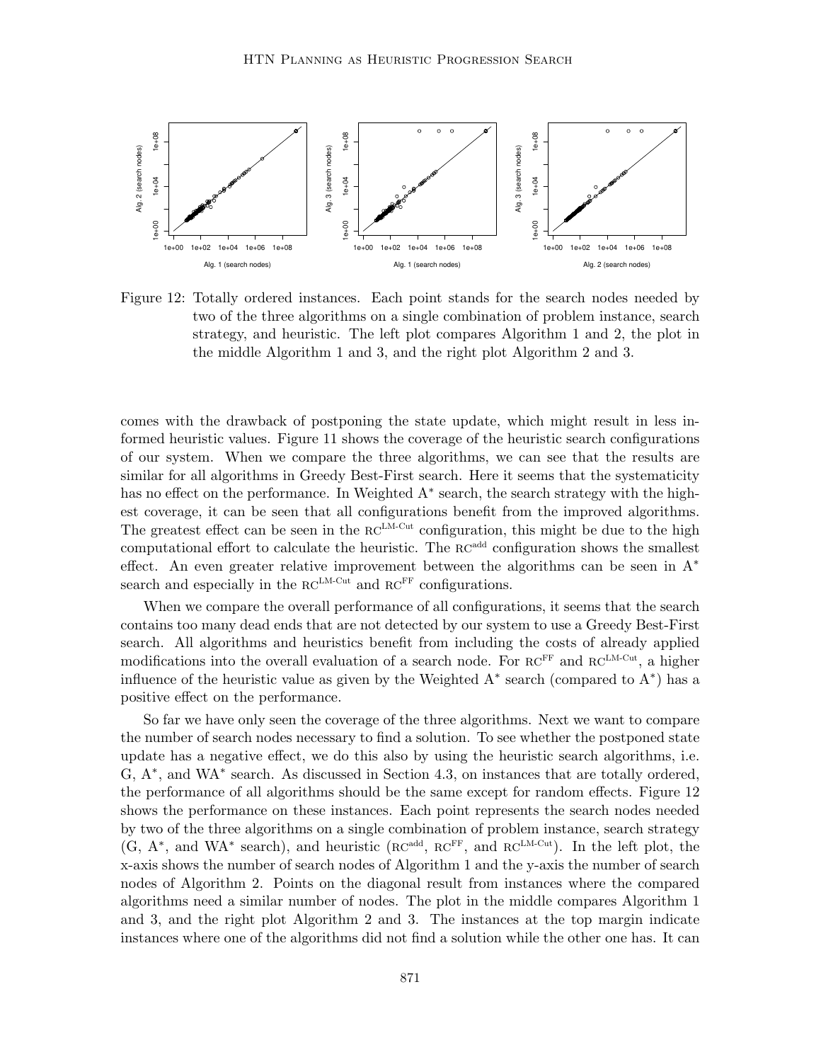Figure 12: Totally ordered instances. Each point stands for the search nodes needed by two of the three algorithms on a single combination of problem instance, search strategy, and heuristic. The left plot compares Algorithm 1 and 2, the plot in the middle Algorithm 1 and 3, and the right plot Algorithm 2 and 3.

comes with the drawback of postponing the state update, which might result in less informed heuristic values. Figure 11 shows the coverage of the heuristic search configurations of our system. When we compare the three algorithms, we can see that the results are similar for all algorithms in Greedy Best-First search. Here it seems that the systematicity has no effect on the performance. In Weighted A* search, the search strategy with the highest coverage, it can be seen that all configurations benefit from the improved algorithms. The greatest effect can be seen in the $\text{RC}^{\text{LM-Cut}}$ configuration, this might be due to the high computational effort to calculate the heuristic. The $\text{RC}^{\text{add}}$ configuration shows the smallest effect. An even greater relative improvement between the algorithms can be seen in A* search and especially in the $\text{RC}^{\text{LM-Cut}}$ and $\text{RC}^{\text{FF}}$ configurations.

When we compare the overall performance of all configurations, it seems that the search contains too many dead ends that are not detected by our system to use a Greedy Best-First search. All algorithms and heuristics benefit from including the costs of already applied modifications into the overall evaluation of a search node. For $\text{RC}^{\text{FF}}$ and $\text{RC}^{\text{LM-Cut}}$, a higher influence of the heuristic value as given by the Weighted A* search (compared to A*) has a positive effect on the performance.

So far we have only seen the coverage of the three algorithms. Next we want to compare the number of search nodes necessary to find a solution. To see whether the postponed state update has a negative effect, we do this also by using the heuristic search algorithms, i.e. G, A*, and WA* search. As discussed in Section 4.3, on instances that are totally ordered, the performance of all algorithms should be the same except for random effects. Figure 12 shows the performance on these instances. Each point represents the search nodes needed by two of the three algorithms on a single combination of problem instance, search strategy (G, A*, and WA* search), and heuristic ($\text{RC}^{\text{add}}$, $\text{RC}^{\text{FF}}$, and $\text{RC}^{\text{LM-Cut}}$). In the left plot, the x-axis shows the number of search nodes of Algorithm 1 and the y-axis the number of search nodes of Algorithm 2. Points on the diagonal result from instances where the compared algorithms need a similar number of nodes. The plot in the middle compares Algorithm 1 and 3, and the right plot Algorithm 2 and 3. The instances at the top margin indicate instances where one of the algorithms did not find a solution while the other one has. It can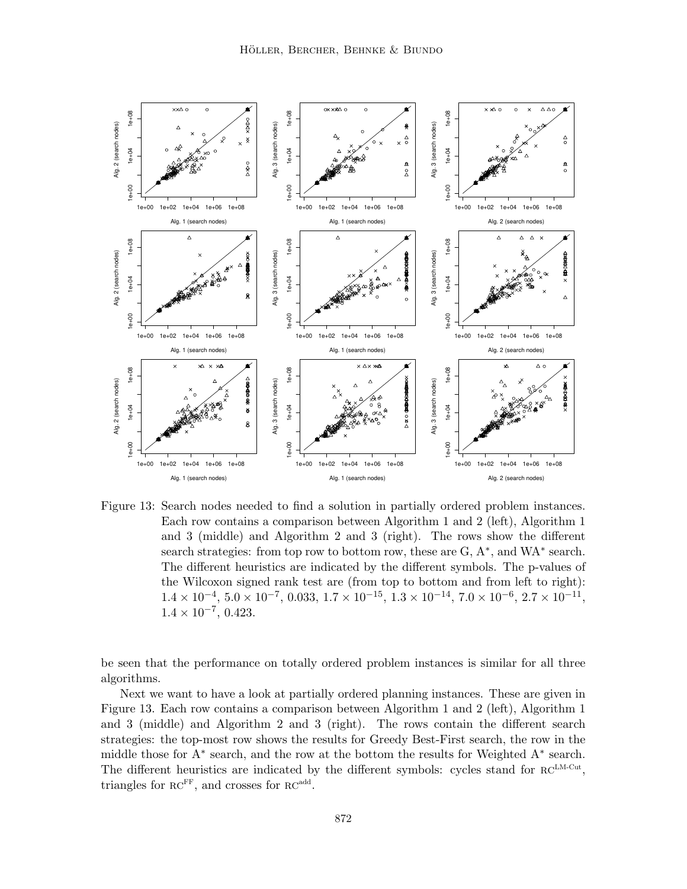Figure 13: Search nodes needed to find a solution in partially ordered problem instances. Each row contains a comparison between Algorithm 1 and 2 (left), Algorithm 1 and 3 (middle) and Algorithm 2 and 3 (right). The rows show the different search strategies: from top row to bottom row, these are G, A*, and WA* search. The different heuristics are indicated by the different symbols. The p-values of the Wilcoxon signed rank test are (from top to bottom and from left to right): $1.4 \times 10^{-4}$, $5.0 \times 10^{-7}$, 0.033, $1.7 \times 10^{-15}$, $1.3 \times 10^{-14}$, $7.0 \times 10^{-6}$, $2.7 \times 10^{-11}$, $1.4 \times 10^{-7}$, 0.423.

be seen that the performance on totally ordered problem instances is similar for all three algorithms.

Next we want to have a look at partially ordered planning instances. These are given in Figure 13. Each row contains a comparison between Algorithm 1 and 2 (left), Algorithm 1 and 3 (middle) and Algorithm 2 and 3 (right). The rows contain the different search strategies: the top-most row shows the results for Greedy Best-First search, the row in the middle those for A* search, and the row at the bottom the results for Weighted A* search. The different heuristics are indicated by the different symbols: cycles stand for $\text{RC}^{\text{LM-Cut}}$, triangles for $\text{RC}^{\text{FF}}$, and crosses for $\text{RC}^{\text{add}}$.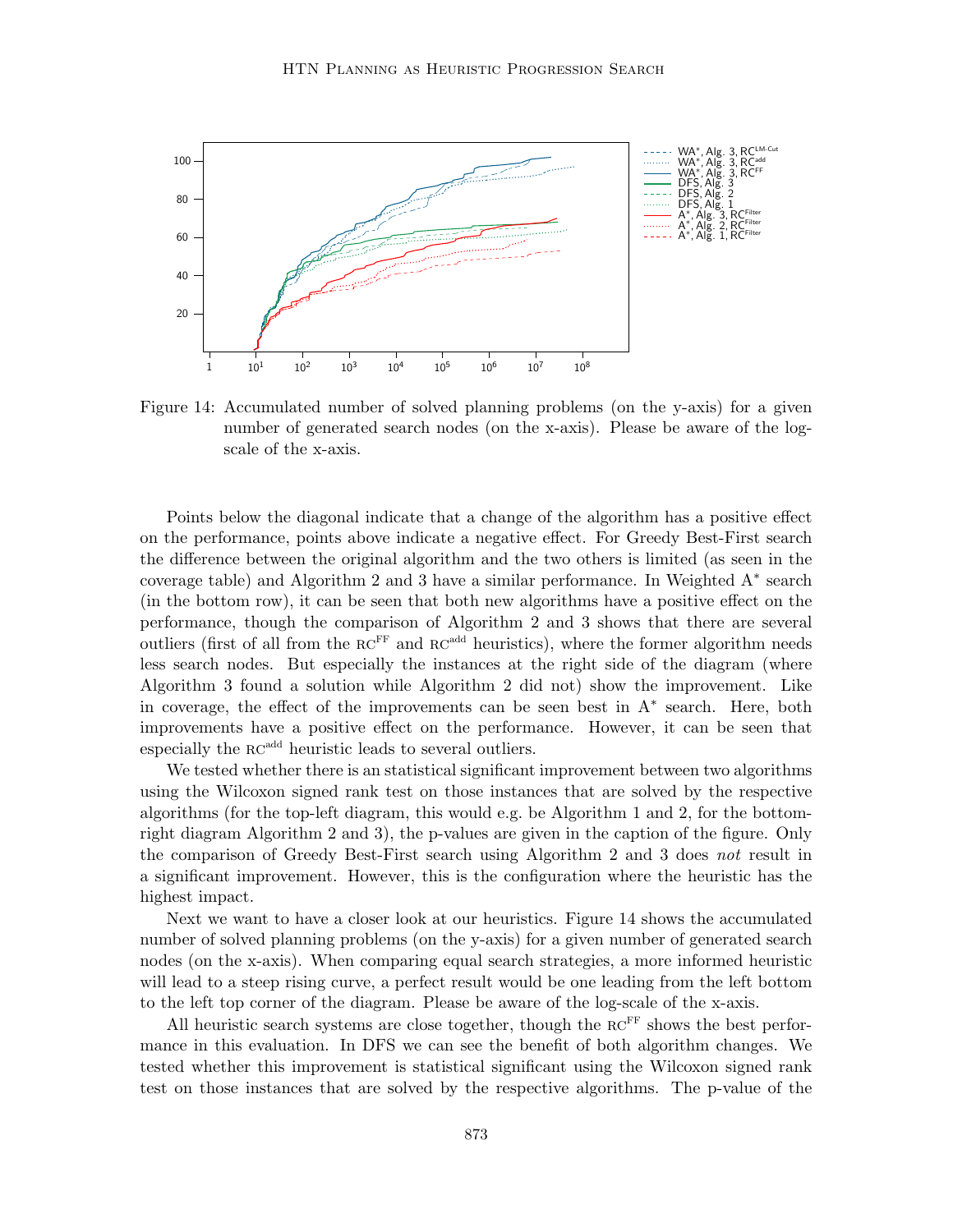Figure 14: Accumulated number of solved planning problems (on the y-axis) for a given number of generated search nodes (on the x-axis). Please be aware of the log-scale of the x-axis.

Points below the diagonal indicate that a change of the algorithm has a positive effect on the performance, points above indicate a negative effect. For Greedy Best-First search the difference between the original algorithm and the two others is limited (as seen in the coverage table) and Algorithm 2 and 3 have a similar performance. In Weighted A* search (in the bottom row), it can be seen that both new algorithms have a positive effect on the performance, though the comparison of Algorithm 2 and 3 shows that there are several outliers (first of all from the $\text{RC}^{\text{FF}}$ and $\text{RC}^{\text{add}}$ heuristics), where the former algorithm needs less search nodes. But especially the instances at the right side of the diagram (where Algorithm 3 found a solution while Algorithm 2 did not) show the improvement. Like in coverage, the effect of the improvements can be seen best in A* search. Here, both improvements have a positive effect on the performance. However, it can be seen that especially the $\text{RC}^{\text{add}}$ heuristic leads to several outliers.

We tested whether there is an statistical significant improvement between two algorithms using the Wilcoxon signed rank test on those instances that are solved by the respective algorithms (for the top-left diagram, this would e.g. be Algorithm 1 and 2, for the bottom-right diagram Algorithm 2 and 3), the p-values are given in the caption of the figure. Only the comparison of Greedy Best-First search using Algorithm 2 and 3 does *not* result in a significant improvement. However, this is the configuration where the heuristic has the highest impact.

Next we want to have a closer look at our heuristics. Figure 14 shows the accumulated number of solved planning problems (on the y-axis) for a given number of generated search nodes (on the x-axis). When comparing equal search strategies, a more informed heuristic will lead to a steep rising curve, a perfect result would be one leading from the left bottom to the left top corner of the diagram. Please be aware of the log-scale of the x-axis.

All heuristic search systems are close together, though the $\text{RC}^{\text{FF}}$ shows the best performance in this evaluation. In DFS we can see the benefit of both algorithm changes. We tested whether this improvement is statistical significant using the Wilcoxon signed rank test on those instances that are solved by the respective algorithms. The p-value of the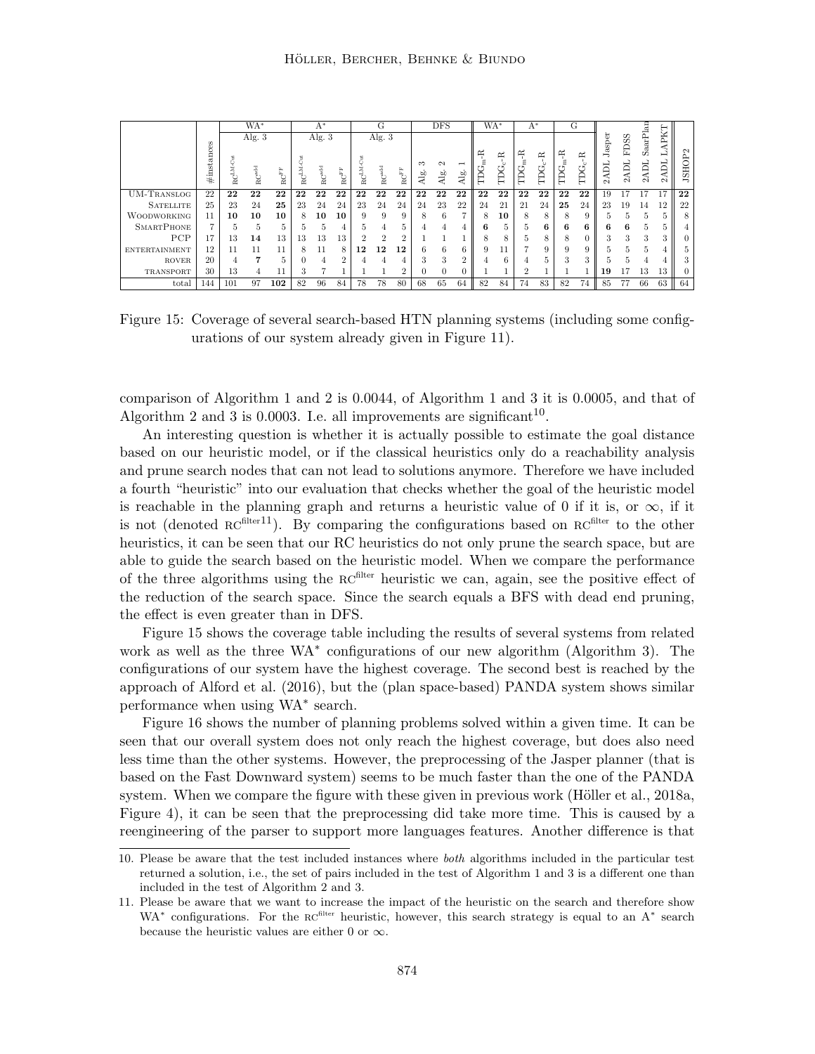|  | #instances | WA* |  |  | A* |  |  | G |  |  | DFS |  |  | WA* |  | A* |  | G |  | 2ADL Jasper | 2ADL FDSS | 2ADL SaarPlan | 2ADL LAPKT | JSHOP2 |
|---|---|---|---|---|---|---|---|---|---|---|---|---|---|---|---|---|---|---|---|---|---|---|---|---|
|  |  | Alg. 3 |  |  | Alg. 3 |  |  | Alg. 3 |  |  |  |  |  |  |  |  |  |  |  |  |  |  |  |  |
|  |  | RC$^{\text{LM-Cut}}$ | RC$^{\text{add}}$ | RC$^{\text{FF}}$ | RC$^{\text{LM-Cut}}$ | RC$^{\text{add}}$ | RC$^{\text{FF}}$ | RC$^{\text{LM-Cut}}$ | RC$^{\text{add}}$ | RC$^{\text{FF}}$ | Alg. 3 | Alg. 2 | Alg. 1 | TDG$_m$-R | TDG$_c$-R | TDG$_m$-R | TDG$_c$-R | TDG$_m$-R | TDG$_c$-R |  |  |  |  |  |
| UM-TRANSLOG | 22 | **22** | **22** | **22** | **22** | **22** | **22** | **22** | **22** | **22** | **22** | **22** | **22** | **22** | **22** | **22** | **22** | **22** | **22** | 19 | 17 | 17 | 17 | **22** |
| SATELLITE | 25 | 23 | 24 | **25** | 23 | 24 | 24 | 23 | 24 | 24 | 24 | 23 | 22 | 24 | 21 | 21 | 24 | **25** | 24 | 23 | 19 | 14 | 12 | 22 |
| WOODWORKING | 11 | **10** | **10** | **10** | 8 | **10** | **10** | 9 | 9 | 9 | 8 | 6 | 7 | 8 | **10** | 8 | 8 | 8 | 9 | 5 | 5 | 5 | 5 | 8 |
| SMARTPHONE | 7 | 5 | 5 | 5 | 5 | 5 | 4 | 5 | 4 | 5 | 4 | 4 | 4 | **6** | 5 | 5 | **6** | **6** | **6** | **6** | **6** | 5 | 5 | 4 |
| PCP | 17 | 13 | **14** | 13 | 13 | 13 | 13 | 2 | 2 | 2 | 1 | 1 | 1 | 8 | 8 | 5 | 8 | 8 | 0 | 3 | 3 | 3 | 3 | 0 |
| ENTERTAINMENT | 12 | 11 | 11 | 11 | 8 | 11 | 8 | **12** | **12** | **12** | 6 | 6 | 6 | 9 | 11 | 7 | 9 | 9 | 9 | 5 | 5 | 5 | 4 | 5 |
| ROVER | 20 | 4 | **7** | 5 | 0 | 4 | 2 | 4 | 4 | 4 | 3 | 3 | 2 | 4 | 6 | 4 | 5 | 3 | 3 | 5 | 5 | 4 | 4 | 3 |
| TRANSPORT | 30 | 13 | 4 | 11 | 3 | 7 | 1 | 1 | 1 | 2 | 0 | 0 | 0 | 1 | 1 | 2 | 1 | 1 | 1 | **19** | 17 | 13 | 13 | 0 |
| total | 144 | 101 | 97 | **102** | 82 | 96 | 84 | 78 | 78 | 80 | 68 | 65 | 64 | 82 | 84 | 74 | 83 | 82 | 74 | 85 | 77 | 66 | 63 | 64 |

Figure 15: Coverage of several search-based HTN planning systems (including some configurations of our system already given in Figure 11).

comparison of Algorithm 1 and 2 is 0.0044, of Algorithm 1 and 3 it is 0.0005, and that of Algorithm 2 and 3 is 0.0003. I.e. all improvements are significant[10].

An interesting question is whether it is actually possible to estimate the goal distance based on our heuristic model, or if the classical heuristics only do a reachability analysis and prune search nodes that can not lead to solutions anymore. Therefore we have included a fourth "heuristic" into our evaluation that checks whether the goal of the heuristic model is reachable in the planning graph and returns a heuristic value of 0 if it is, or $\infty$, if it is not (denoted RC$^{\text{filter}}$[11]). By comparing the configurations based on RC$^{\text{filter}}$ to the other heuristics, it can be seen that our RC heuristics do not only prune the search space, but are able to guide the search based on the heuristic model. When we compare the performance of the three algorithms using the RC$^{\text{filter}}$ heuristic we can, again, see the positive effect of the reduction of the search space. Since the search equals a BFS with dead end pruning, the effect is even greater than in DFS.

Figure 15 shows the coverage table including the results of several systems from related work as well as the three WA* configurations of our new algorithm (Algorithm 3). The configurations of our system have the highest coverage. The second best is reached by the approach of Alford et al. (2016), but the (plan space-based) PANDA system shows similar performance when using WA* search.

Figure 16 shows the number of planning problems solved within a given time. It can be seen that our overall system does not only reach the highest coverage, but does also need less time than the other systems. However, the preprocessing of the Jasper planner (that is based on the Fast Downward system) seems to be much faster than the one of the PANDA system. When we compare the figure with these given in previous work (Höller et al., 2018a, Figure 4), it can be seen that the preprocessing did take more time. This is caused by a reengineering of the parser to support more languages features. Another difference is that

10. Please be aware that the test included instances where *both* algorithms included in the particular test returned a solution, i.e., the set of pairs included in the test of Algorithm 1 and 3 is a different one than included in the test of Algorithm 2 and 3.

11. Please be aware that we want to increase the impact of the heuristic on the search and therefore show WA* configurations. For the RC$^{\text{filter}}$ heuristic, however, this search strategy is equal to an A* search because the heuristic values are either 0 or $\infty$.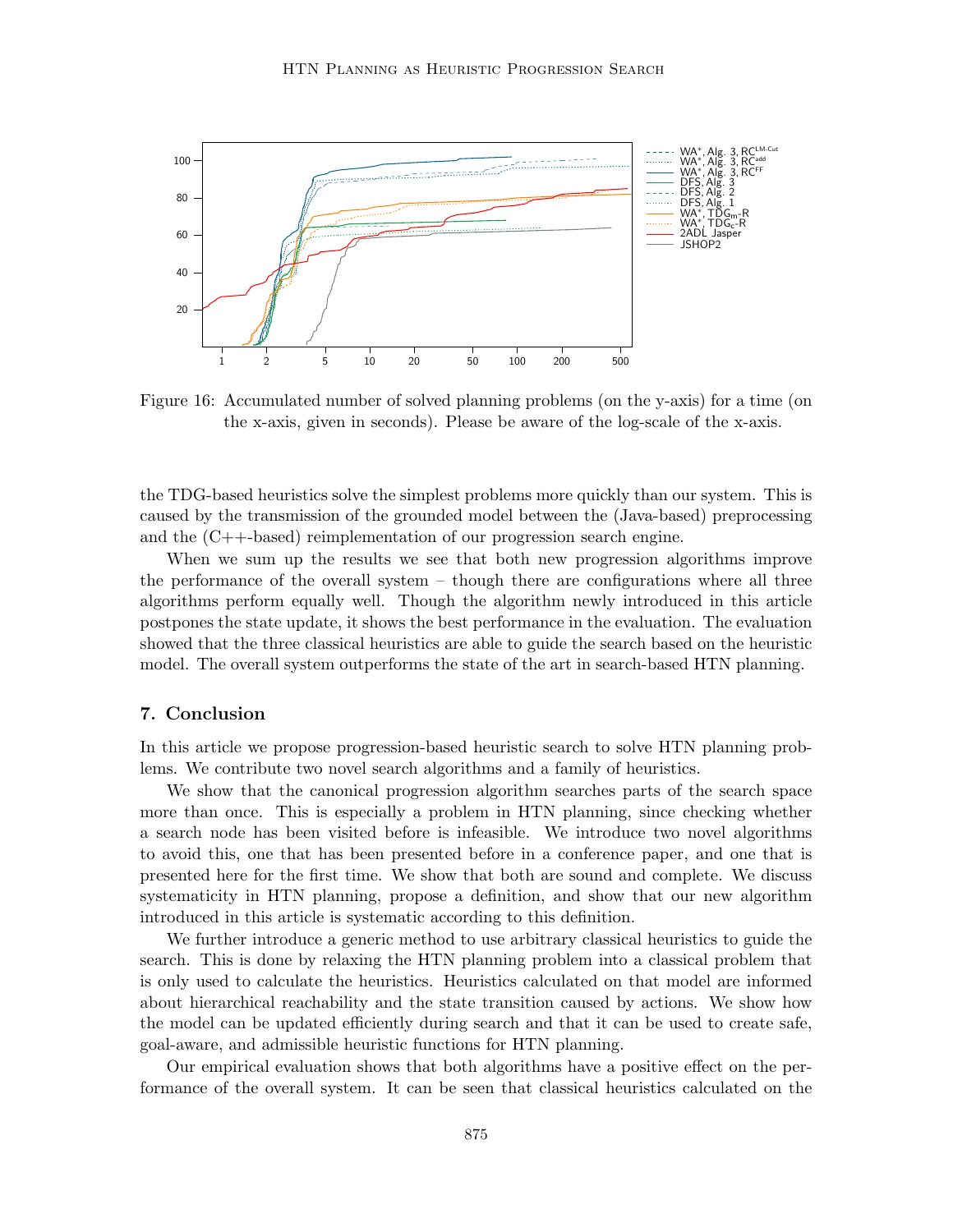Figure 16: Accumulated number of solved planning problems (on the y-axis) for a time (on the x-axis, given in seconds). Please be aware of the log-scale of the x-axis.

the TDG-based heuristics solve the simplest problems more quickly than our system. This is caused by the transmission of the grounded model between the (Java-based) preprocessing and the (C++-based) reimplementation of our progression search engine.

When we sum up the results we see that both new progression algorithms improve the performance of the overall system – though there are configurations where all three algorithms perform equally well. Though the algorithm newly introduced in this article postpones the state update, it shows the best performance in the evaluation. The evaluation showed that the three classical heuristics are able to guide the search based on the heuristic model. The overall system outperforms the state of the art in search-based HTN planning.

## 7. Conclusion

In this article we propose progression-based heuristic search to solve HTN planning problems. We contribute two novel search algorithms and a family of heuristics.

We show that the canonical progression algorithm searches parts of the search space more than once. This is especially a problem in HTN planning, since checking whether a search node has been visited before is infeasible. We introduce two novel algorithms to avoid this, one that has been presented before in a conference paper, and one that is presented here for the first time. We show that both are sound and complete. We discuss systematicity in HTN planning, propose a definition, and show that our new algorithm introduced in this article is systematic according to this definition.

We further introduce a generic method to use arbitrary classical heuristics to guide the search. This is done by relaxing the HTN planning problem into a classical problem that is only used to calculate the heuristics. Heuristics calculated on that model are informed about hierarchical reachability and the state transition caused by actions. We show how the model can be updated efficiently during search and that it can be used to create safe, goal-aware, and admissible heuristic functions for HTN planning.

Our empirical evaluation shows that both algorithms have a positive effect on the performance of the overall system. It can be seen that classical heuristics calculated on the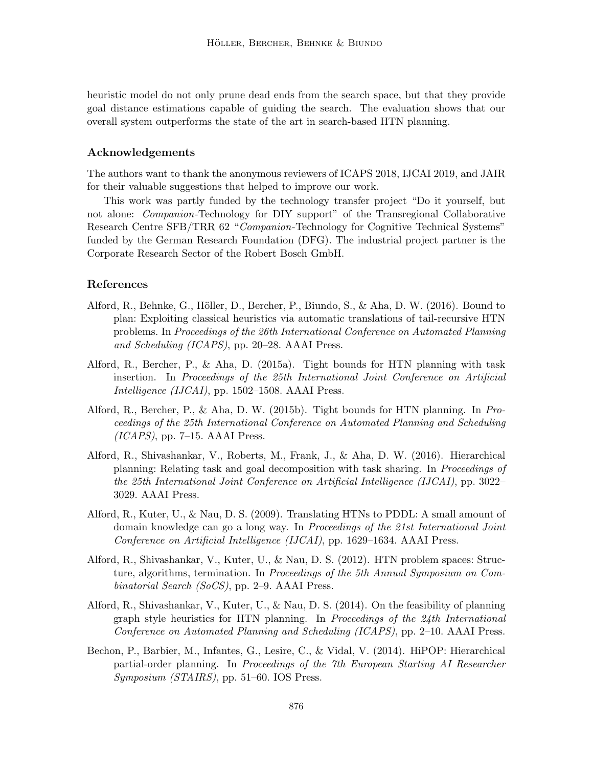heuristic model do not only prune dead ends from the search space, but that they provide goal distance estimations capable of guiding the search. The evaluation shows that our overall system outperforms the state of the art in search-based HTN planning.

### Acknowledgements

The authors want to thank the anonymous reviewers of ICAPS 2018, IJCAI 2019, and JAIR for their valuable suggestions that helped to improve our work.

This work was partly funded by the technology transfer project "Do it yourself, but not alone: *Companion*-Technology for DIY support" of the Transregional Collaborative Research Centre SFB/TRR 62 "*Companion*-Technology for Cognitive Technical Systems" funded by the German Research Foundation (DFG). The industrial project partner is the Corporate Research Sector of the Robert Bosch GmbH.

### References

Alford, R., Behnke, G., Höller, D., Bercher, P., Biundo, S., & Aha, D. W. (2016). Bound to plan: Exploiting classical heuristics via automatic translations of tail-recursive HTN problems. In *Proceedings of the 26th International Conference on Automated Planning and Scheduling (ICAPS)*, pp. 20–28. AAAI Press.

Alford, R., Bercher, P., & Aha, D. (2015a). Tight bounds for HTN planning with task insertion. In *Proceedings of the 25th International Joint Conference on Artificial Intelligence (IJCAI)*, pp. 1502–1508. AAAI Press.

Alford, R., Bercher, P., & Aha, D. W. (2015b). Tight bounds for HTN planning. In *Proceedings of the 25th International Conference on Automated Planning and Scheduling (ICAPS)*, pp. 7–15. AAAI Press.

Alford, R., Shivashankar, V., Roberts, M., Frank, J., & Aha, D. W. (2016). Hierarchical planning: Relating task and goal decomposition with task sharing. In *Proceedings of the 25th International Joint Conference on Artificial Intelligence (IJCAI)*, pp. 3022–3029. AAAI Press.

Alford, R., Kuter, U., & Nau, D. S. (2009). Translating HTNs to PDDL: A small amount of domain knowledge can go a long way. In *Proceedings of the 21st International Joint Conference on Artificial Intelligence (IJCAI)*, pp. 1629–1634. AAAI Press.

Alford, R., Shivashankar, V., Kuter, U., & Nau, D. S. (2012). HTN problem spaces: Structure, algorithms, termination. In *Proceedings of the 5th Annual Symposium on Combinatorial Search (SoCS)*, pp. 2–9. AAAI Press.

Alford, R., Shivashankar, V., Kuter, U., & Nau, D. S. (2014). On the feasibility of planning graph style heuristics for HTN planning. In *Proceedings of the 24th International Conference on Automated Planning and Scheduling (ICAPS)*, pp. 2–10. AAAI Press.

Bechon, P., Barbier, M., Infantes, G., Lesire, C., & Vidal, V. (2014). HiPOP: Hierarchical partial-order planning. In *Proceedings of the 7th European Starting AI Researcher Symposium (STAIRS)*, pp. 51–60. IOS Press.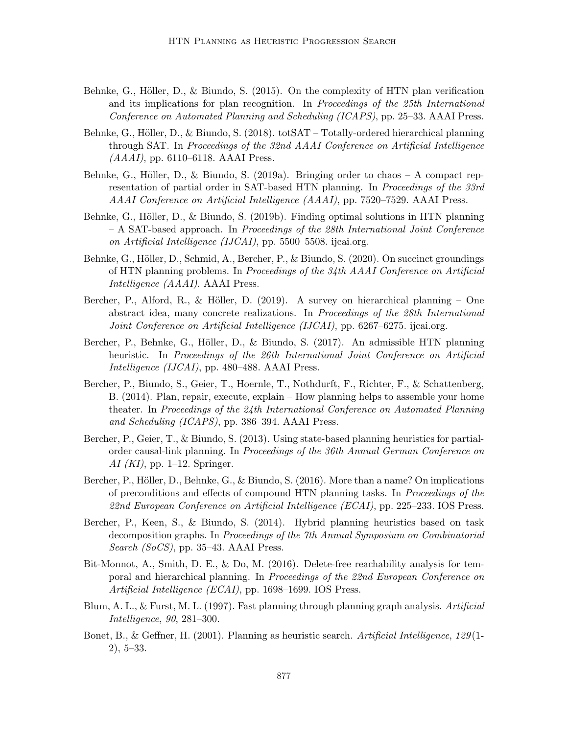Behnke, G., Höller, D., & Biundo, S. (2015). On the complexity of HTN plan verification and its implications for plan recognition. In *Proceedings of the 25th International Conference on Automated Planning and Scheduling (ICAPS)*, pp. 25–33. AAAI Press.

Behnke, G., Höller, D., & Biundo, S. (2018). totSAT – Totally-ordered hierarchical planning through SAT. In *Proceedings of the 32nd AAAI Conference on Artificial Intelligence (AAAI)*, pp. 6110–6118. AAAI Press.

Behnke, G., Höller, D., & Biundo, S. (2019a). Bringing order to chaos – A compact representation of partial order in SAT-based HTN planning. In *Proceedings of the 33rd AAAI Conference on Artificial Intelligence (AAAI)*, pp. 7520–7529. AAAI Press.

Behnke, G., Höller, D., & Biundo, S. (2019b). Finding optimal solutions in HTN planning – A SAT-based approach. In *Proceedings of the 28th International Joint Conference on Artificial Intelligence (IJCAI)*, pp. 5500–5508. ijcai.org.

Behnke, G., Höller, D., Schmid, A., Bercher, P., & Biundo, S. (2020). On succinct groundings of HTN planning problems. In *Proceedings of the 34th AAAI Conference on Artificial Intelligence (AAAI)*. AAAI Press.

Bercher, P., Alford, R., & Höller, D. (2019). A survey on hierarchical planning – One abstract idea, many concrete realizations. In *Proceedings of the 28th International Joint Conference on Artificial Intelligence (IJCAI)*, pp. 6267–6275. ijcai.org.

Bercher, P., Behnke, G., Höller, D., & Biundo, S. (2017). An admissible HTN planning heuristic. In *Proceedings of the 26th International Joint Conference on Artificial Intelligence (IJCAI)*, pp. 480–488. AAAI Press.

Bercher, P., Biundo, S., Geier, T., Hoernle, T., Nothdurft, F., Richter, F., & Schattenberg, B. (2014). Plan, repair, execute, explain – How planning helps to assemble your home theater. In *Proceedings of the 24th International Conference on Automated Planning and Scheduling (ICAPS)*, pp. 386–394. AAAI Press.

Bercher, P., Geier, T., & Biundo, S. (2013). Using state-based planning heuristics for partial-order causal-link planning. In *Proceedings of the 36th Annual German Conference on AI (KI)*, pp. 1–12. Springer.

Bercher, P., Höller, D., Behnke, G., & Biundo, S. (2016). More than a name? On implications of preconditions and effects of compound HTN planning tasks. In *Proceedings of the 22nd European Conference on Artificial Intelligence (ECAI)*, pp. 225–233. IOS Press.

Bercher, P., Keen, S., & Biundo, S. (2014). Hybrid planning heuristics based on task decomposition graphs. In *Proceedings of the 7th Annual Symposium on Combinatorial Search (SoCS)*, pp. 35–43. AAAI Press.

Bit-Monnot, A., Smith, D. E., & Do, M. (2016). Delete-free reachability analysis for temporal and hierarchical planning. In *Proceedings of the 22nd European Conference on Artificial Intelligence (ECAI)*, pp. 1698–1699. IOS Press.

Blum, A. L., & Furst, M. L. (1997). Fast planning through planning graph analysis. *Artificial Intelligence*, *90*, 281–300.

Bonet, B., & Geffner, H. (2001). Planning as heuristic search. *Artificial Intelligence*, *129*(1-2), 5–33.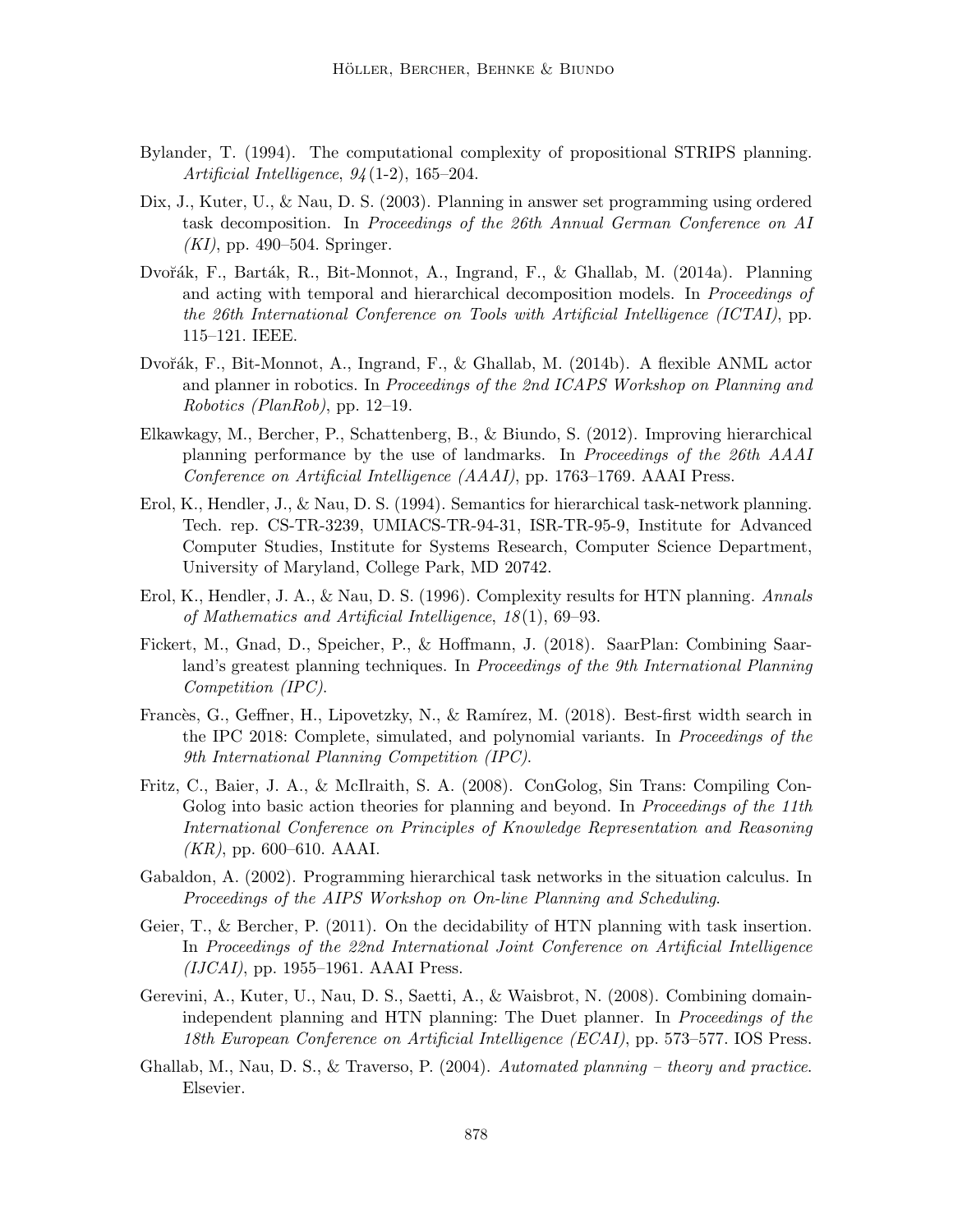Bylander, T. (1994). The computational complexity of propositional STRIPS planning. *Artificial Intelligence*, *94*(1-2), 165–204.

Dix, J., Kuter, U., & Nau, D. S. (2003). Planning in answer set programming using ordered task decomposition. In *Proceedings of the 26th Annual German Conference on AI (KI)*, pp. 490–504. Springer.

Dvořák, F., Barták, R., Bit-Monnot, A., Ingrand, F., & Ghallab, M. (2014a). Planning and acting with temporal and hierarchical decomposition models. In *Proceedings of the 26th International Conference on Tools with Artificial Intelligence (ICTAI)*, pp. 115–121. IEEE.

Dvořák, F., Bit-Monnot, A., Ingrand, F., & Ghallab, M. (2014b). A flexible ANML actor and planner in robotics. In *Proceedings of the 2nd ICAPS Workshop on Planning and Robotics (PlanRob)*, pp. 12–19.

Elkawkagy, M., Bercher, P., Schattenberg, B., & Biundo, S. (2012). Improving hierarchical planning performance by the use of landmarks. In *Proceedings of the 26th AAAI Conference on Artificial Intelligence (AAAI)*, pp. 1763–1769. AAAI Press.

Erol, K., Hendler, J., & Nau, D. S. (1994). Semantics for hierarchical task-network planning. Tech. rep. CS-TR-3239, UMIACS-TR-94-31, ISR-TR-95-9, Institute for Advanced Computer Studies, Institute for Systems Research, Computer Science Department, University of Maryland, College Park, MD 20742.

Erol, K., Hendler, J. A., & Nau, D. S. (1996). Complexity results for HTN planning. *Annals of Mathematics and Artificial Intelligence*, *18*(1), 69–93.

Fickert, M., Gnad, D., Speicher, P., & Hoffmann, J. (2018). SaarPlan: Combining Saarland's greatest planning techniques. In *Proceedings of the 9th International Planning Competition (IPC)*.

Francès, G., Geffner, H., Lipovetzky, N., & Ramírez, M. (2018). Best-first width search in the IPC 2018: Complete, simulated, and polynomial variants. In *Proceedings of the 9th International Planning Competition (IPC)*.

Fritz, C., Baier, J. A., & McIlraith, S. A. (2008). ConGolog, Sin Trans: Compiling ConGolog into basic action theories for planning and beyond. In *Proceedings of the 11th International Conference on Principles of Knowledge Representation and Reasoning (KR)*, pp. 600–610. AAAI.

Gabaldon, A. (2002). Programming hierarchical task networks in the situation calculus. In *Proceedings of the AIPS Workshop on On-line Planning and Scheduling*.

Geier, T., & Bercher, P. (2011). On the decidability of HTN planning with task insertion. In *Proceedings of the 22nd International Joint Conference on Artificial Intelligence (IJCAI)*, pp. 1955–1961. AAAI Press.

Gerevini, A., Kuter, U., Nau, D. S., Saetti, A., & Waisbrot, N. (2008). Combining domain-independent planning and HTN planning: The Duet planner. In *Proceedings of the 18th European Conference on Artificial Intelligence (ECAI)*, pp. 573–577. IOS Press.

Ghallab, M., Nau, D. S., & Traverso, P. (2004). *Automated planning – theory and practice*. Elsevier.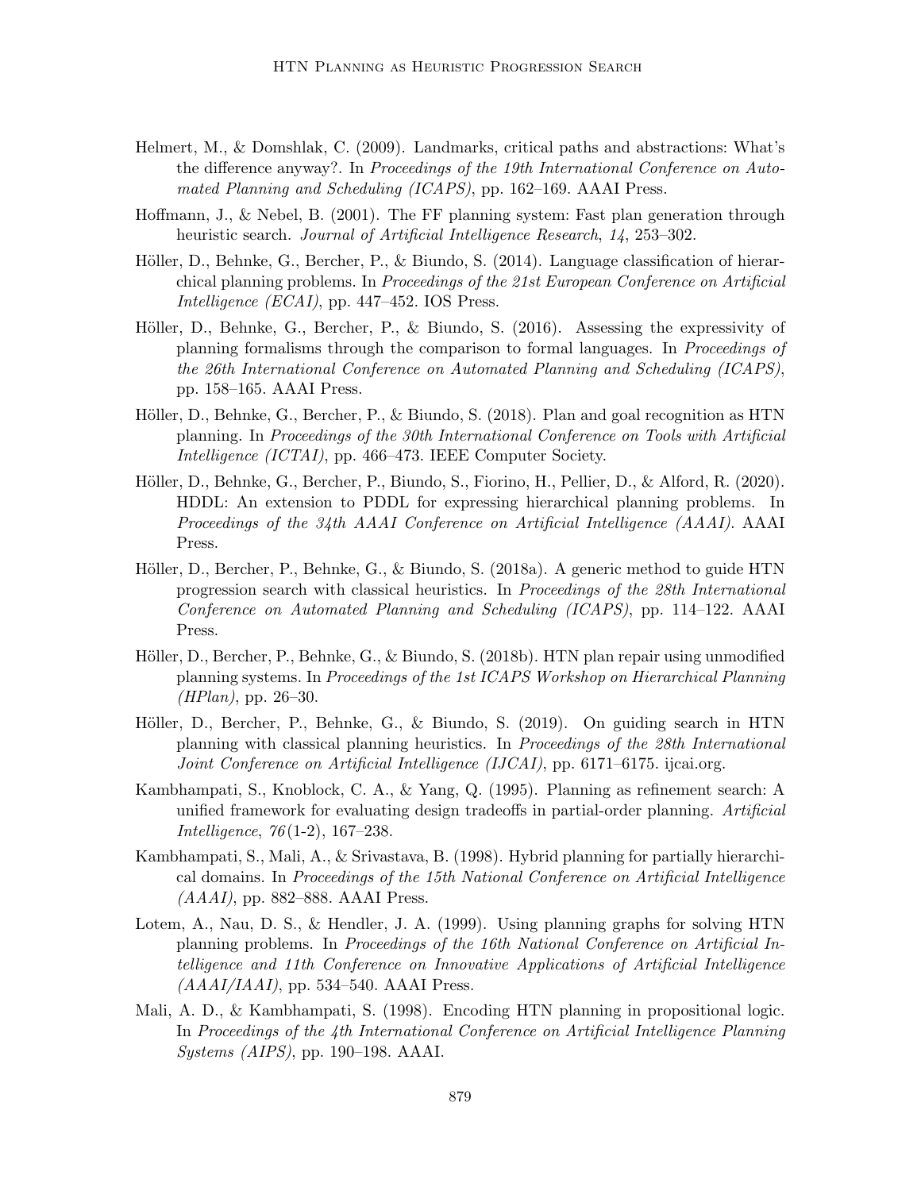Helmert, M., & Domshlak, C. (2009). Landmarks, critical paths and abstractions: What's the difference anyway?. In *Proceedings of the 19th International Conference on Automated Planning and Scheduling (ICAPS)*, pp. 162–169. AAAI Press.

Hoffmann, J., & Nebel, B. (2001). The FF planning system: Fast plan generation through heuristic search. *Journal of Artificial Intelligence Research*, *14*, 253–302.

Höller, D., Behnke, G., Bercher, P., & Biundo, S. (2014). Language classification of hierarchical planning problems. In *Proceedings of the 21st European Conference on Artificial Intelligence (ECAI)*, pp. 447–452. IOS Press.

Höller, D., Behnke, G., Bercher, P., & Biundo, S. (2016). Assessing the expressivity of planning formalisms through the comparison to formal languages. In *Proceedings of the 26th International Conference on Automated Planning and Scheduling (ICAPS)*, pp. 158–165. AAAI Press.

Höller, D., Behnke, G., Bercher, P., & Biundo, S. (2018). Plan and goal recognition as HTN planning. In *Proceedings of the 30th International Conference on Tools with Artificial Intelligence (ICTAI)*, pp. 466–473. IEEE Computer Society.

Höller, D., Behnke, G., Bercher, P., Biundo, S., Fiorino, H., Pellier, D., & Alford, R. (2020). HDDL: An extension to PDDL for expressing hierarchical planning problems. In *Proceedings of the 34th AAAI Conference on Artificial Intelligence (AAAI)*. AAAI Press.

Höller, D., Bercher, P., Behnke, G., & Biundo, S. (2018a). A generic method to guide HTN progression search with classical heuristics. In *Proceedings of the 28th International Conference on Automated Planning and Scheduling (ICAPS)*, pp. 114–122. AAAI Press.

Höller, D., Bercher, P., Behnke, G., & Biundo, S. (2018b). HTN plan repair using unmodified planning systems. In *Proceedings of the 1st ICAPS Workshop on Hierarchical Planning (HPlan)*, pp. 26–30.

Höller, D., Bercher, P., Behnke, G., & Biundo, S. (2019). On guiding search in HTN planning with classical planning heuristics. In *Proceedings of the 28th International Joint Conference on Artificial Intelligence (IJCAI)*, pp. 6171–6175. ijcai.org.

Kambhampati, S., Knoblock, C. A., & Yang, Q. (1995). Planning as refinement search: A unified framework for evaluating design tradeoffs in partial-order planning. *Artificial Intelligence*, *76*(1-2), 167–238.

Kambhampati, S., Mali, A., & Srivastava, B. (1998). Hybrid planning for partially hierarchical domains. In *Proceedings of the 15th National Conference on Artificial Intelligence (AAAI)*, pp. 882–888. AAAI Press.

Lotem, A., Nau, D. S., & Hendler, J. A. (1999). Using planning graphs for solving HTN planning problems. In *Proceedings of the 16th National Conference on Artificial Intelligence and 11th Conference on Innovative Applications of Artificial Intelligence (AAAI/IAAI)*, pp. 534–540. AAAI Press.

Mali, A. D., & Kambhampati, S. (1998). Encoding HTN planning in propositional logic. In *Proceedings of the 4th International Conference on Artificial Intelligence Planning Systems (AIPS)*, pp. 190–198. AAAI.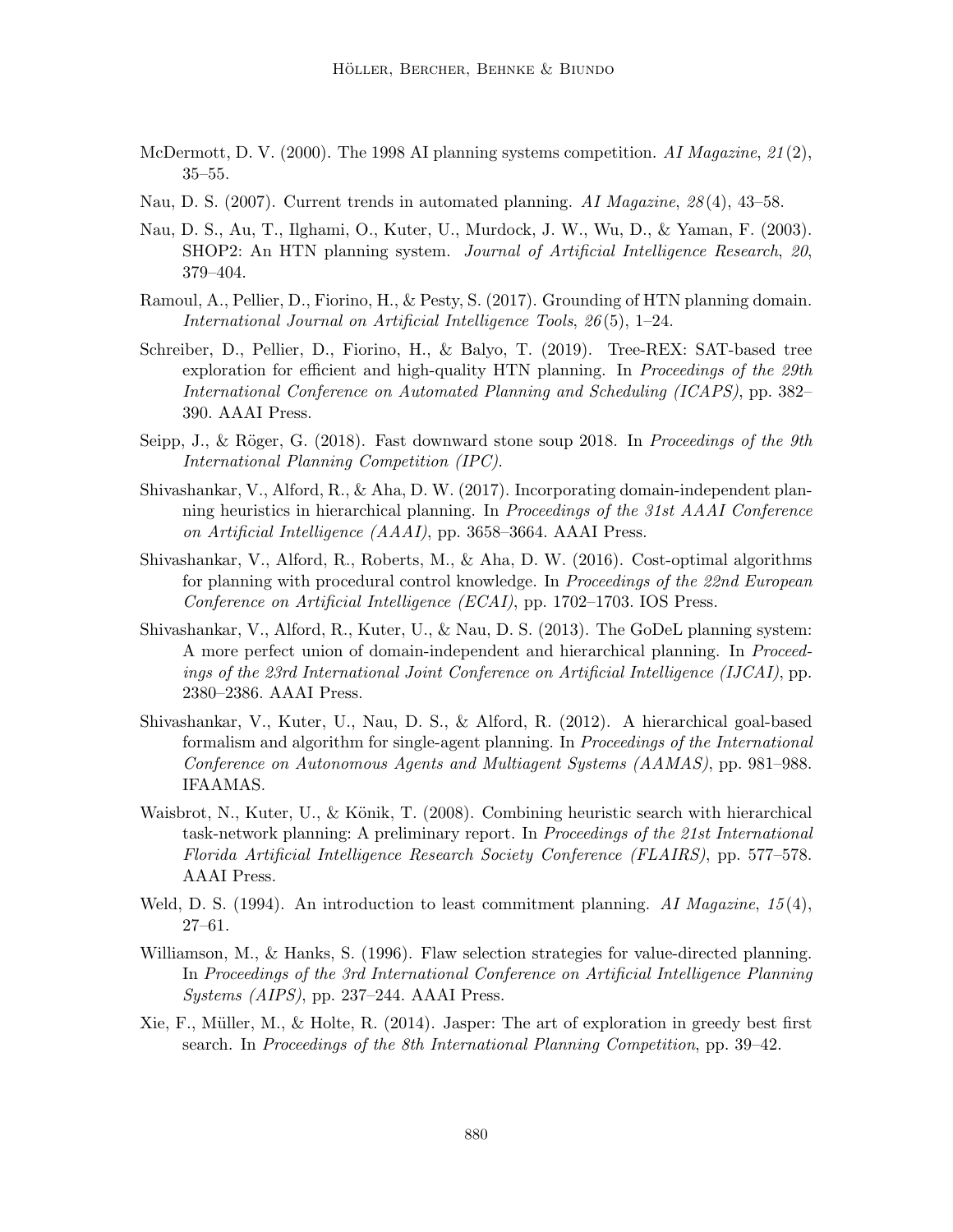McDermott, D. V. (2000). The 1998 AI planning systems competition. *AI Magazine*, *21*(2), 35–55.

Nau, D. S. (2007). Current trends in automated planning. *AI Magazine*, *28*(4), 43–58.

Nau, D. S., Au, T., Ilghami, O., Kuter, U., Murdock, J. W., Wu, D., & Yaman, F. (2003). SHOP2: An HTN planning system. *Journal of Artificial Intelligence Research*, *20*, 379–404.

Ramoul, A., Pellier, D., Fiorino, H., & Pesty, S. (2017). Grounding of HTN planning domain. *International Journal on Artificial Intelligence Tools*, *26*(5), 1–24.

Schreiber, D., Pellier, D., Fiorino, H., & Balyo, T. (2019). Tree-REX: SAT-based tree exploration for efficient and high-quality HTN planning. In *Proceedings of the 29th International Conference on Automated Planning and Scheduling (ICAPS)*, pp. 382–390. AAAI Press.

Seipp, J., & Röger, G. (2018). Fast downward stone soup 2018. In *Proceedings of the 9th International Planning Competition (IPC)*.

Shivashankar, V., Alford, R., & Aha, D. W. (2017). Incorporating domain-independent planning heuristics in hierarchical planning. In *Proceedings of the 31st AAAI Conference on Artificial Intelligence (AAAI)*, pp. 3658–3664. AAAI Press.

Shivashankar, V., Alford, R., Roberts, M., & Aha, D. W. (2016). Cost-optimal algorithms for planning with procedural control knowledge. In *Proceedings of the 22nd European Conference on Artificial Intelligence (ECAI)*, pp. 1702–1703. IOS Press.

Shivashankar, V., Alford, R., Kuter, U., & Nau, D. S. (2013). The GoDeL planning system: A more perfect union of domain-independent and hierarchical planning. In *Proceedings of the 23rd International Joint Conference on Artificial Intelligence (IJCAI)*, pp. 2380–2386. AAAI Press.

Shivashankar, V., Kuter, U., Nau, D. S., & Alford, R. (2012). A hierarchical goal-based formalism and algorithm for single-agent planning. In *Proceedings of the International Conference on Autonomous Agents and Multiagent Systems (AAMAS)*, pp. 981–988. IFAAMAS.

Waisbrot, N., Kuter, U., & Könik, T. (2008). Combining heuristic search with hierarchical task-network planning: A preliminary report. In *Proceedings of the 21st International Florida Artificial Intelligence Research Society Conference (FLAIRS)*, pp. 577–578. AAAI Press.

Weld, D. S. (1994). An introduction to least commitment planning. *AI Magazine*, *15*(4), 27–61.

Williamson, M., & Hanks, S. (1996). Flaw selection strategies for value-directed planning. In *Proceedings of the 3rd International Conference on Artificial Intelligence Planning Systems (AIPS)*, pp. 237–244. AAAI Press.

Xie, F., Müller, M., & Holte, R. (2014). Jasper: The art of exploration in greedy best first search. In *Proceedings of the 8th International Planning Competition*, pp. 39–42.